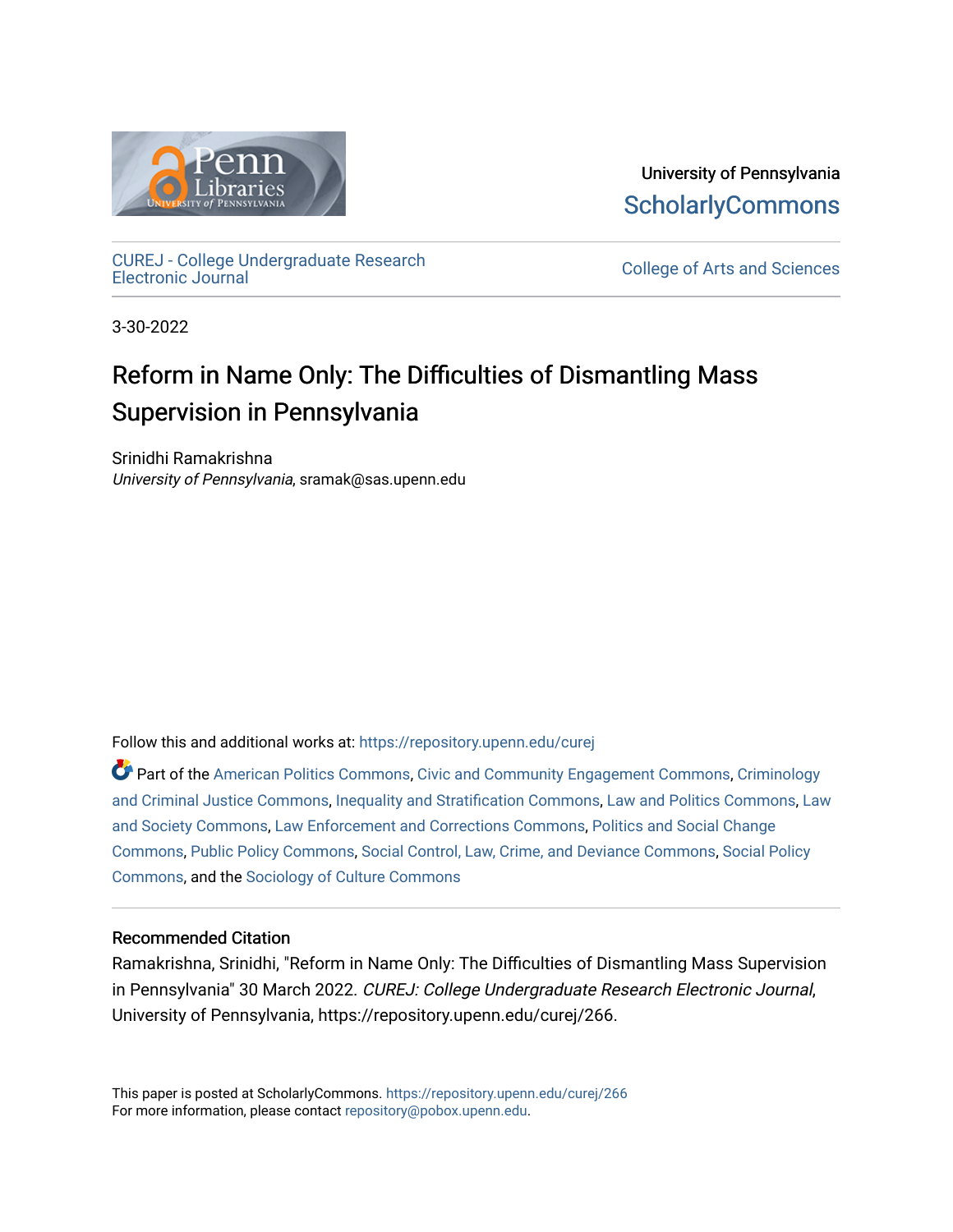University of Pennsylvania
ScholarlyCommons

CUREJ - College Undergraduate Research Electronic Journal

College of Arts and Sciences

3-30-2022

# Reform in Name Only: The Difficulties of Dismantling Mass Supervision in Pennsylvania

Srinidhi Ramakrishna
*University of Pennsylvania*, sramak@sas.upenn.edu

Follow this and additional works at: https://repository.upenn.edu/curej

Part of the American Politics Commons, Civic and Community Engagement Commons, Criminology and Criminal Justice Commons, Inequality and Stratification Commons, Law and Politics Commons, Law and Society Commons, Law Enforcement and Corrections Commons, Politics and Social Change Commons, Public Policy Commons, Social Control, Law, Crime, and Deviance Commons, Social Policy Commons, and the Sociology of Culture Commons

### Recommended Citation

Ramakrishna, Srinidhi, "Reform in Name Only: The Difficulties of Dismantling Mass Supervision in Pennsylvania" 30 March 2022. *CUREJ: College Undergraduate Research Electronic Journal*, University of Pennsylvania, https://repository.upenn.edu/curej/266.

This paper is posted at ScholarlyCommons. https://repository.upenn.edu/curej/266
For more information, please contact repository@pobox.upenn.edu.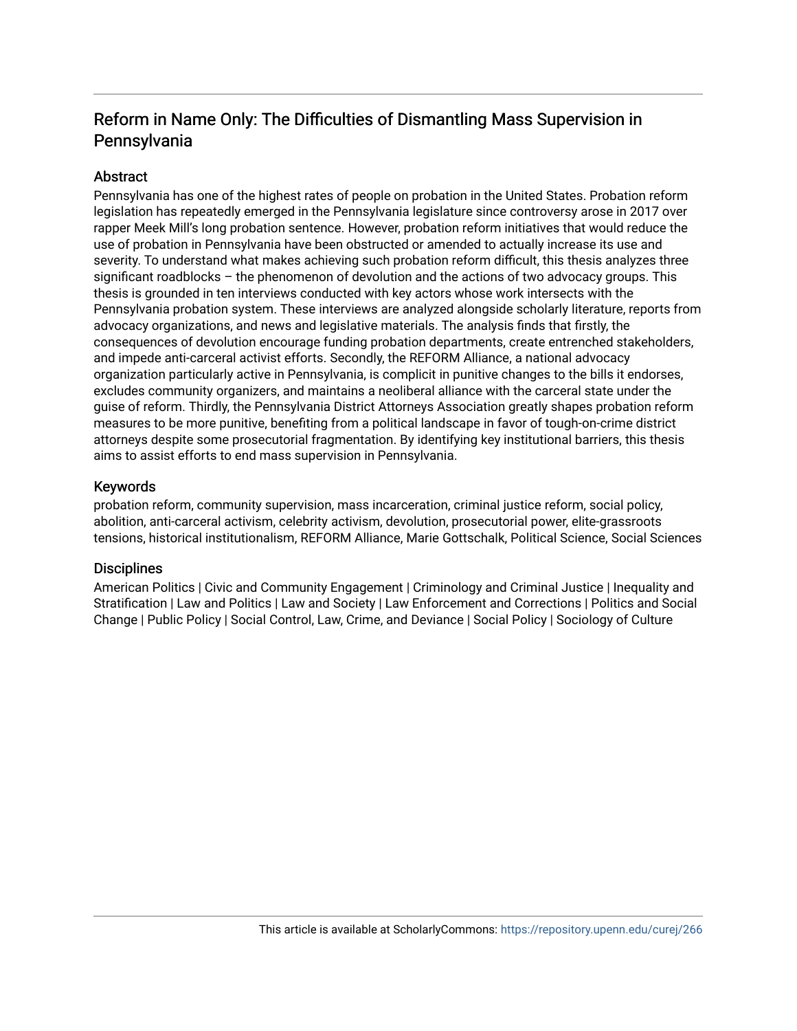# Reform in Name Only: The Difficulties of Dismantling Mass Supervision in Pennsylvania

## Abstract

Pennsylvania has one of the highest rates of people on probation in the United States. Probation reform legislation has repeatedly emerged in the Pennsylvania legislature since controversy arose in 2017 over rapper Meek Mill's long probation sentence. However, probation reform initiatives that would reduce the use of probation in Pennsylvania have been obstructed or amended to actually increase its use and severity. To understand what makes achieving such probation reform difficult, this thesis analyzes three significant roadblocks – the phenomenon of devolution and the actions of two advocacy groups. This thesis is grounded in ten interviews conducted with key actors whose work intersects with the Pennsylvania probation system. These interviews are analyzed alongside scholarly literature, reports from advocacy organizations, and news and legislative materials. The analysis finds that firstly, the consequences of devolution encourage funding probation departments, create entrenched stakeholders, and impede anti-carceral activist efforts. Secondly, the REFORM Alliance, a national advocacy organization particularly active in Pennsylvania, is complicit in punitive changes to the bills it endorses, excludes community organizers, and maintains a neoliberal alliance with the carceral state under the guise of reform. Thirdly, the Pennsylvania District Attorneys Association greatly shapes probation reform measures to be more punitive, benefiting from a political landscape in favor of tough-on-crime district attorneys despite some prosecutorial fragmentation. By identifying key institutional barriers, this thesis aims to assist efforts to end mass supervision in Pennsylvania.

## Keywords

probation reform, community supervision, mass incarceration, criminal justice reform, social policy, abolition, anti-carceral activism, celebrity activism, devolution, prosecutorial power, elite-grassroots tensions, historical institutionalism, REFORM Alliance, Marie Gottschalk, Political Science, Social Sciences

## Disciplines

American Politics | Civic and Community Engagement | Criminology and Criminal Justice | Inequality and Stratification | Law and Politics | Law and Society | Law Enforcement and Corrections | Politics and Social Change | Public Policy | Social Control, Law, Crime, and Deviance | Social Policy | Sociology of Culture

This article is available at ScholarlyCommons: https://repository.upenn.edu/curej/266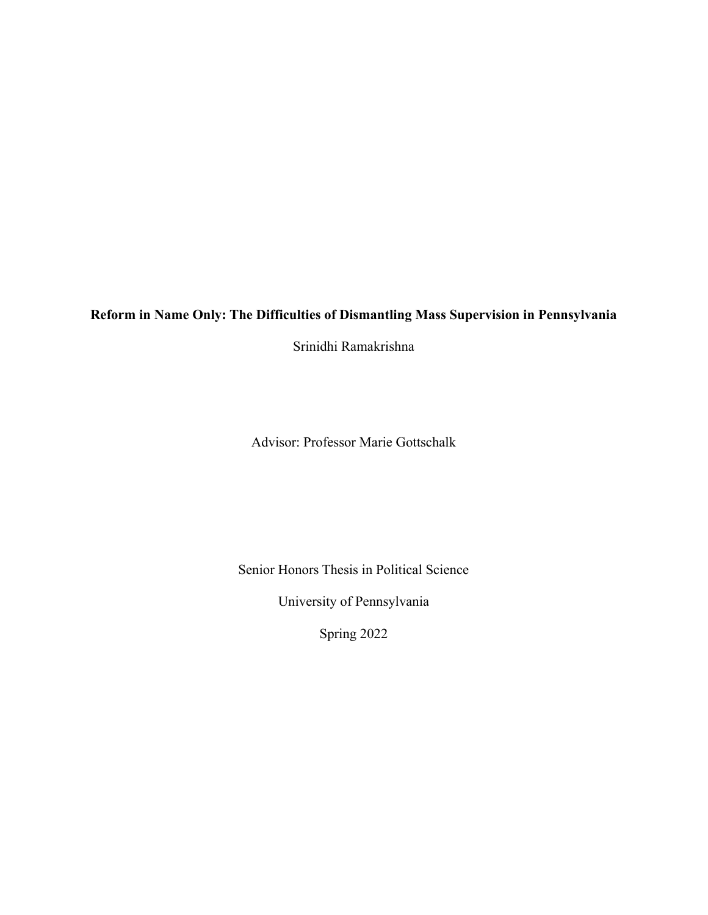**Reform in Name Only: The Difficulties of Dismantling Mass Supervision in Pennsylvania**

Srinidhi Ramakrishna

Advisor: Professor Marie Gottschalk

Senior Honors Thesis in Political Science

University of Pennsylvania

Spring 2022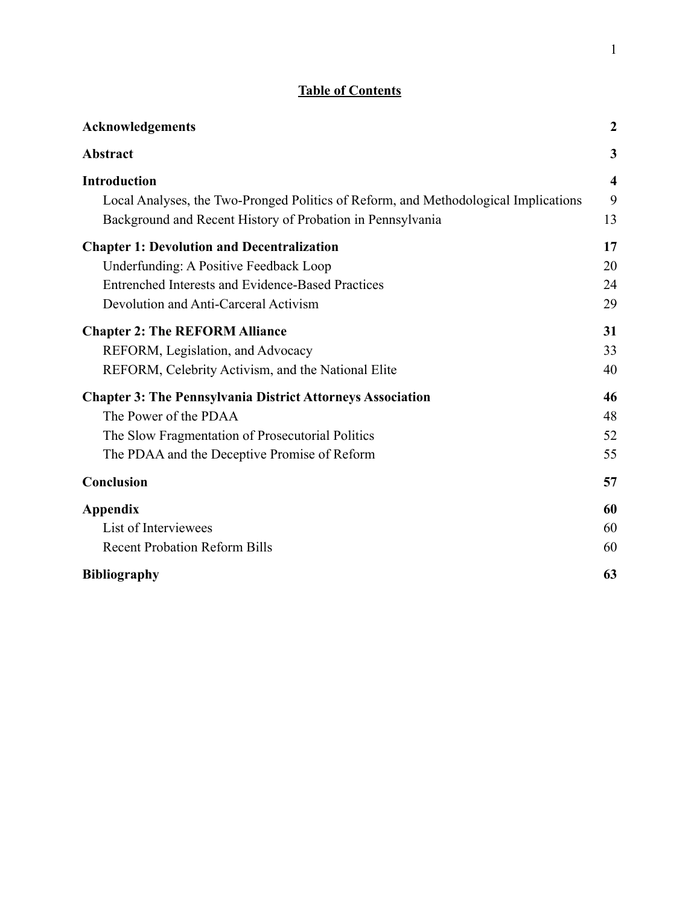# Table of Contents

| | |
|---|---|
| **Acknowledgements** | **2** |
| **Abstract** | **3** |
| **Introduction** | **4** |
| Local Analyses, the Two-Pronged Politics of Reform, and Methodological Implications | 9 |
| Background and Recent History of Probation in Pennsylvania | 13 |
| **Chapter 1: Devolution and Decentralization** | **17** |
| Underfunding: A Positive Feedback Loop | 20 |
| Entrenched Interests and Evidence-Based Practices | 24 |
| Devolution and Anti-Carceral Activism | 29 |
| **Chapter 2: The REFORM Alliance** | **31** |
| REFORM, Legislation, and Advocacy | 33 |
| REFORM, Celebrity Activism, and the National Elite | 40 |
| **Chapter 3: The Pennsylvania District Attorneys Association** | **46** |
| The Power of the PDAA | 48 |
| The Slow Fragmentation of Prosecutorial Politics | 52 |
| The PDAA and the Deceptive Promise of Reform | 55 |
| **Conclusion** | **57** |
| **Appendix** | **60** |
| List of Interviewees | 60 |
| Recent Probation Reform Bills | 60 |
| **Bibliography** | **63** |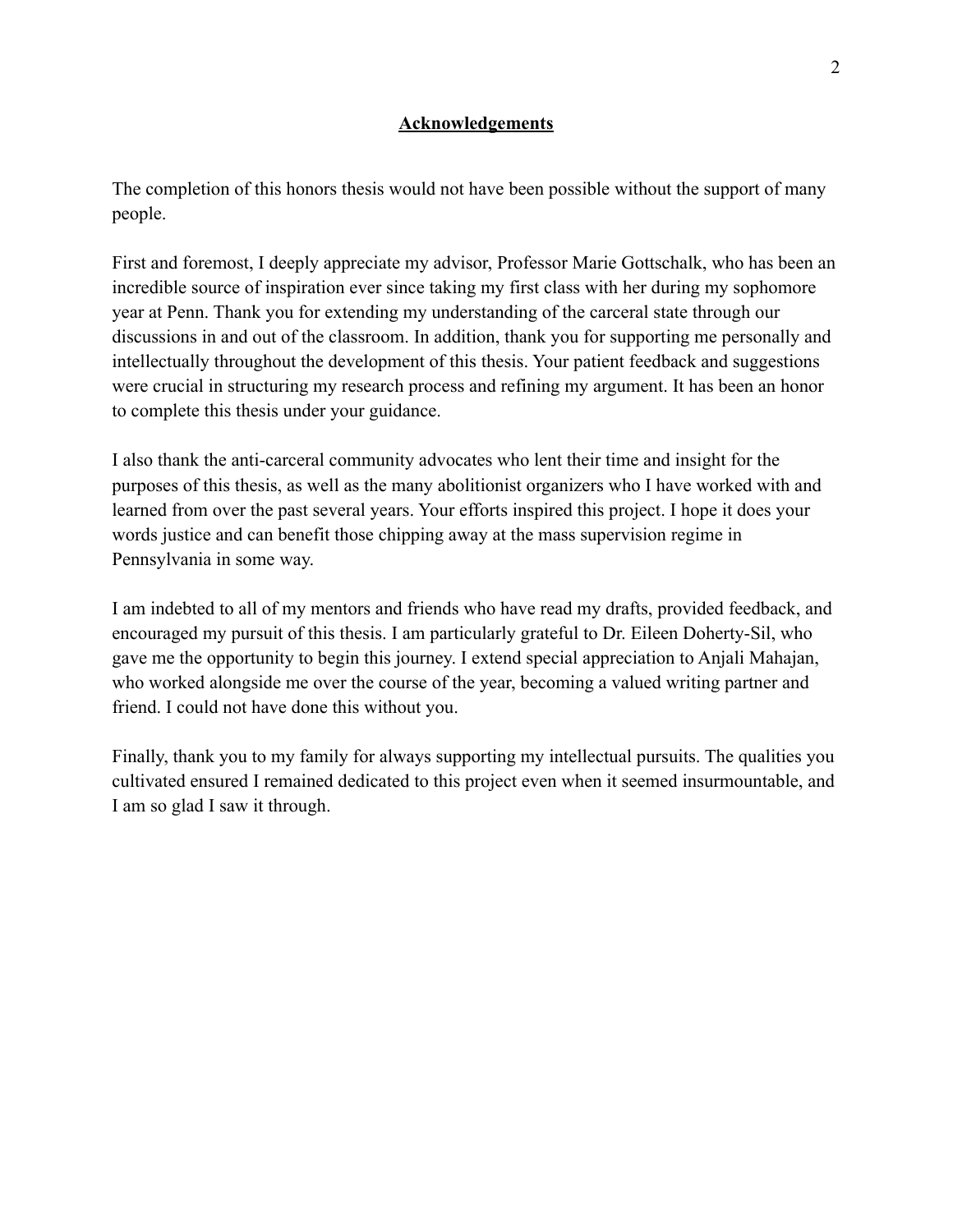## Acknowledgements

The completion of this honors thesis would not have been possible without the support of many people.

First and foremost, I deeply appreciate my advisor, Professor Marie Gottschalk, who has been an incredible source of inspiration ever since taking my first class with her during my sophomore year at Penn. Thank you for extending my understanding of the carceral state through our discussions in and out of the classroom. In addition, thank you for supporting me personally and intellectually throughout the development of this thesis. Your patient feedback and suggestions were crucial in structuring my research process and refining my argument. It has been an honor to complete this thesis under your guidance.

I also thank the anti-carceral community advocates who lent their time and insight for the purposes of this thesis, as well as the many abolitionist organizers who I have worked with and learned from over the past several years. Your efforts inspired this project. I hope it does your words justice and can benefit those chipping away at the mass supervision regime in Pennsylvania in some way.

I am indebted to all of my mentors and friends who have read my drafts, provided feedback, and encouraged my pursuit of this thesis. I am particularly grateful to Dr. Eileen Doherty-Sil, who gave me the opportunity to begin this journey. I extend special appreciation to Anjali Mahajan, who worked alongside me over the course of the year, becoming a valued writing partner and friend. I could not have done this without you.

Finally, thank you to my family for always supporting my intellectual pursuits. The qualities you cultivated ensured I remained dedicated to this project even when it seemed insurmountable, and I am so glad I saw it through.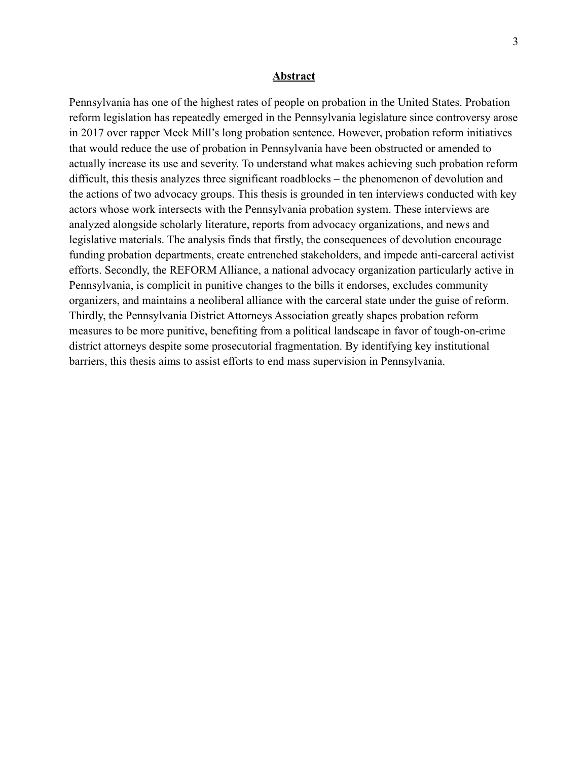## Abstract

Pennsylvania has one of the highest rates of people on probation in the United States. Probation reform legislation has repeatedly emerged in the Pennsylvania legislature since controversy arose in 2017 over rapper Meek Mill's long probation sentence. However, probation reform initiatives that would reduce the use of probation in Pennsylvania have been obstructed or amended to actually increase its use and severity. To understand what makes achieving such probation reform difficult, this thesis analyzes three significant roadblocks – the phenomenon of devolution and the actions of two advocacy groups. This thesis is grounded in ten interviews conducted with key actors whose work intersects with the Pennsylvania probation system. These interviews are analyzed alongside scholarly literature, reports from advocacy organizations, and news and legislative materials. The analysis finds that firstly, the consequences of devolution encourage funding probation departments, create entrenched stakeholders, and impede anti-carceral activist efforts. Secondly, the REFORM Alliance, a national advocacy organization particularly active in Pennsylvania, is complicit in punitive changes to the bills it endorses, excludes community organizers, and maintains a neoliberal alliance with the carceral state under the guise of reform. Thirdly, the Pennsylvania District Attorneys Association greatly shapes probation reform measures to be more punitive, benefiting from a political landscape in favor of tough-on-crime district attorneys despite some prosecutorial fragmentation. By identifying key institutional barriers, this thesis aims to assist efforts to end mass supervision in Pennsylvania.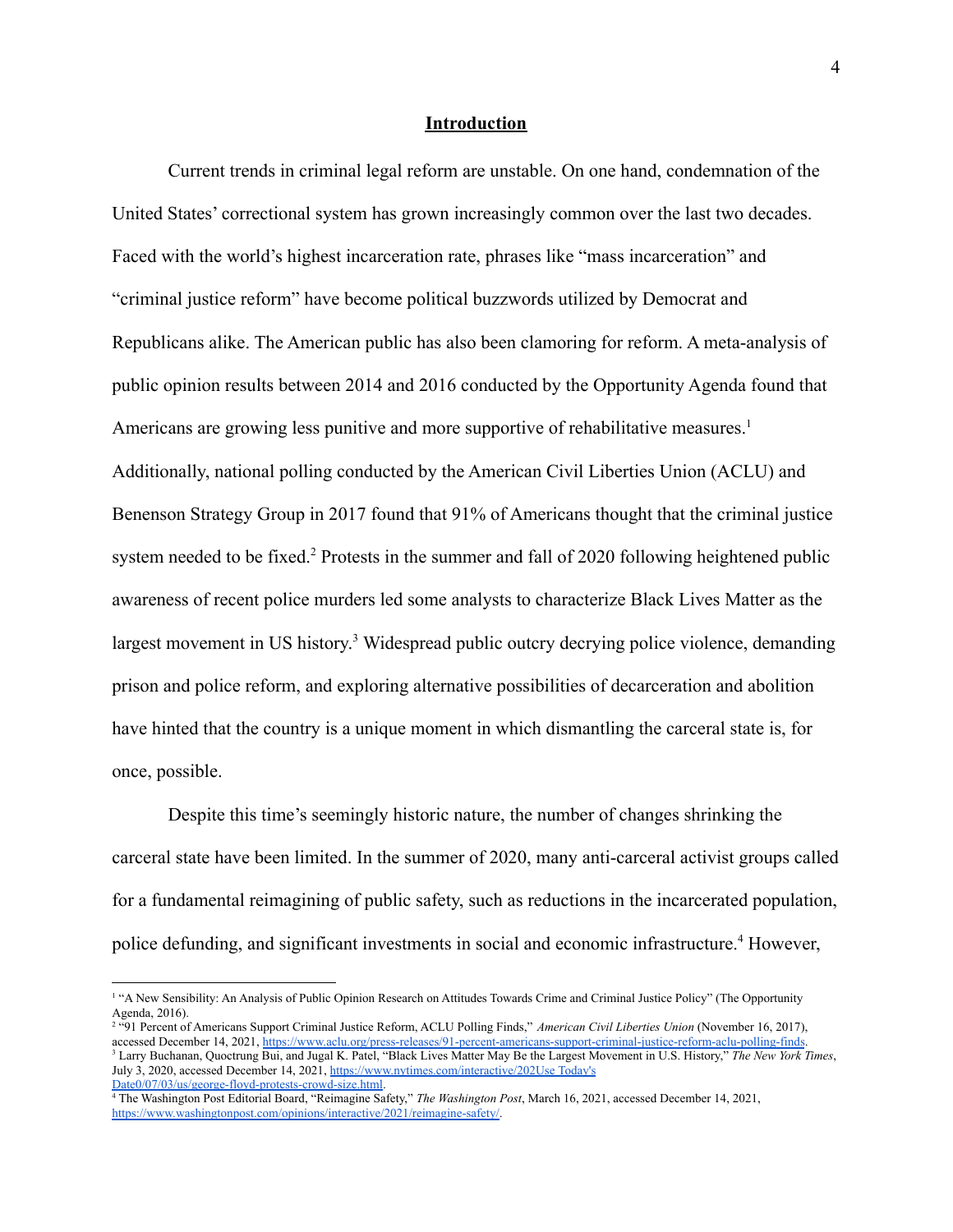## Introduction

Current trends in criminal legal reform are unstable. On one hand, condemnation of the United States' correctional system has grown increasingly common over the last two decades. Faced with the world's highest incarceration rate, phrases like "mass incarceration" and "criminal justice reform" have become political buzzwords utilized by Democrat and Republicans alike. The American public has also been clamoring for reform. A meta-analysis of public opinion results between 2014 and 2016 conducted by the Opportunity Agenda found that Americans are growing less punitive and more supportive of rehabilitative measures.[1] Additionally, national polling conducted by the American Civil Liberties Union (ACLU) and Benenson Strategy Group in 2017 found that 91% of Americans thought that the criminal justice system needed to be fixed.[2] Protests in the summer and fall of 2020 following heightened public awareness of recent police murders led some analysts to characterize Black Lives Matter as the largest movement in US history.[3] Widespread public outcry decrying police violence, demanding prison and police reform, and exploring alternative possibilities of decarceration and abolition have hinted that the country is a unique moment in which dismantling the carceral state is, for once, possible.

Despite this time's seemingly historic nature, the number of changes shrinking the carceral state have been limited. In the summer of 2020, many anti-carceral activist groups called for a fundamental reimagining of public safety, such as reductions in the incarcerated population, police defunding, and significant investments in social and economic infrastructure.[4] However,

---

[1] "A New Sensibility: An Analysis of Public Opinion Research on Attitudes Towards Crime and Criminal Justice Policy" (The Opportunity Agenda, 2016).

[2] "91 Percent of Americans Support Criminal Justice Reform, ACLU Polling Finds," *American Civil Liberties Union* (November 16, 2017), accessed December 14, 2021, https://www.aclu.org/press-releases/91-percent-americans-support-criminal-justice-reform-aclu-polling-finds.

[3] Larry Buchanan, Quoctrung Bui, and Jugal K. Patel, "Black Lives Matter May Be the Largest Movement in U.S. History," *The New York Times*, July 3, 2020, accessed December 14, 2021, https://www.nytimes.com/interactive/202Use Today's Date0/07/03/us/george-floyd-protests-crowd-size.html.

[4] The Washington Post Editorial Board, "Reimagine Safety," *The Washington Post*, March 16, 2021, accessed December 14, 2021, https://www.washingtonpost.com/opinions/interactive/2021/reimagine-safety/.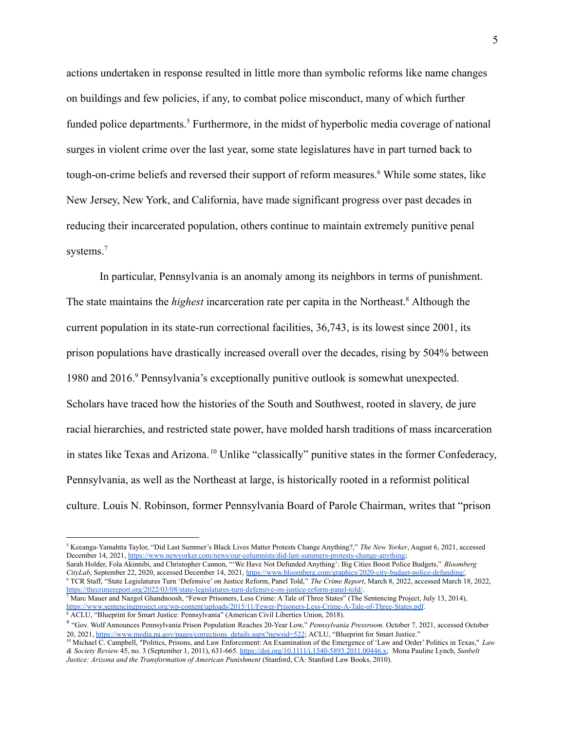actions undertaken in response resulted in little more than symbolic reforms like name changes on buildings and few policies, if any, to combat police misconduct, many of which further funded police departments.[5] Furthermore, in the midst of hyperbolic media coverage of national surges in violent crime over the last year, some state legislatures have in part turned back to tough-on-crime beliefs and reversed their support of reform measures.[6] While some states, like New Jersey, New York, and California, have made significant progress over past decades in reducing their incarcerated population, others continue to maintain extremely punitive penal systems.[7]

In particular, Pennsylvania is an anomaly among its neighbors in terms of punishment. The state maintains the *highest* incarceration rate per capita in the Northeast.[8] Although the current population in its state-run correctional facilities, 36,743, is its lowest since 2001, its prison populations have drastically increased overall over the decades, rising by 504% between 1980 and 2016.[9] Pennsylvania's exceptionally punitive outlook is somewhat unexpected. Scholars have traced how the histories of the South and Southwest, rooted in slavery, de jure racial hierarchies, and restricted state power, have molded harsh traditions of mass incarceration in states like Texas and Arizona.[10] Unlike "classically" punitive states in the former Confederacy, Pennsylvania, as well as the Northeast at large, is historically rooted in a reformist political culture. Louis N. Robinson, former Pennsylvania Board of Parole Chairman, writes that "prison

---

[5] Keeanga-Yamahtta Taylor, "Did Last Summer's Black Lives Matter Protests Change Anything?," *The New Yorker*, August 6, 2021, accessed December 14, 2021, https://www.newyorker.com/news/our-columnists/did-last-summers-protests-change-anything; Sarah Holder, Fola Akinnibi, and Christopher Cannon, "'We Have Not Defunded Anything': Big Cities Boost Police Budgets," *Bloomberg CityLab*, September 22, 2020, accessed December 14, 2021, https://www.bloomberg.com/graphics/2020-city-budget-police-defunding/.

[6] TCR Staff, "State Legislatures Turn 'Defensive' on Justice Reform, Panel Told," *The Crime Report*, March 8, 2022, accessed March 18, 2022, https://thecrimereport.org/2022/03/08/state-legislatures-turn-defensive-on-justice-reform-panel-told/.

[7] Marc Mauer and Nazgol Ghandnoosh, "Fewer Prisoners, Less Crime: A Tale of Three States" (The Sentencing Project, July 13, 2014), https://www.sentencingproject.org/wp-content/uploads/2015/11/Fewer-Prisoners-Less-Crime-A-Tale-of-Three-States.pdf.

[8] ACLU, "Blueprint for Smart Justice: Pennsylvania" (American Civil Liberties Union, 2018).

[9] "Gov. Wolf Announces Pennsylvania Prison Population Reaches 20-Year Low," *Pennsylvania Pressroom*. October 7, 2021, accessed October 20, 2021, https://www.media.pa.gov/pages/corrections_details.aspx?newsid=522; ACLU, "Blueprint for Smart Justice."

[10] Michael C. Campbell, "Politics, Prisons, and Law Enforcement: An Examination of the Emergence of 'Law and Order' Politics in Texas," *Law & Society Review* 45, no. 3 (September 1, 2011), 631-665. https://doi.org/10.1111/j.1540-5893.2011.00446.x; Mona Pauline Lynch, *Sunbelt Justice: Arizona and the Transformation of American Punishment* (Stanford, CA: Stanford Law Books, 2010).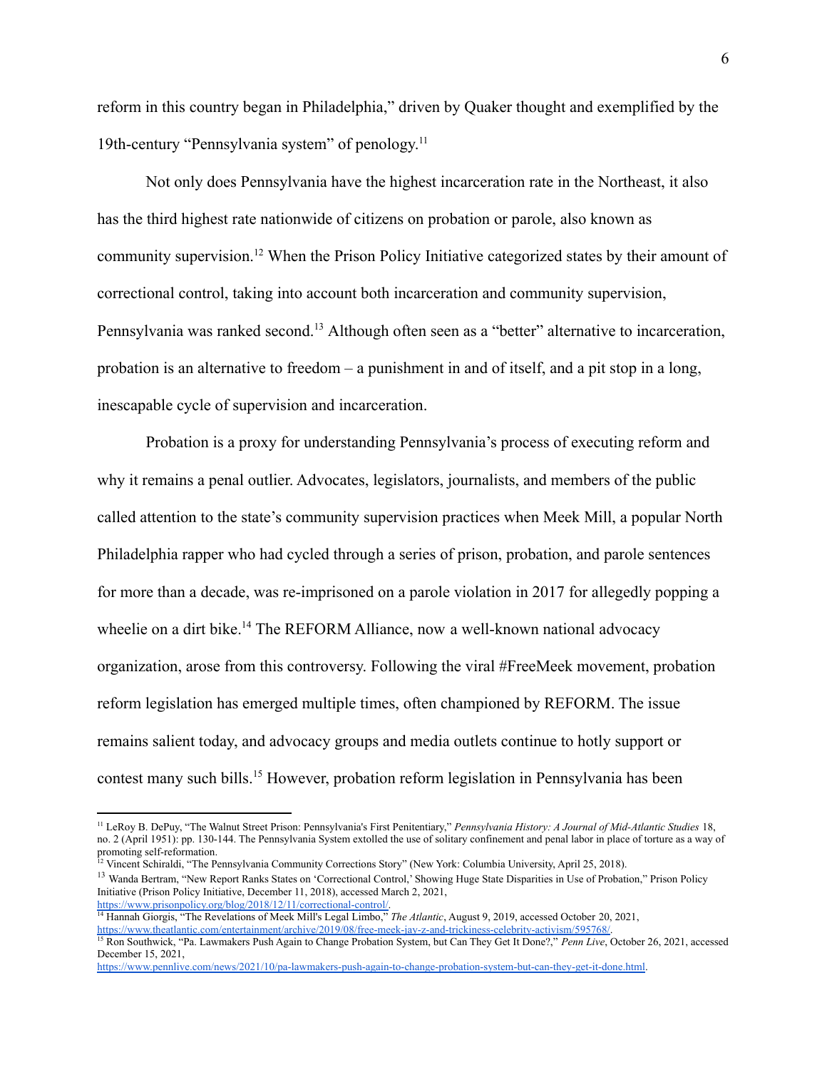reform in this country began in Philadelphia," driven by Quaker thought and exemplified by the 19th-century "Pennsylvania system" of penology.[11]

Not only does Pennsylvania have the highest incarceration rate in the Northeast, it also has the third highest rate nationwide of citizens on probation or parole, also known as community supervision.[12] When the Prison Policy Initiative categorized states by their amount of correctional control, taking into account both incarceration and community supervision, Pennsylvania was ranked second.[13] Although often seen as a "better" alternative to incarceration, probation is an alternative to freedom – a punishment in and of itself, and a pit stop in a long, inescapable cycle of supervision and incarceration.

Probation is a proxy for understanding Pennsylvania's process of executing reform and why it remains a penal outlier. Advocates, legislators, journalists, and members of the public called attention to the state's community supervision practices when Meek Mill, a popular North Philadelphia rapper who had cycled through a series of prison, probation, and parole sentences for more than a decade, was re-imprisoned on a parole violation in 2017 for allegedly popping a wheelie on a dirt bike.[14] The REFORM Alliance, now a well-known national advocacy organization, arose from this controversy. Following the viral #FreeMeek movement, probation reform legislation has emerged multiple times, often championed by REFORM. The issue remains salient today, and advocacy groups and media outlets continue to hotly support or contest many such bills.[15] However, probation reform legislation in Pennsylvania has been

---

[11] LeRoy B. DePuy, "The Walnut Street Prison: Pennsylvania's First Penitentiary," *Pennsylvania History: A Journal of Mid-Atlantic Studies* 18, no. 2 (April 1951): pp. 130-144. The Pennsylvania System extolled the use of solitary confinement and penal labor in place of torture as a way of promoting self-reformation.

[12] Vincent Schiraldi, "The Pennsylvania Community Corrections Story" (New York: Columbia University, April 25, 2018).

[13] Wanda Bertram, "New Report Ranks States on 'Correctional Control,' Showing Huge State Disparities in Use of Probation," Prison Policy Initiative (Prison Policy Initiative, December 11, 2018), accessed March 2, 2021, https://www.prisonpolicy.org/blog/2018/12/11/correctional-control/.

[14] Hannah Giorgis, "The Revelations of Meek Mill's Legal Limbo," *The Atlantic*, August 9, 2019, accessed October 20, 2021, https://www.theatlantic.com/entertainment/archive/2019/08/free-meek-jay-z-and-trickiness-celebrity-activism/595768/.

[15] Ron Southwick, "Pa. Lawmakers Push Again to Change Probation System, but Can They Get It Done?," *Penn Live*, October 26, 2021, accessed December 15, 2021, https://www.pennlive.com/news/2021/10/pa-lawmakers-push-again-to-change-probation-system-but-can-they-get-it-done.html.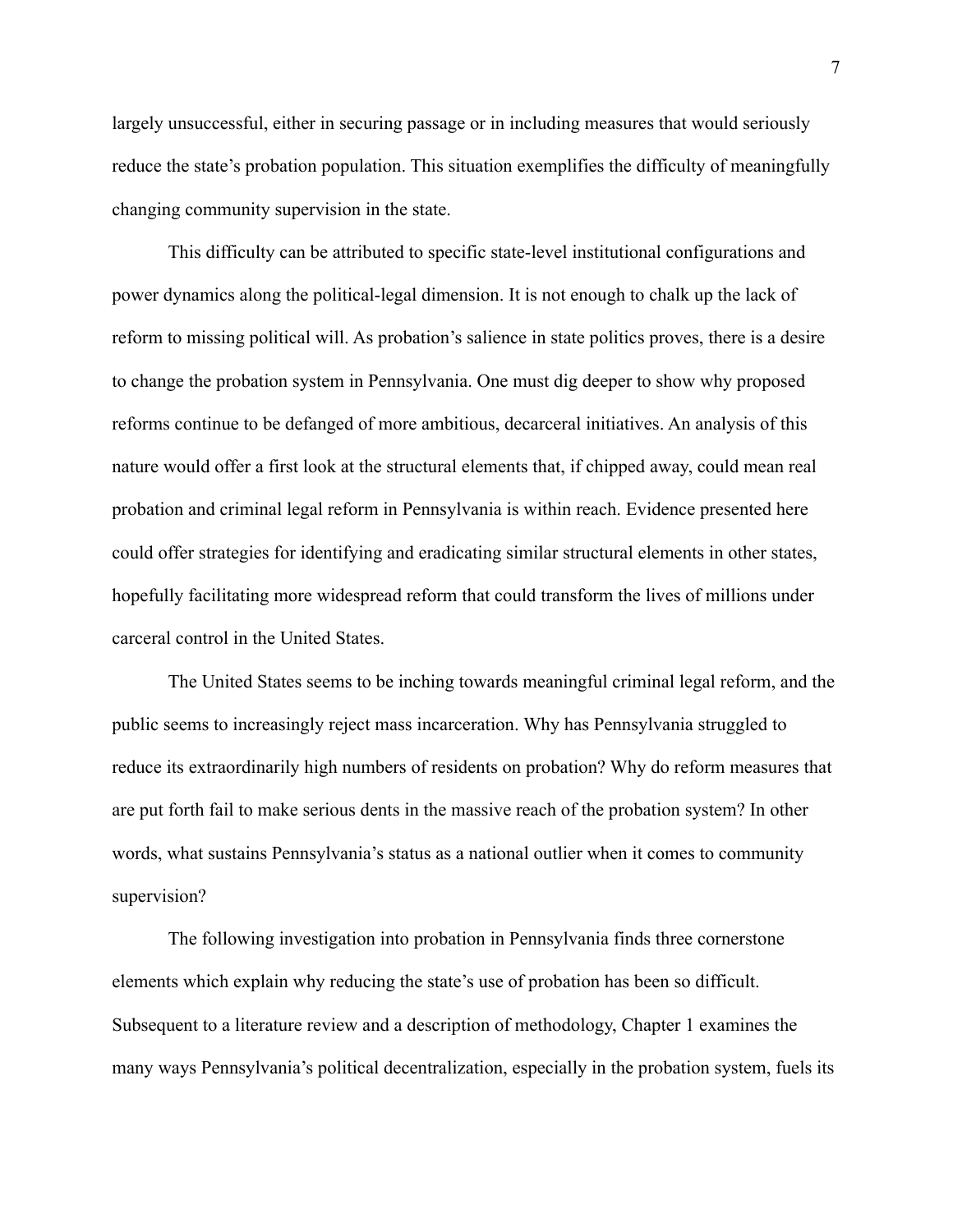largely unsuccessful, either in securing passage or in including measures that would seriously reduce the state's probation population. This situation exemplifies the difficulty of meaningfully changing community supervision in the state.

This difficulty can be attributed to specific state-level institutional configurations and power dynamics along the political-legal dimension. It is not enough to chalk up the lack of reform to missing political will. As probation's salience in state politics proves, there is a desire to change the probation system in Pennsylvania. One must dig deeper to show why proposed reforms continue to be defanged of more ambitious, decarceral initiatives. An analysis of this nature would offer a first look at the structural elements that, if chipped away, could mean real probation and criminal legal reform in Pennsylvania is within reach. Evidence presented here could offer strategies for identifying and eradicating similar structural elements in other states, hopefully facilitating more widespread reform that could transform the lives of millions under carceral control in the United States.

The United States seems to be inching towards meaningful criminal legal reform, and the public seems to increasingly reject mass incarceration. Why has Pennsylvania struggled to reduce its extraordinarily high numbers of residents on probation? Why do reform measures that are put forth fail to make serious dents in the massive reach of the probation system? In other words, what sustains Pennsylvania's status as a national outlier when it comes to community supervision?

The following investigation into probation in Pennsylvania finds three cornerstone elements which explain why reducing the state's use of probation has been so difficult. Subsequent to a literature review and a description of methodology, Chapter 1 examines the many ways Pennsylvania's political decentralization, especially in the probation system, fuels its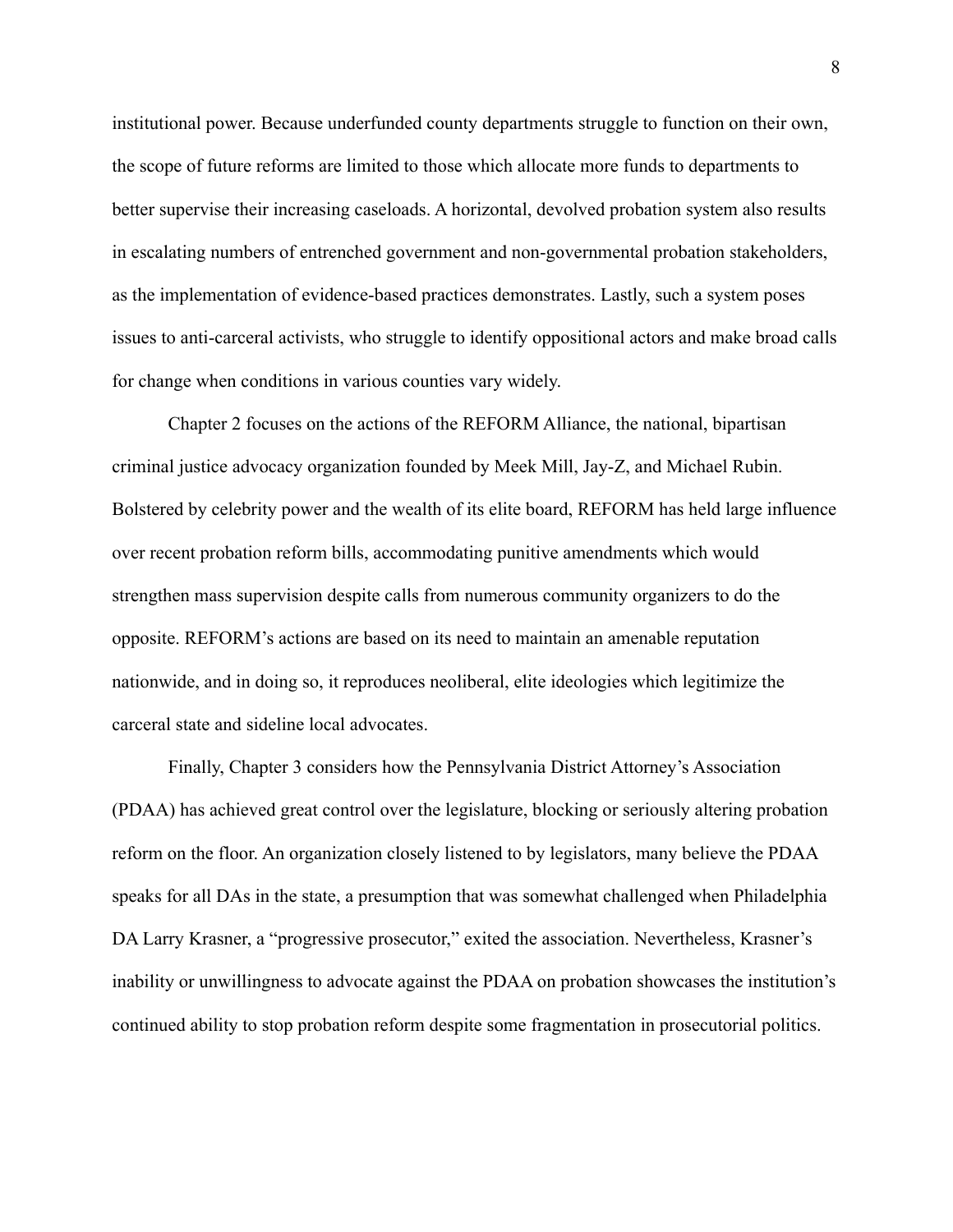institutional power. Because underfunded county departments struggle to function on their own, the scope of future reforms are limited to those which allocate more funds to departments to better supervise their increasing caseloads. A horizontal, devolved probation system also results in escalating numbers of entrenched government and non-governmental probation stakeholders, as the implementation of evidence-based practices demonstrates. Lastly, such a system poses issues to anti-carceral activists, who struggle to identify oppositional actors and make broad calls for change when conditions in various counties vary widely.

Chapter 2 focuses on the actions of the REFORM Alliance, the national, bipartisan criminal justice advocacy organization founded by Meek Mill, Jay-Z, and Michael Rubin. Bolstered by celebrity power and the wealth of its elite board, REFORM has held large influence over recent probation reform bills, accommodating punitive amendments which would strengthen mass supervision despite calls from numerous community organizers to do the opposite. REFORM's actions are based on its need to maintain an amenable reputation nationwide, and in doing so, it reproduces neoliberal, elite ideologies which legitimize the carceral state and sideline local advocates.

Finally, Chapter 3 considers how the Pennsylvania District Attorney's Association (PDAA) has achieved great control over the legislature, blocking or seriously altering probation reform on the floor. An organization closely listened to by legislators, many believe the PDAA speaks for all DAs in the state, a presumption that was somewhat challenged when Philadelphia DA Larry Krasner, a "progressive prosecutor," exited the association. Nevertheless, Krasner's inability or unwillingness to advocate against the PDAA on probation showcases the institution's continued ability to stop probation reform despite some fragmentation in prosecutorial politics.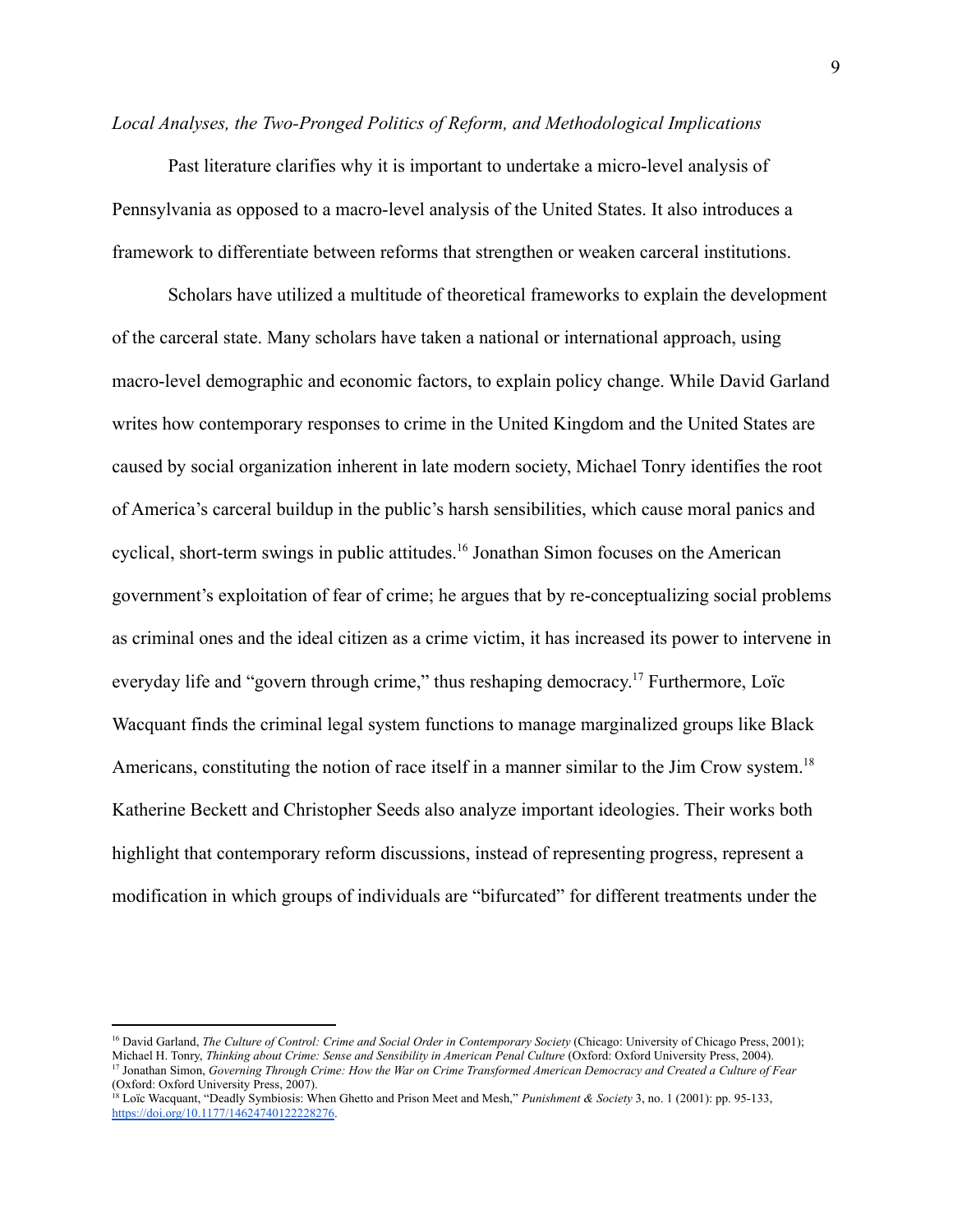*Local Analyses, the Two-Pronged Politics of Reform, and Methodological Implications*

Past literature clarifies why it is important to undertake a micro-level analysis of Pennsylvania as opposed to a macro-level analysis of the United States. It also introduces a framework to differentiate between reforms that strengthen or weaken carceral institutions.

Scholars have utilized a multitude of theoretical frameworks to explain the development of the carceral state. Many scholars have taken a national or international approach, using macro-level demographic and economic factors, to explain policy change. While David Garland writes how contemporary responses to crime in the United Kingdom and the United States are caused by social organization inherent in late modern society, Michael Tonry identifies the root of America's carceral buildup in the public's harsh sensibilities, which cause moral panics and cyclical, short-term swings in public attitudes.[16] Jonathan Simon focuses on the American government's exploitation of fear of crime; he argues that by re-conceptualizing social problems as criminal ones and the ideal citizen as a crime victim, it has increased its power to intervene in everyday life and "govern through crime," thus reshaping democracy.[17] Furthermore, Loïc Wacquant finds the criminal legal system functions to manage marginalized groups like Black Americans, constituting the notion of race itself in a manner similar to the Jim Crow system.[18] Katherine Beckett and Christopher Seeds also analyze important ideologies. Their works both highlight that contemporary reform discussions, instead of representing progress, represent a modification in which groups of individuals are "bifurcated" for different treatments under the

---

[16] David Garland, *The Culture of Control: Crime and Social Order in Contemporary Society* (Chicago: University of Chicago Press, 2001); Michael H. Tonry, *Thinking about Crime: Sense and Sensibility in American Penal Culture* (Oxford: Oxford University Press, 2004).

[17] Jonathan Simon, *Governing Through Crime: How the War on Crime Transformed American Democracy and Created a Culture of Fear* (Oxford: Oxford University Press, 2007).

[18] Loïc Wacquant, "Deadly Symbiosis: When Ghetto and Prison Meet and Mesh," *Punishment & Society* 3, no. 1 (2001): pp. 95-133, https://doi.org/10.1177/14624740122228276.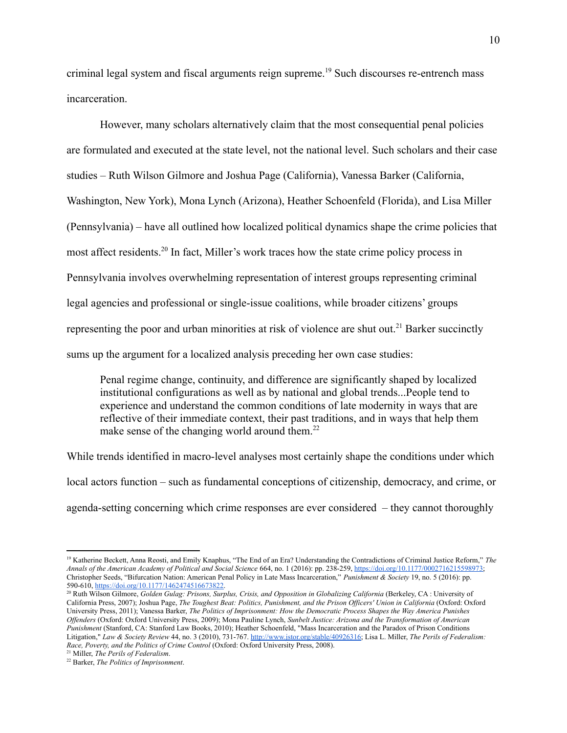criminal legal system and fiscal arguments reign supreme.[19] Such discourses re-entrench mass incarceration.

However, many scholars alternatively claim that the most consequential penal policies are formulated and executed at the state level, not the national level. Such scholars and their case studies – Ruth Wilson Gilmore and Joshua Page (California), Vanessa Barker (California, Washington, New York), Mona Lynch (Arizona), Heather Schoenfeld (Florida), and Lisa Miller (Pennsylvania) – have all outlined how localized political dynamics shape the crime policies that most affect residents.[20] In fact, Miller's work traces how the state crime policy process in Pennsylvania involves overwhelming representation of interest groups representing criminal legal agencies and professional or single-issue coalitions, while broader citizens' groups representing the poor and urban minorities at risk of violence are shut out.[21] Barker succinctly sums up the argument for a localized analysis preceding her own case studies:

> Penal regime change, continuity, and difference are significantly shaped by localized institutional configurations as well as by national and global trends...People tend to experience and understand the common conditions of late modernity in ways that are reflective of their immediate context, their past traditions, and in ways that help them make sense of the changing world around them.[22]

While trends identified in macro-level analyses most certainly shape the conditions under which local actors function – such as fundamental conceptions of citizenship, democracy, and crime, or agenda-setting concerning which crime responses are ever considered – they cannot thoroughly

---

[19] Katherine Beckett, Anna Reosti, and Emily Knaphus, "The End of an Era? Understanding the Contradictions of Criminal Justice Reform," *The Annals of the American Academy of Political and Social Science* 664, no. 1 (2016): pp. 238-259, https://doi.org/10.1177/0002716215598973; Christopher Seeds, "Bifurcation Nation: American Penal Policy in Late Mass Incarceration," *Punishment & Society* 19, no. 5 (2016): pp. 590-610, https://doi.org/10.1177/1462474516673822.

[20] Ruth Wilson Gilmore, *Golden Gulag: Prisons, Surplus, Crisis, and Opposition in Globalizing California* (Berkeley, CA : University of California Press, 2007); Joshua Page, *The Toughest Beat: Politics, Punishment, and the Prison Officers' Union in California* (Oxford: Oxford University Press, 2011); Vanessa Barker, *The Politics of Imprisonment: How the Democratic Process Shapes the Way America Punishes Offenders* (Oxford: Oxford University Press, 2009); Mona Pauline Lynch, *Sunbelt Justice: Arizona and the Transformation of American Punishment* (Stanford, CA: Stanford Law Books, 2010); Heather Schoenfeld, "Mass Incarceration and the Paradox of Prison Conditions Litigation," *Law & Society Review* 44, no. 3 (2010), 731-767. http://www.jstor.org/stable/40926316; Lisa L. Miller, *The Perils of Federalism: Race, Poverty, and the Politics of Crime Control* (Oxford: Oxford University Press, 2008).

[21] Miller, *The Perils of Federalism*.

[22] Barker, *The Politics of Imprisonment*.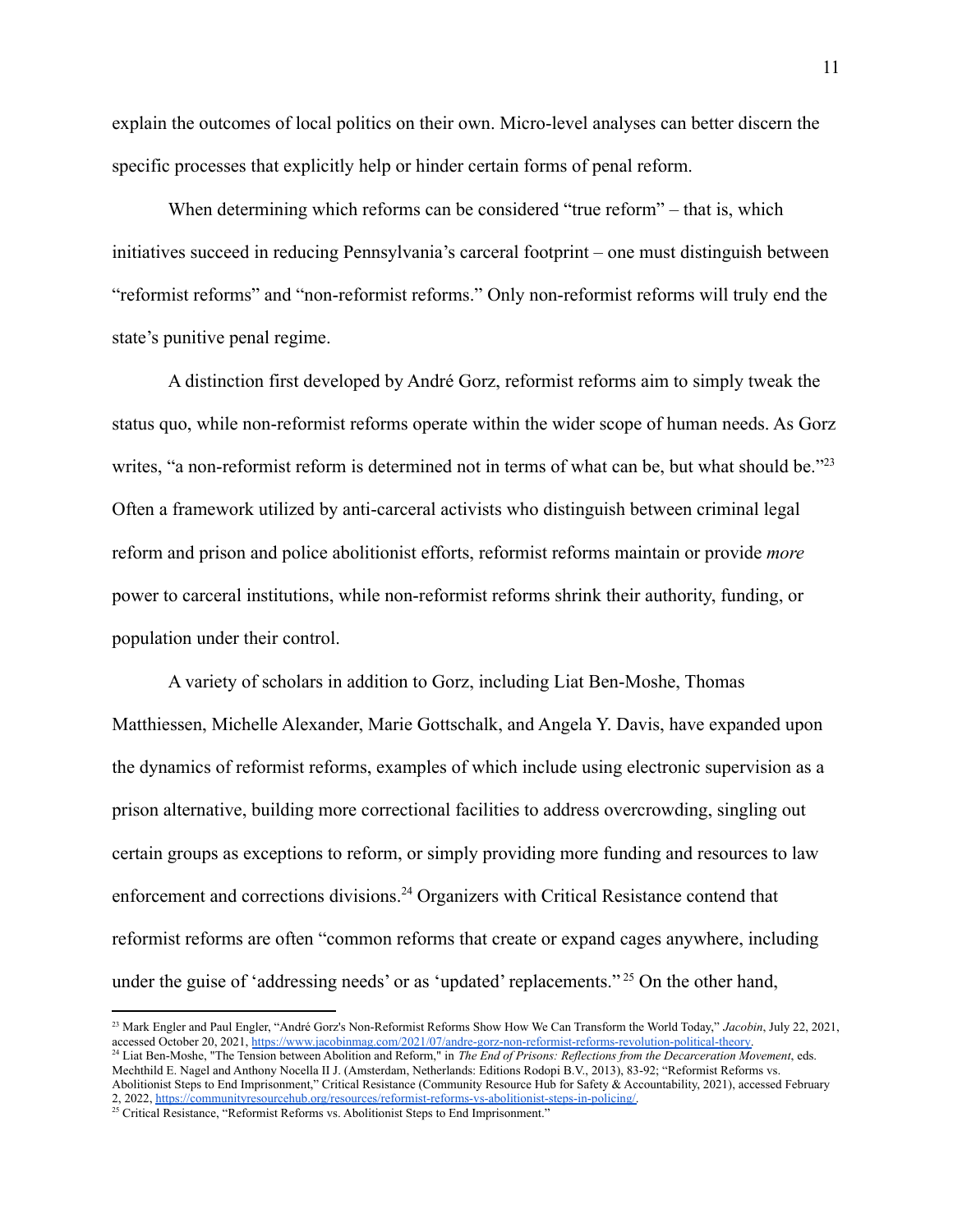explain the outcomes of local politics on their own. Micro-level analyses can better discern the specific processes that explicitly help or hinder certain forms of penal reform.

When determining which reforms can be considered "true reform" – that is, which initiatives succeed in reducing Pennsylvania's carceral footprint – one must distinguish between "reformist reforms" and "non-reformist reforms." Only non-reformist reforms will truly end the state's punitive penal regime.

A distinction first developed by André Gorz, reformist reforms aim to simply tweak the status quo, while non-reformist reforms operate within the wider scope of human needs. As Gorz writes, "a non-reformist reform is determined not in terms of what can be, but what should be."[23] Often a framework utilized by anti-carceral activists who distinguish between criminal legal reform and prison and police abolitionist efforts, reformist reforms maintain or provide *more* power to carceral institutions, while non-reformist reforms shrink their authority, funding, or population under their control.

A variety of scholars in addition to Gorz, including Liat Ben-Moshe, Thomas Matthiessen, Michelle Alexander, Marie Gottschalk, and Angela Y. Davis, have expanded upon the dynamics of reformist reforms, examples of which include using electronic supervision as a prison alternative, building more correctional facilities to address overcrowding, singling out certain groups as exceptions to reform, or simply providing more funding and resources to law enforcement and corrections divisions.[24] Organizers with Critical Resistance contend that reformist reforms are often "common reforms that create or expand cages anywhere, including under the guise of 'addressing needs' or as 'updated' replacements."[25] On the other hand,

---

[23] Mark Engler and Paul Engler, "André Gorz's Non-Reformist Reforms Show How We Can Transform the World Today," *Jacobin*, July 22, 2021, accessed October 20, 2021, https://www.jacobinmag.com/2021/07/andre-gorz-non-reformist-reforms-revolution-political-theory.

[24] Liat Ben-Moshe, "The Tension between Abolition and Reform," in *The End of Prisons: Reflections from the Decarceration Movement*, eds. Mechthild E. Nagel and Anthony Nocella II J. (Amsterdam, Netherlands: Editions Rodopi B.V., 2013), 83-92; "Reformist Reforms vs. Abolitionist Steps to End Imprisonment," Critical Resistance (Community Resource Hub for Safety & Accountability, 2021), accessed February 2, 2022, https://communityresourcehub.org/resources/reformist-reforms-vs-abolitionist-steps-in-policing/.

[25] Critical Resistance, "Reformist Reforms vs. Abolitionist Steps to End Imprisonment."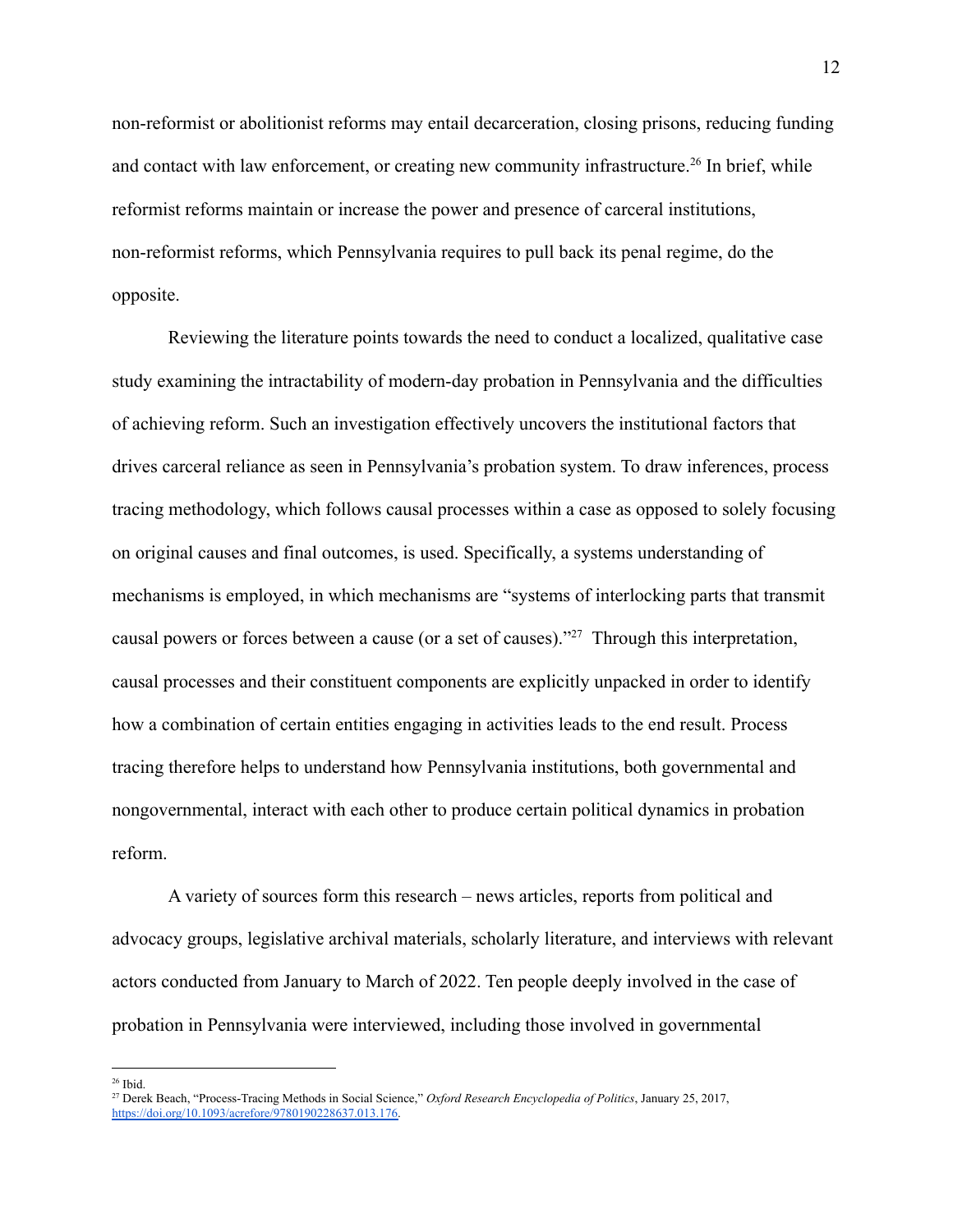non-reformist or abolitionist reforms may entail decarceration, closing prisons, reducing funding and contact with law enforcement, or creating new community infrastructure.[26] In brief, while reformist reforms maintain or increase the power and presence of carceral institutions, non-reformist reforms, which Pennsylvania requires to pull back its penal regime, do the opposite.

Reviewing the literature points towards the need to conduct a localized, qualitative case study examining the intractability of modern-day probation in Pennsylvania and the difficulties of achieving reform. Such an investigation effectively uncovers the institutional factors that drives carceral reliance as seen in Pennsylvania's probation system. To draw inferences, process tracing methodology, which follows causal processes within a case as opposed to solely focusing on original causes and final outcomes, is used. Specifically, a systems understanding of mechanisms is employed, in which mechanisms are "systems of interlocking parts that transmit causal powers or forces between a cause (or a set of causes)."[27] Through this interpretation, causal processes and their constituent components are explicitly unpacked in order to identify how a combination of certain entities engaging in activities leads to the end result. Process tracing therefore helps to understand how Pennsylvania institutions, both governmental and nongovernmental, interact with each other to produce certain political dynamics in probation reform.

A variety of sources form this research – news articles, reports from political and advocacy groups, legislative archival materials, scholarly literature, and interviews with relevant actors conducted from January to March of 2022. Ten people deeply involved in the case of probation in Pennsylvania were interviewed, including those involved in governmental

---

[26] Ibid.

[27] Derek Beach, "Process-Tracing Methods in Social Science," *Oxford Research Encyclopedia of Politics*, January 25, 2017, https://doi.org/10.1093/acrefore/9780190228637.013.176.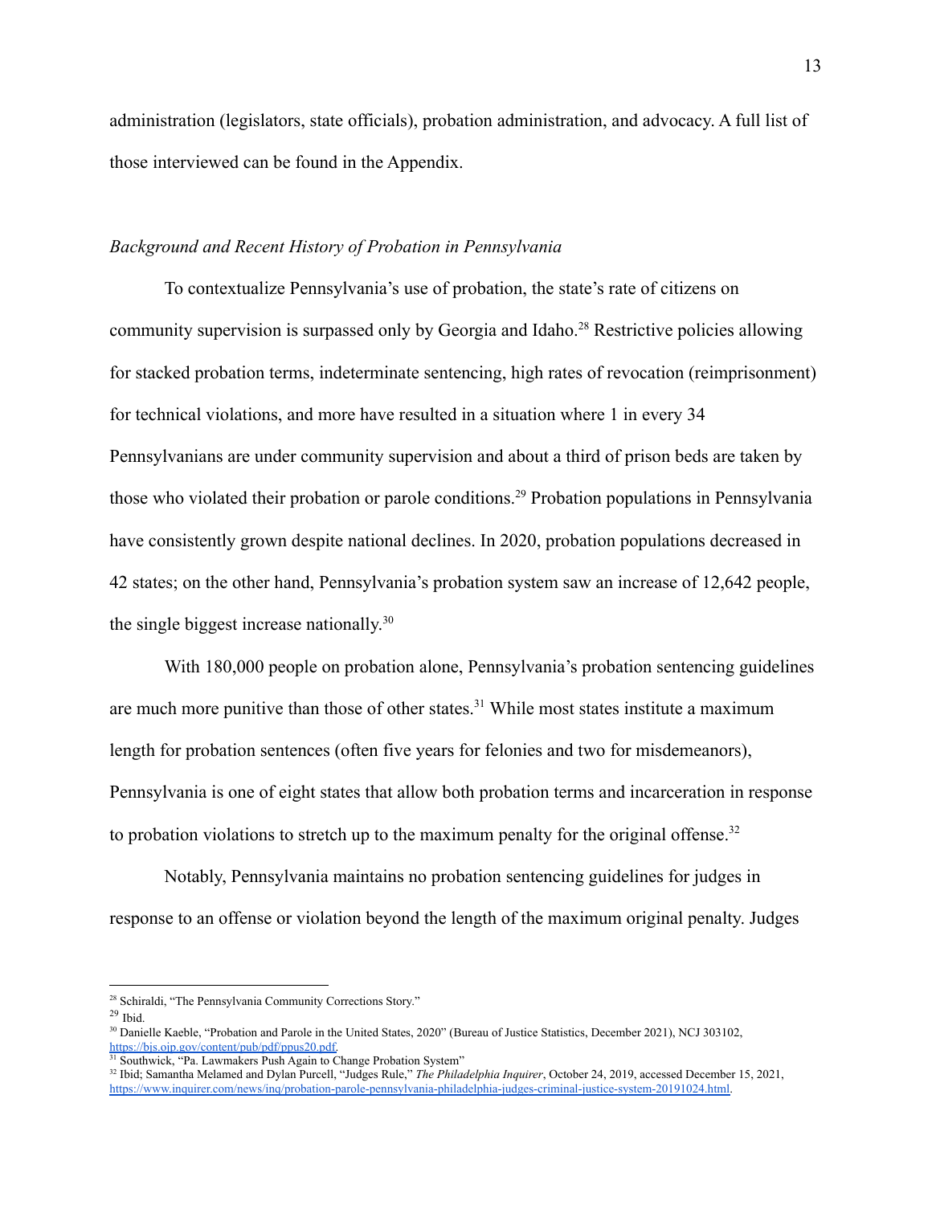administration (legislators, state officials), probation administration, and advocacy. A full list of those interviewed can be found in the Appendix.

*Background and Recent History of Probation in Pennsylvania*

To contextualize Pennsylvania's use of probation, the state's rate of citizens on community supervision is surpassed only by Georgia and Idaho.[28] Restrictive policies allowing for stacked probation terms, indeterminate sentencing, high rates of revocation (reimprisonment) for technical violations, and more have resulted in a situation where 1 in every 34 Pennsylvanians are under community supervision and about a third of prison beds are taken by those who violated their probation or parole conditions.[29] Probation populations in Pennsylvania have consistently grown despite national declines. In 2020, probation populations decreased in 42 states; on the other hand, Pennsylvania's probation system saw an increase of 12,642 people, the single biggest increase nationally.[30]

With 180,000 people on probation alone, Pennsylvania's probation sentencing guidelines are much more punitive than those of other states.[31] While most states institute a maximum length for probation sentences (often five years for felonies and two for misdemeanors), Pennsylvania is one of eight states that allow both probation terms and incarceration in response to probation violations to stretch up to the maximum penalty for the original offense.[32]

Notably, Pennsylvania maintains no probation sentencing guidelines for judges in response to an offense or violation beyond the length of the maximum original penalty. Judges

---

[28] Schiraldi, "The Pennsylvania Community Corrections Story."

[29] Ibid.

[30] Danielle Kaeble, "Probation and Parole in the United States, 2020" (Bureau of Justice Statistics, December 2021), NCJ 303102, https://bjs.ojp.gov/content/pub/pdf/ppus20.pdf.

[31] Southwick, "Pa. Lawmakers Push Again to Change Probation System"

[32] Ibid; Samantha Melamed and Dylan Purcell, "Judges Rule," *The Philadelphia Inquirer*, October 24, 2019, accessed December 15, 2021, https://www.inquirer.com/news/inq/probation-parole-pennsylvania-philadelphia-judges-criminal-justice-system-20191024.html.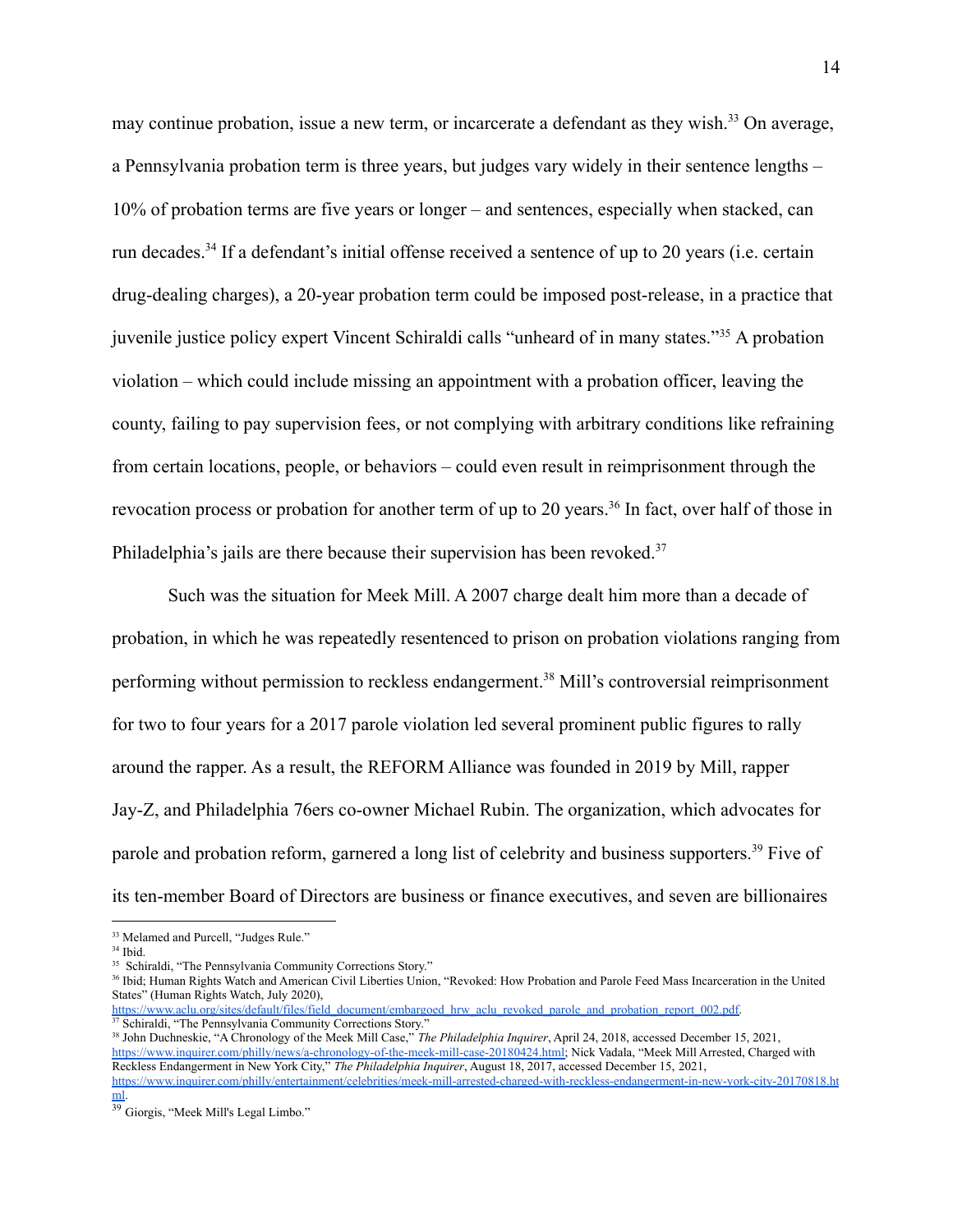may continue probation, issue a new term, or incarcerate a defendant as they wish.[33] On average, a Pennsylvania probation term is three years, but judges vary widely in their sentence lengths – 10% of probation terms are five years or longer – and sentences, especially when stacked, can run decades.[34] If a defendant's initial offense received a sentence of up to 20 years (i.e. certain drug-dealing charges), a 20-year probation term could be imposed post-release, in a practice that juvenile justice policy expert Vincent Schiraldi calls "unheard of in many states."[35] A probation violation – which could include missing an appointment with a probation officer, leaving the county, failing to pay supervision fees, or not complying with arbitrary conditions like refraining from certain locations, people, or behaviors – could even result in reimprisonment through the revocation process or probation for another term of up to 20 years.[36] In fact, over half of those in Philadelphia's jails are there because their supervision has been revoked.[37]

Such was the situation for Meek Mill. A 2007 charge dealt him more than a decade of probation, in which he was repeatedly resentenced to prison on probation violations ranging from performing without permission to reckless endangerment.[38] Mill's controversial reimprisonment for two to four years for a 2017 parole violation led several prominent public figures to rally around the rapper. As a result, the REFORM Alliance was founded in 2019 by Mill, rapper Jay-Z, and Philadelphia 76ers co-owner Michael Rubin. The organization, which advocates for parole and probation reform, garnered a long list of celebrity and business supporters.[39] Five of its ten-member Board of Directors are business or finance executives, and seven are billionaires

---

[33] Melamed and Purcell, "Judges Rule."

[34] Ibid.

[35] Schiraldi, "The Pennsylvania Community Corrections Story."

[36] Ibid; Human Rights Watch and American Civil Liberties Union, "Revoked: How Probation and Parole Feed Mass Incarceration in the United States" (Human Rights Watch, July 2020), https://www.aclu.org/sites/default/files/field_document/embargoed_hrw_aclu_revoked_parole_and_probation_report_002.pdf.

[37] Schiraldi, "The Pennsylvania Community Corrections Story."

[38] John Duchneskie, "A Chronology of the Meek Mill Case," *The Philadelphia Inquirer*, April 24, 2018, accessed December 15, 2021, https://www.inquirer.com/philly/news/a-chronology-of-the-meek-mill-case-20180424.html; Nick Vadala, "Meek Mill Arrested, Charged with Reckless Endangerment in New York City," *The Philadelphia Inquirer*, August 18, 2017, accessed December 15, 2021, https://www.inquirer.com/philly/entertainment/celebrities/meek-mill-arrested-charged-with-reckless-endangerment-in-new-york-city-20170818.html.

[39] Giorgis, "Meek Mill's Legal Limbo."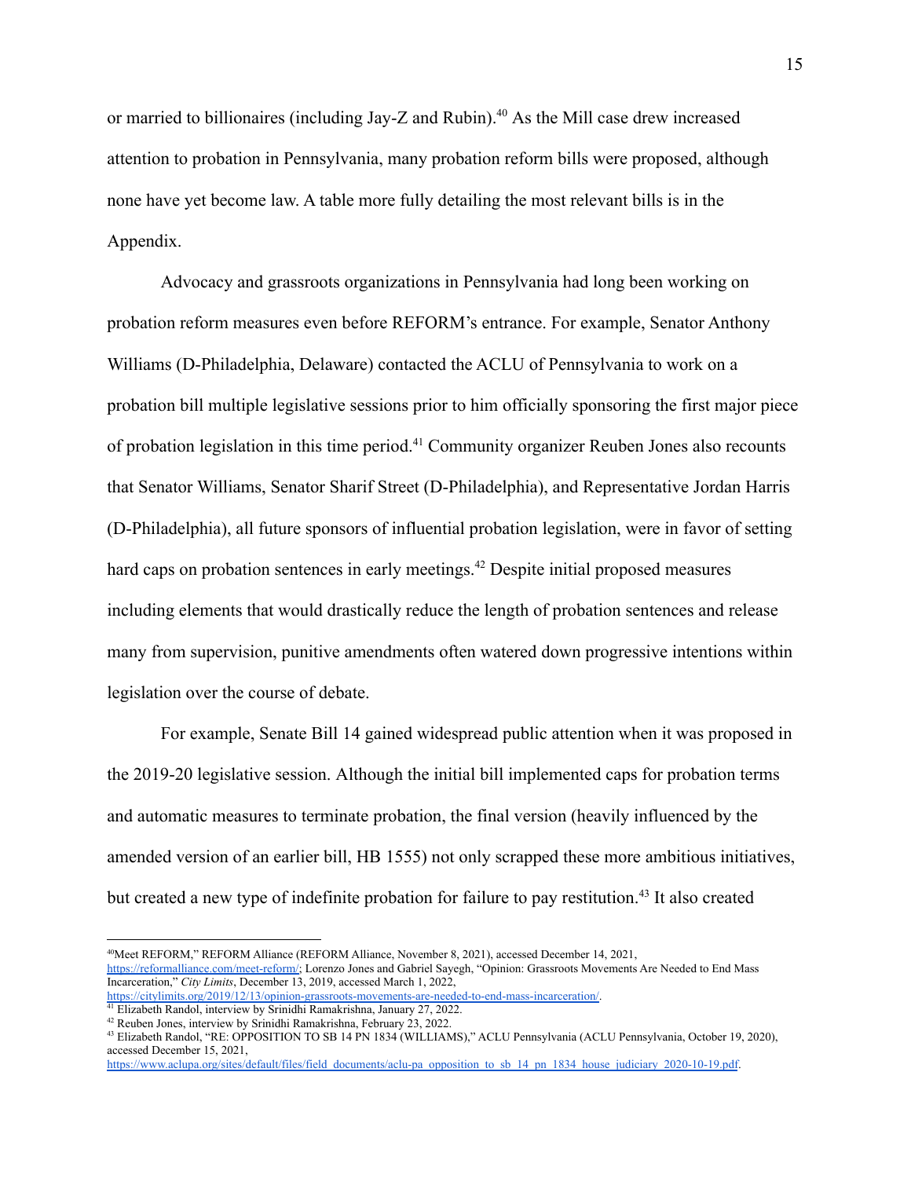or married to billionaires (including Jay-Z and Rubin).[40] As the Mill case drew increased attention to probation in Pennsylvania, many probation reform bills were proposed, although none have yet become law. A table more fully detailing the most relevant bills is in the Appendix.

Advocacy and grassroots organizations in Pennsylvania had long been working on probation reform measures even before REFORM's entrance. For example, Senator Anthony Williams (D-Philadelphia, Delaware) contacted the ACLU of Pennsylvania to work on a probation bill multiple legislative sessions prior to him officially sponsoring the first major piece of probation legislation in this time period.[41] Community organizer Reuben Jones also recounts that Senator Williams, Senator Sharif Street (D-Philadelphia), and Representative Jordan Harris (D-Philadelphia), all future sponsors of influential probation legislation, were in favor of setting hard caps on probation sentences in early meetings.[42] Despite initial proposed measures including elements that would drastically reduce the length of probation sentences and release many from supervision, punitive amendments often watered down progressive intentions within legislation over the course of debate.

For example, Senate Bill 14 gained widespread public attention when it was proposed in the 2019-20 legislative session. Although the initial bill implemented caps for probation terms and automatic measures to terminate probation, the final version (heavily influenced by the amended version of an earlier bill, HB 1555) not only scrapped these more ambitious initiatives, but created a new type of indefinite probation for failure to pay restitution.[43] It also created

---

[40] "Meet REFORM," REFORM Alliance (REFORM Alliance, November 8, 2021), accessed December 14, 2021, https://reformalliance.com/meet-reform/; Lorenzo Jones and Gabriel Sayegh, "Opinion: Grassroots Movements Are Needed to End Mass Incarceration," *City Limits*, December 13, 2019, accessed March 1, 2022, https://citylimits.org/2019/12/13/opinion-grassroots-movements-are-needed-to-end-mass-incarceration/.

[41] Elizabeth Randol, interview by Srinidhi Ramakrishna, January 27, 2022.

[42] Reuben Jones, interview by Srinidhi Ramakrishna, February 23, 2022.

[43] Elizabeth Randol, "RE: OPPOSITION TO SB 14 PN 1834 (WILLIAMS)," ACLU Pennsylvania (ACLU Pennsylvania, October 19, 2020), accessed December 15, 2021, https://www.aclupa.org/sites/default/files/field_documents/aclu-pa_opposition_to_sb_14_pn_1834_house_judiciary_2020-10-19.pdf.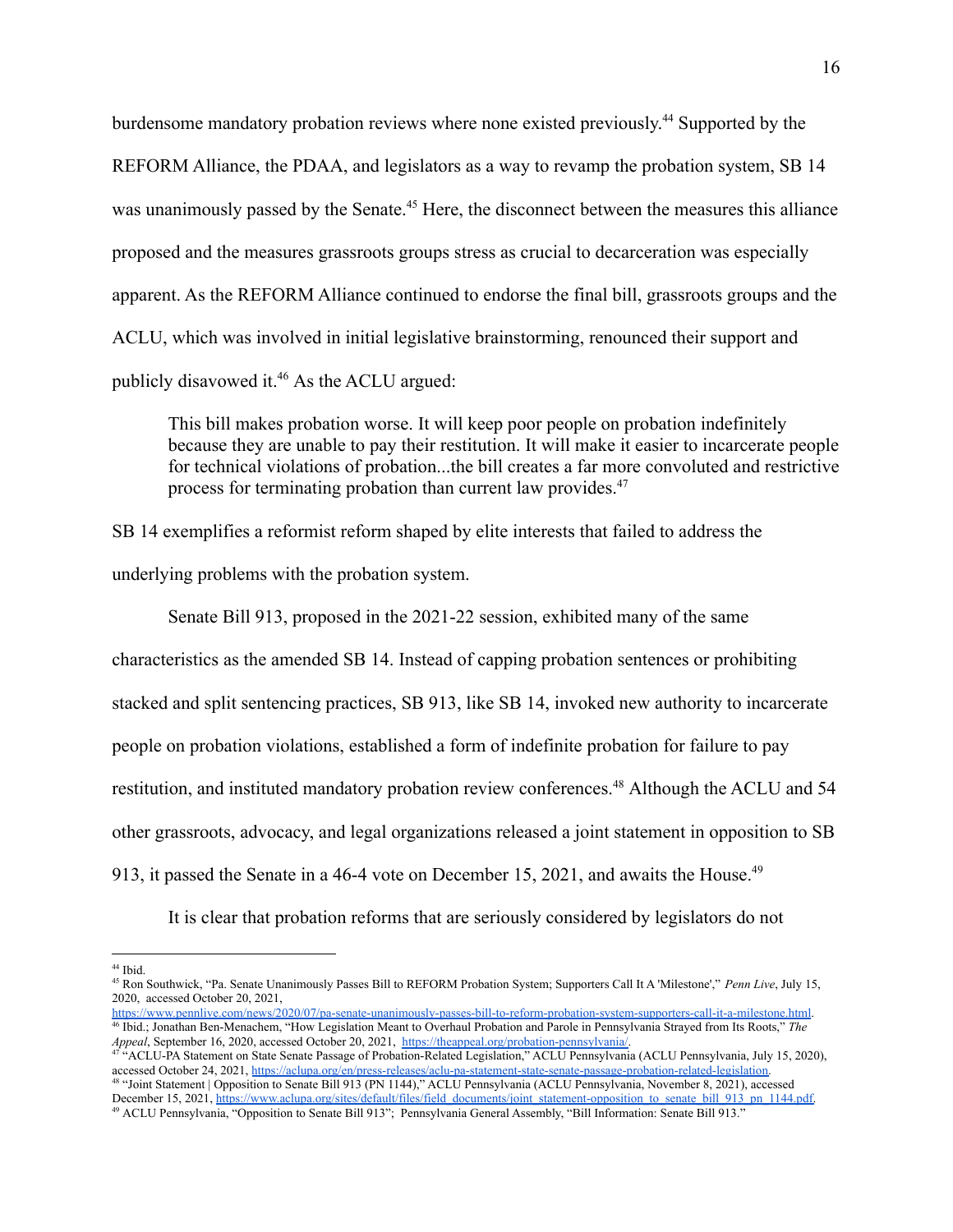burdensome mandatory probation reviews where none existed previously.[44] Supported by the REFORM Alliance, the PDAA, and legislators as a way to revamp the probation system, SB 14 was unanimously passed by the Senate.[45] Here, the disconnect between the measures this alliance proposed and the measures grassroots groups stress as crucial to decarceration was especially apparent. As the REFORM Alliance continued to endorse the final bill, grassroots groups and the ACLU, which was involved in initial legislative brainstorming, renounced their support and publicly disavowed it.[46] As the ACLU argued:

> This bill makes probation worse. It will keep poor people on probation indefinitely because they are unable to pay their restitution. It will make it easier to incarcerate people for technical violations of probation...the bill creates a far more convoluted and restrictive process for terminating probation than current law provides.[47]

SB 14 exemplifies a reformist reform shaped by elite interests that failed to address the underlying problems with the probation system.

Senate Bill 913, proposed in the 2021-22 session, exhibited many of the same characteristics as the amended SB 14. Instead of capping probation sentences or prohibiting stacked and split sentencing practices, SB 913, like SB 14, invoked new authority to incarcerate people on probation violations, established a form of indefinite probation for failure to pay restitution, and instituted mandatory probation review conferences.[48] Although the ACLU and 54 other grassroots, advocacy, and legal organizations released a joint statement in opposition to SB 913, it passed the Senate in a 46-4 vote on December 15, 2021, and awaits the House.[49]

It is clear that probation reforms that are seriously considered by legislators do not

---

[44] Ibid.

[45] Ron Southwick, "Pa. Senate Unanimously Passes Bill to REFORM Probation System; Supporters Call It A 'Milestone'," *Penn Live*, July 15, 2020, accessed October 20, 2021, https://www.pennlive.com/news/2020/07/pa-senate-unanimously-passes-bill-to-reform-probation-system-supporters-call-it-a-milestone.html.

[46] Ibid.; Jonathan Ben-Menachem, "How Legislation Meant to Overhaul Probation and Parole in Pennsylvania Strayed from Its Roots," *The Appeal*, September 16, 2020, accessed October 20, 2021, https://theappeal.org/probation-pennsylvania/.

[47] "ACLU-PA Statement on State Senate Passage of Probation-Related Legislation," ACLU Pennsylvania (ACLU Pennsylvania, July 15, 2020), accessed October 24, 2021, https://aclupa.org/en/press-releases/aclu-pa-statement-state-senate-passage-probation-related-legislation.

[48] "Joint Statement | Opposition to Senate Bill 913 (PN 1144)," ACLU Pennsylvania (ACLU Pennsylvania, November 8, 2021), accessed December 15, 2021, https://www.aclupa.org/sites/default/files/field_documents/joint_statement-opposition_to_senate_bill_913_pn_1144.pdf.

[49] ACLU Pennsylvania, "Opposition to Senate Bill 913"; Pennsylvania General Assembly, "Bill Information: Senate Bill 913."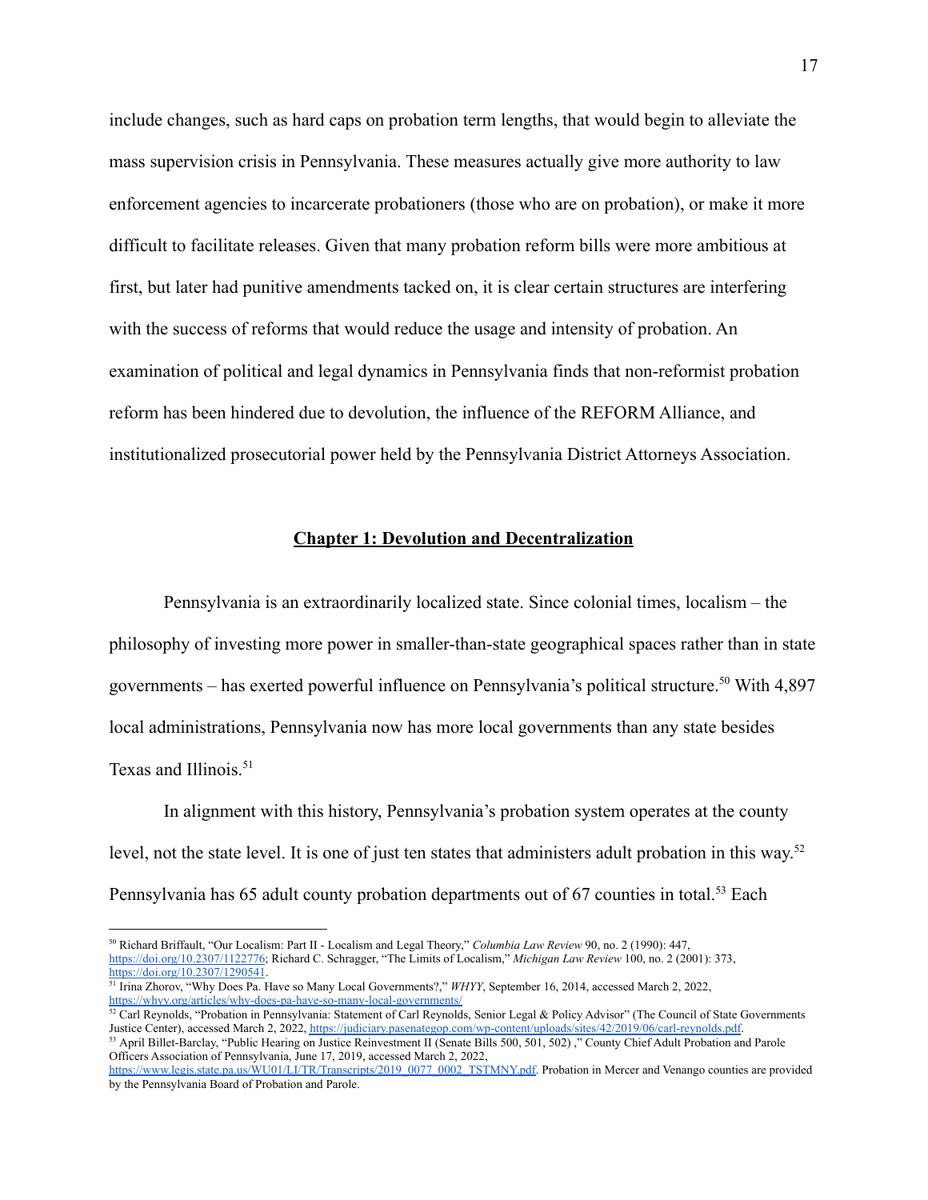include changes, such as hard caps on probation term lengths, that would begin to alleviate the mass supervision crisis in Pennsylvania. These measures actually give more authority to law enforcement agencies to incarcerate probationers (those who are on probation), or make it more difficult to facilitate releases. Given that many probation reform bills were more ambitious at first, but later had punitive amendments tacked on, it is clear certain structures are interfering with the success of reforms that would reduce the usage and intensity of probation. An examination of political and legal dynamics in Pennsylvania finds that non-reformist probation reform has been hindered due to devolution, the influence of the REFORM Alliance, and institutionalized prosecutorial power held by the Pennsylvania District Attorneys Association.

## **Chapter 1: Devolution and Decentralization**

Pennsylvania is an extraordinarily localized state. Since colonial times, localism – the philosophy of investing more power in smaller-than-state geographical spaces rather than in state governments – has exerted powerful influence on Pennsylvania's political structure.[50] With 4,897 local administrations, Pennsylvania now has more local governments than any state besides Texas and Illinois.[51]

In alignment with this history, Pennsylvania's probation system operates at the county level, not the state level. It is one of just ten states that administers adult probation in this way.[52] Pennsylvania has 65 adult county probation departments out of 67 counties in total.[53] Each

---

[50] Richard Briffault, "Our Localism: Part II - Localism and Legal Theory," *Columbia Law Review* 90, no. 2 (1990): 447, https://doi.org/10.2307/1122776; Richard C. Schragger, "The Limits of Localism," *Michigan Law Review* 100, no. 2 (2001): 373, https://doi.org/10.2307/1290541.

[51] Irina Zhorov, "Why Does Pa. Have so Many Local Governments?," *WHYY*, September 16, 2014, accessed March 2, 2022, https://whyy.org/articles/why-does-pa-have-so-many-local-governments/

[52] Carl Reynolds, "Probation in Pennsylvania: Statement of Carl Reynolds, Senior Legal & Policy Advisor" (The Council of State Governments Justice Center), accessed March 2, 2022, https://judiciary.pasenategop.com/wp-content/uploads/sites/42/2019/06/carl-reynolds.pdf.

[53] April Billet-Barclay, "Public Hearing on Justice Reinvestment II (Senate Bills 500, 501, 502) ," County Chief Adult Probation and Parole Officers Association of Pennsylvania, June 17, 2019, accessed March 2, 2022, https://www.legis.state.pa.us/WU01/LI/TR/Transcripts/2019_0077_0002_TSTMNY.pdf. Probation in Mercer and Venango counties are provided by the Pennsylvania Board of Probation and Parole.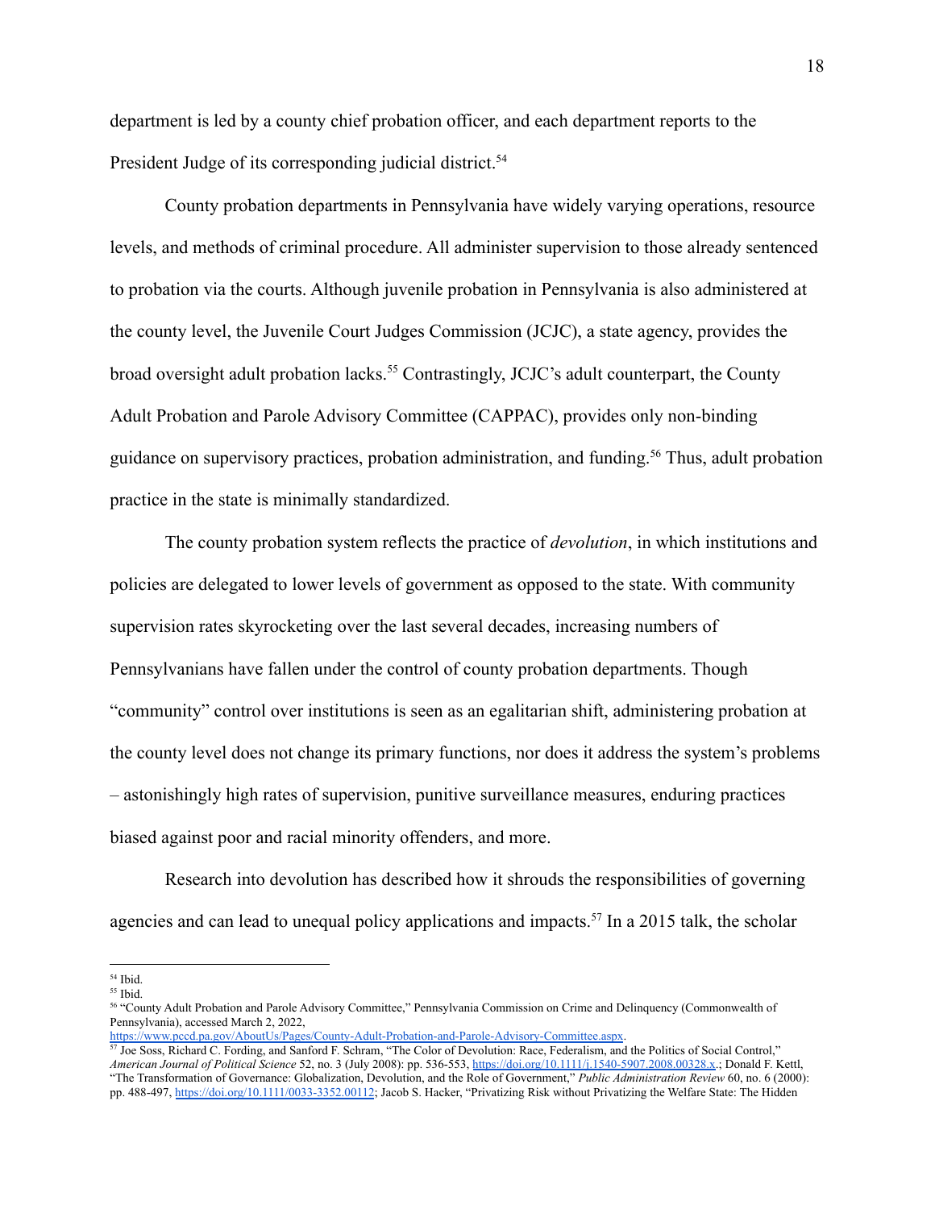department is led by a county chief probation officer, and each department reports to the President Judge of its corresponding judicial district.[54]

County probation departments in Pennsylvania have widely varying operations, resource levels, and methods of criminal procedure. All administer supervision to those already sentenced to probation via the courts. Although juvenile probation in Pennsylvania is also administered at the county level, the Juvenile Court Judges Commission (JCJC), a state agency, provides the broad oversight adult probation lacks.[55] Contrastingly, JCJC's adult counterpart, the County Adult Probation and Parole Advisory Committee (CAPPAC), provides only non-binding guidance on supervisory practices, probation administration, and funding.[56] Thus, adult probation practice in the state is minimally standardized.

The county probation system reflects the practice of *devolution*, in which institutions and policies are delegated to lower levels of government as opposed to the state. With community supervision rates skyrocketing over the last several decades, increasing numbers of Pennsylvanians have fallen under the control of county probation departments. Though "community" control over institutions is seen as an egalitarian shift, administering probation at the county level does not change its primary functions, nor does it address the system's problems – astonishingly high rates of supervision, punitive surveillance measures, enduring practices biased against poor and racial minority offenders, and more.

Research into devolution has described how it shrouds the responsibilities of governing agencies and can lead to unequal policy applications and impacts.[57] In a 2015 talk, the scholar

---

[54] Ibid.

[55] Ibid.

[56] "County Adult Probation and Parole Advisory Committee," Pennsylvania Commission on Crime and Delinquency (Commonwealth of Pennsylvania), accessed March 2, 2022, https://www.pccd.pa.gov/AboutUs/Pages/County-Adult-Probation-and-Parole-Advisory-Committee.aspx.

[57] Joe Soss, Richard C. Fording, and Sanford F. Schram, "The Color of Devolution: Race, Federalism, and the Politics of Social Control," *American Journal of Political Science* 52, no. 3 (July 2008): pp. 536-553, https://doi.org/10.1111/j.1540-5907.2008.00328.x.; Donald F. Kettl, "The Transformation of Governance: Globalization, Devolution, and the Role of Government," *Public Administration Review* 60, no. 6 (2000): pp. 488-497, https://doi.org/10.1111/0033-3352.00112; Jacob S. Hacker, "Privatizing Risk without Privatizing the Welfare State: The Hidden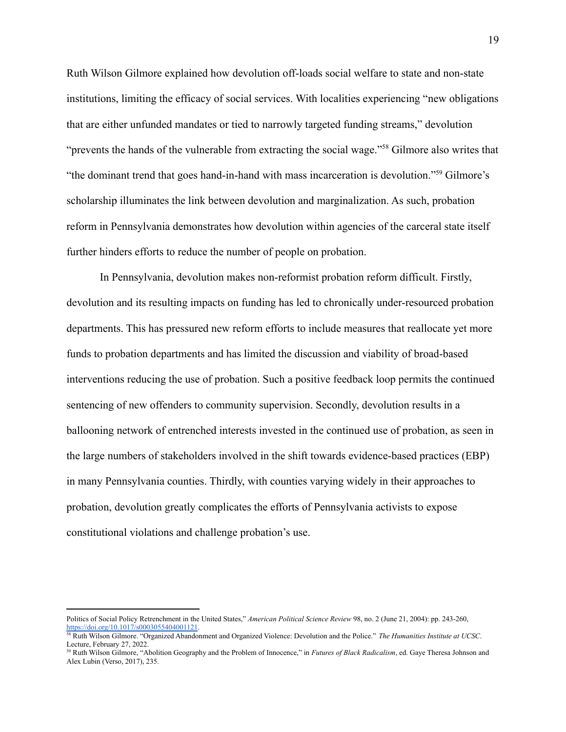Ruth Wilson Gilmore explained how devolution off-loads social welfare to state and non-state institutions, limiting the efficacy of social services. With localities experiencing "new obligations that are either unfunded mandates or tied to narrowly targeted funding streams," devolution "prevents the hands of the vulnerable from extracting the social wage."[58] Gilmore also writes that "the dominant trend that goes hand-in-hand with mass incarceration is devolution."[59] Gilmore's scholarship illuminates the link between devolution and marginalization. As such, probation reform in Pennsylvania demonstrates how devolution within agencies of the carceral state itself further hinders efforts to reduce the number of people on probation.

In Pennsylvania, devolution makes non-reformist probation reform difficult. Firstly, devolution and its resulting impacts on funding has led to chronically under-resourced probation departments. This has pressured new reform efforts to include measures that reallocate yet more funds to probation departments and has limited the discussion and viability of broad-based interventions reducing the use of probation. Such a positive feedback loop permits the continued sentencing of new offenders to community supervision. Secondly, devolution results in a ballooning network of entrenched interests invested in the continued use of probation, as seen in the large numbers of stakeholders involved in the shift towards evidence-based practices (EBP) in many Pennsylvania counties. Thirdly, with counties varying widely in their approaches to probation, devolution greatly complicates the efforts of Pennsylvania activists to expose constitutional violations and challenge probation's use.

---

Politics of Social Policy Retrenchment in the United States," *American Political Science Review* 98, no. 2 (June 21, 2004): pp. 243-260, https://doi.org/10.1017/s0003055404001121.

[58] Ruth Wilson Gilmore. "Organized Abandonment and Organized Violence: Devolution and the Police." *The Humanities Institute at UCSC*. Lecture, February 27, 2022.

[59] Ruth Wilson Gilmore, "Abolition Geography and the Problem of Innocence," in *Futures of Black Radicalism*, ed. Gaye Theresa Johnson and Alex Lubin (Verso, 2017), 235.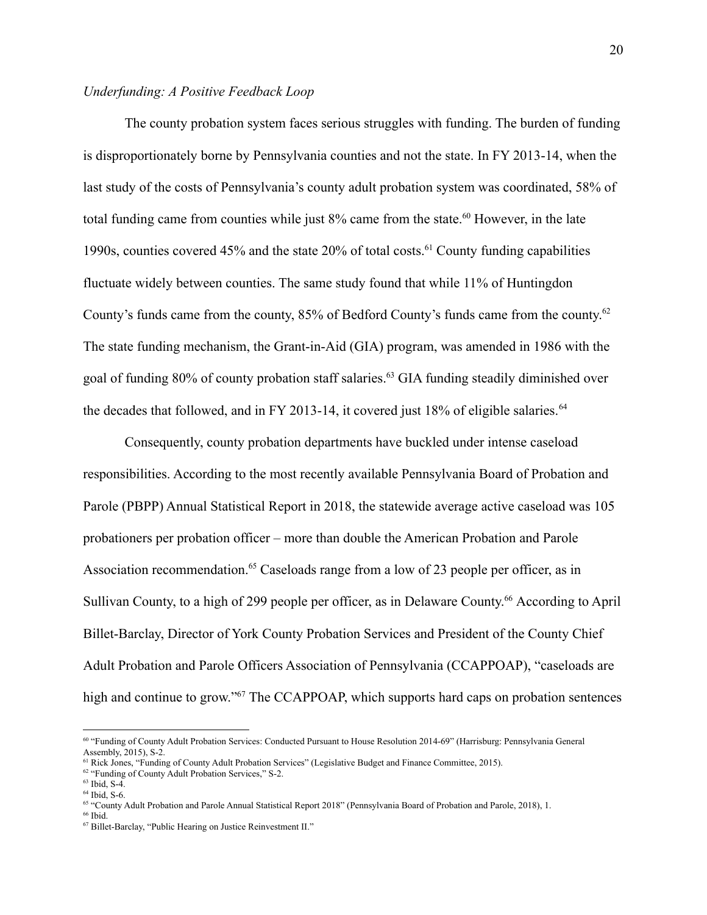*Underfunding: A Positive Feedback Loop*

The county probation system faces serious struggles with funding. The burden of funding is disproportionately borne by Pennsylvania counties and not the state. In FY 2013-14, when the last study of the costs of Pennsylvania's county adult probation system was coordinated, 58% of total funding came from counties while just 8% came from the state.[60] However, in the late 1990s, counties covered 45% and the state 20% of total costs.[61] County funding capabilities fluctuate widely between counties. The same study found that while 11% of Huntingdon County's funds came from the county, 85% of Bedford County's funds came from the county.[62] The state funding mechanism, the Grant-in-Aid (GIA) program, was amended in 1986 with the goal of funding 80% of county probation staff salaries.[63] GIA funding steadily diminished over the decades that followed, and in FY 2013-14, it covered just 18% of eligible salaries.[64]

Consequently, county probation departments have buckled under intense caseload responsibilities. According to the most recently available Pennsylvania Board of Probation and Parole (PBPP) Annual Statistical Report in 2018, the statewide average active caseload was 105 probationers per probation officer – more than double the American Probation and Parole Association recommendation.[65] Caseloads range from a low of 23 people per officer, as in Sullivan County, to a high of 299 people per officer, as in Delaware County.[66] According to April Billet-Barclay, Director of York County Probation Services and President of the County Chief Adult Probation and Parole Officers Association of Pennsylvania (CCAPPOAP), "caseloads are high and continue to grow."[67] The CCAPPOAP, which supports hard caps on probation sentences

---

[60] "Funding of County Adult Probation Services: Conducted Pursuant to House Resolution 2014-69" (Harrisburg: Pennsylvania General Assembly, 2015), S-2.

[61] Rick Jones, "Funding of County Adult Probation Services" (Legislative Budget and Finance Committee, 2015).

[62] "Funding of County Adult Probation Services," S-2.

[63] Ibid, S-4.

[64] Ibid, S-6.

[65] "County Adult Probation and Parole Annual Statistical Report 2018" (Pennsylvania Board of Probation and Parole, 2018), 1.

[66] Ibid.

[67] Billet-Barclay, "Public Hearing on Justice Reinvestment II."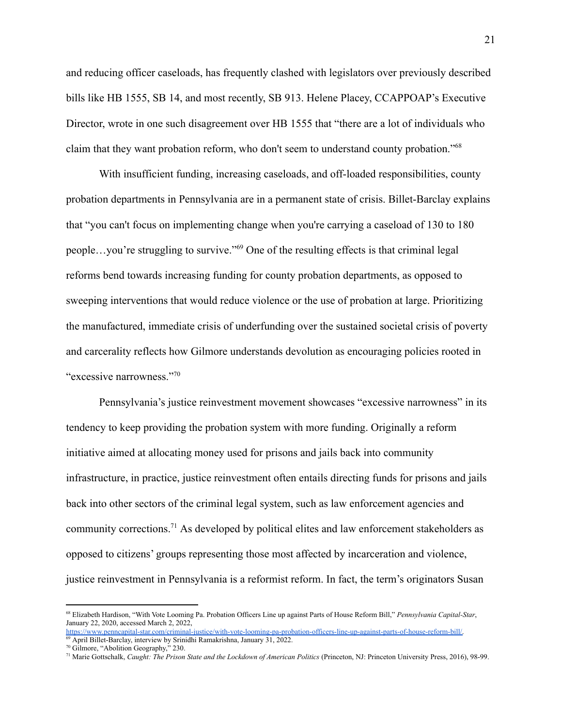and reducing officer caseloads, has frequently clashed with legislators over previously described bills like HB 1555, SB 14, and most recently, SB 913. Helene Placey, CCAPPOAP's Executive Director, wrote in one such disagreement over HB 1555 that "there are a lot of individuals who claim that they want probation reform, who don't seem to understand county probation."[68]

With insufficient funding, increasing caseloads, and off-loaded responsibilities, county probation departments in Pennsylvania are in a permanent state of crisis. Billet-Barclay explains that "you can't focus on implementing change when you're carrying a caseload of 130 to 180 people…you're struggling to survive."[69] One of the resulting effects is that criminal legal reforms bend towards increasing funding for county probation departments, as opposed to sweeping interventions that would reduce violence or the use of probation at large. Prioritizing the manufactured, immediate crisis of underfunding over the sustained societal crisis of poverty and carcerality reflects how Gilmore understands devolution as encouraging policies rooted in "excessive narrowness."[70]

Pennsylvania's justice reinvestment movement showcases "excessive narrowness" in its tendency to keep providing the probation system with more funding. Originally a reform initiative aimed at allocating money used for prisons and jails back into community infrastructure, in practice, justice reinvestment often entails directing funds for prisons and jails back into other sectors of the criminal legal system, such as law enforcement agencies and community corrections.[71] As developed by political elites and law enforcement stakeholders as opposed to citizens' groups representing those most affected by incarceration and violence, justice reinvestment in Pennsylvania is a reformist reform. In fact, the term's originators Susan

---

[68] Elizabeth Hardison, "With Vote Looming Pa. Probation Officers Line up against Parts of House Reform Bill," *Pennsylvania Capital-Star*, January 22, 2020, accessed March 2, 2022, https://www.penncapital-star.com/criminal-justice/with-vote-looming-pa-probation-officers-line-up-against-parts-of-house-reform-bill/.

[69] April Billet-Barclay, interview by Srinidhi Ramakrishna, January 31, 2022.

[70] Gilmore, "Abolition Geography," 230.

[71] Marie Gottschalk, *Caught: The Prison State and the Lockdown of American Politics* (Princeton, NJ: Princeton University Press, 2016), 98-99.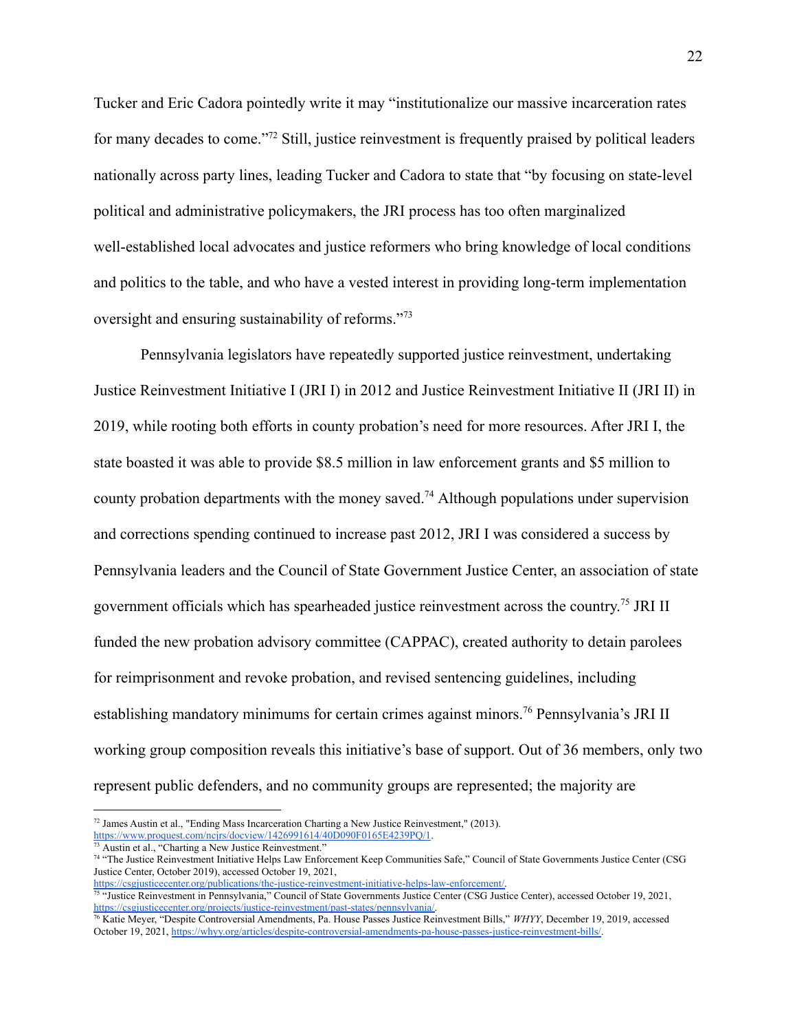Tucker and Eric Cadora pointedly write it may "institutionalize our massive incarceration rates for many decades to come."[72] Still, justice reinvestment is frequently praised by political leaders nationally across party lines, leading Tucker and Cadora to state that "by focusing on state-level political and administrative policymakers, the JRI process has too often marginalized well-established local advocates and justice reformers who bring knowledge of local conditions and politics to the table, and who have a vested interest in providing long-term implementation oversight and ensuring sustainability of reforms."[73]

Pennsylvania legislators have repeatedly supported justice reinvestment, undertaking Justice Reinvestment Initiative I (JRI I) in 2012 and Justice Reinvestment Initiative II (JRI II) in 2019, while rooting both efforts in county probation's need for more resources. After JRI I, the state boasted it was able to provide $8.5 million in law enforcement grants and $5 million to county probation departments with the money saved.[74] Although populations under supervision and corrections spending continued to increase past 2012, JRI I was considered a success by Pennsylvania leaders and the Council of State Government Justice Center, an association of state government officials which has spearheaded justice reinvestment across the country.[75] JRI II funded the new probation advisory committee (CAPPAC), created authority to detain parolees for reimprisonment and revoke probation, and revised sentencing guidelines, including establishing mandatory minimums for certain crimes against minors.[76] Pennsylvania's JRI II working group composition reveals this initiative's base of support. Out of 36 members, only two represent public defenders, and no community groups are represented; the majority are

---

[72] James Austin et al., "Ending Mass Incarceration Charting a New Justice Reinvestment," (2013). https://www.proquest.com/ncjrs/docview/1426991614/40D090F0165E4239PQ/1.

[73] Austin et al., "Charting a New Justice Reinvestment."

[74] "The Justice Reinvestment Initiative Helps Law Enforcement Keep Communities Safe," Council of State Governments Justice Center (CSG Justice Center, October 2019), accessed October 19, 2021, https://csgjusticecenter.org/publications/the-justice-reinvestment-initiative-helps-law-enforcement/.

[75] "Justice Reinvestment in Pennsylvania," Council of State Governments Justice Center (CSG Justice Center), accessed October 19, 2021, https://csgjusticecenter.org/projects/justice-reinvestment/past-states/pennsylvania/.

[76] Katie Meyer, "Despite Controversial Amendments, Pa. House Passes Justice Reinvestment Bills," *WHYY*, December 19, 2019, accessed October 19, 2021, https://whyy.org/articles/despite-controversial-amendments-pa-house-passes-justice-reinvestment-bills/.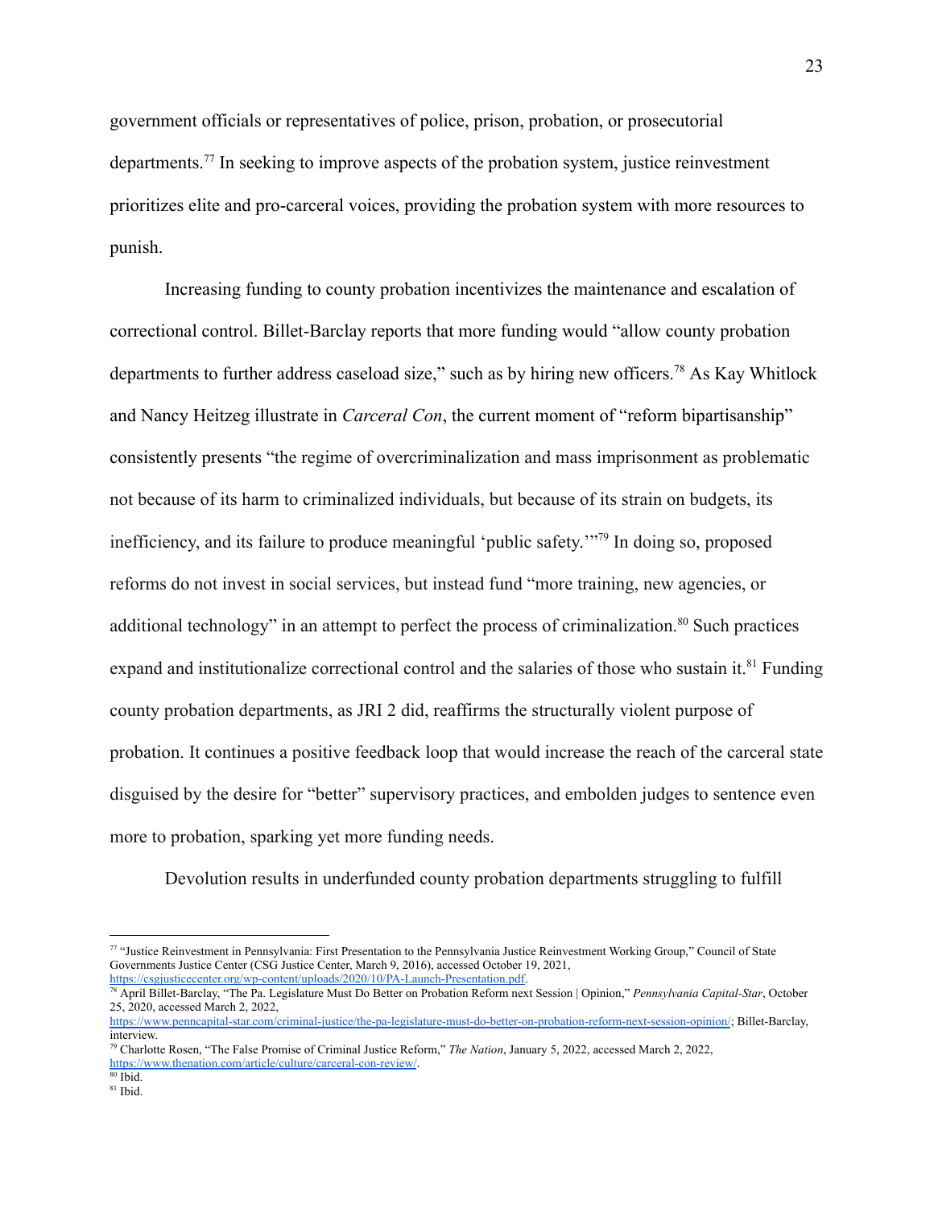government officials or representatives of police, prison, probation, or prosecutorial departments.[77] In seeking to improve aspects of the probation system, justice reinvestment prioritizes elite and pro-carceral voices, providing the probation system with more resources to punish.

Increasing funding to county probation incentivizes the maintenance and escalation of correctional control. Billet-Barclay reports that more funding would "allow county probation departments to further address caseload size," such as by hiring new officers.[78] As Kay Whitlock and Nancy Heitzeg illustrate in *Carceral Con*, the current moment of "reform bipartisanship" consistently presents "the regime of overcriminalization and mass imprisonment as problematic not because of its harm to criminalized individuals, but because of its strain on budgets, its inefficiency, and its failure to produce meaningful 'public safety.'"[79] In doing so, proposed reforms do not invest in social services, but instead fund "more training, new agencies, or additional technology" in an attempt to perfect the process of criminalization.[80] Such practices expand and institutionalize correctional control and the salaries of those who sustain it.[81] Funding county probation departments, as JRI 2 did, reaffirms the structurally violent purpose of probation. It continues a positive feedback loop that would increase the reach of the carceral state disguised by the desire for "better" supervisory practices, and embolden judges to sentence even more to probation, sparking yet more funding needs.

Devolution results in underfunded county probation departments struggling to fulfill

---

[77] "Justice Reinvestment in Pennsylvania: First Presentation to the Pennsylvania Justice Reinvestment Working Group," Council of State Governments Justice Center (CSG Justice Center, March 9, 2016), accessed October 19, 2021, https://csgjusticecenter.org/wp-content/uploads/2020/10/PA-Launch-Presentation.pdf.

[78] April Billet-Barclay, "The Pa. Legislature Must Do Better on Probation Reform next Session | Opinion," *Pennsylvania Capital-Star*, October 25, 2020, accessed March 2, 2022, https://www.penncapital-star.com/criminal-justice/the-pa-legislature-must-do-better-on-probation-reform-next-session-opinion/; Billet-Barclay, interview.

[79] Charlotte Rosen, "The False Promise of Criminal Justice Reform," *The Nation*, January 5, 2022, accessed March 2, 2022, https://www.thenation.com/article/culture/carceral-con-review/.

[80] Ibid.

[81] Ibid.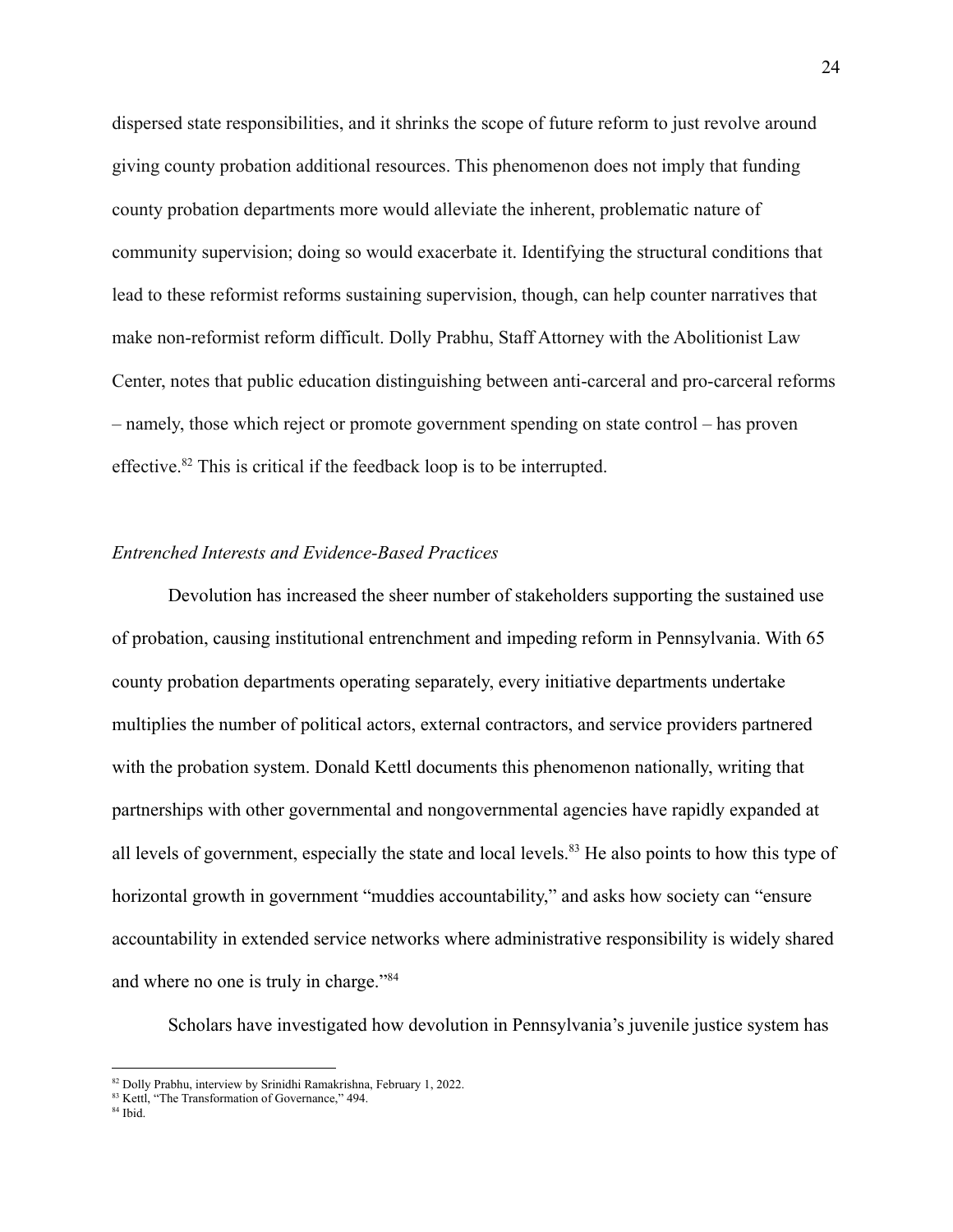dispersed state responsibilities, and it shrinks the scope of future reform to just revolve around giving county probation additional resources. This phenomenon does not imply that funding county probation departments more would alleviate the inherent, problematic nature of community supervision; doing so would exacerbate it. Identifying the structural conditions that lead to these reformist reforms sustaining supervision, though, can help counter narratives that make non-reformist reform difficult. Dolly Prabhu, Staff Attorney with the Abolitionist Law Center, notes that public education distinguishing between anti-carceral and pro-carceral reforms – namely, those which reject or promote government spending on state control – has proven effective.[82] This is critical if the feedback loop is to be interrupted.

### *Entrenched Interests and Evidence-Based Practices*

Devolution has increased the sheer number of stakeholders supporting the sustained use of probation, causing institutional entrenchment and impeding reform in Pennsylvania. With 65 county probation departments operating separately, every initiative departments undertake multiplies the number of political actors, external contractors, and service providers partnered with the probation system. Donald Kettl documents this phenomenon nationally, writing that partnerships with other governmental and nongovernmental agencies have rapidly expanded at all levels of government, especially the state and local levels.[83] He also points to how this type of horizontal growth in government "muddies accountability," and asks how society can "ensure accountability in extended service networks where administrative responsibility is widely shared and where no one is truly in charge."[84]

Scholars have investigated how devolution in Pennsylvania's juvenile justice system has

---

[82] Dolly Prabhu, interview by Srinidhi Ramakrishna, February 1, 2022.

[83] Kettl, "The Transformation of Governance," 494.

[84] Ibid.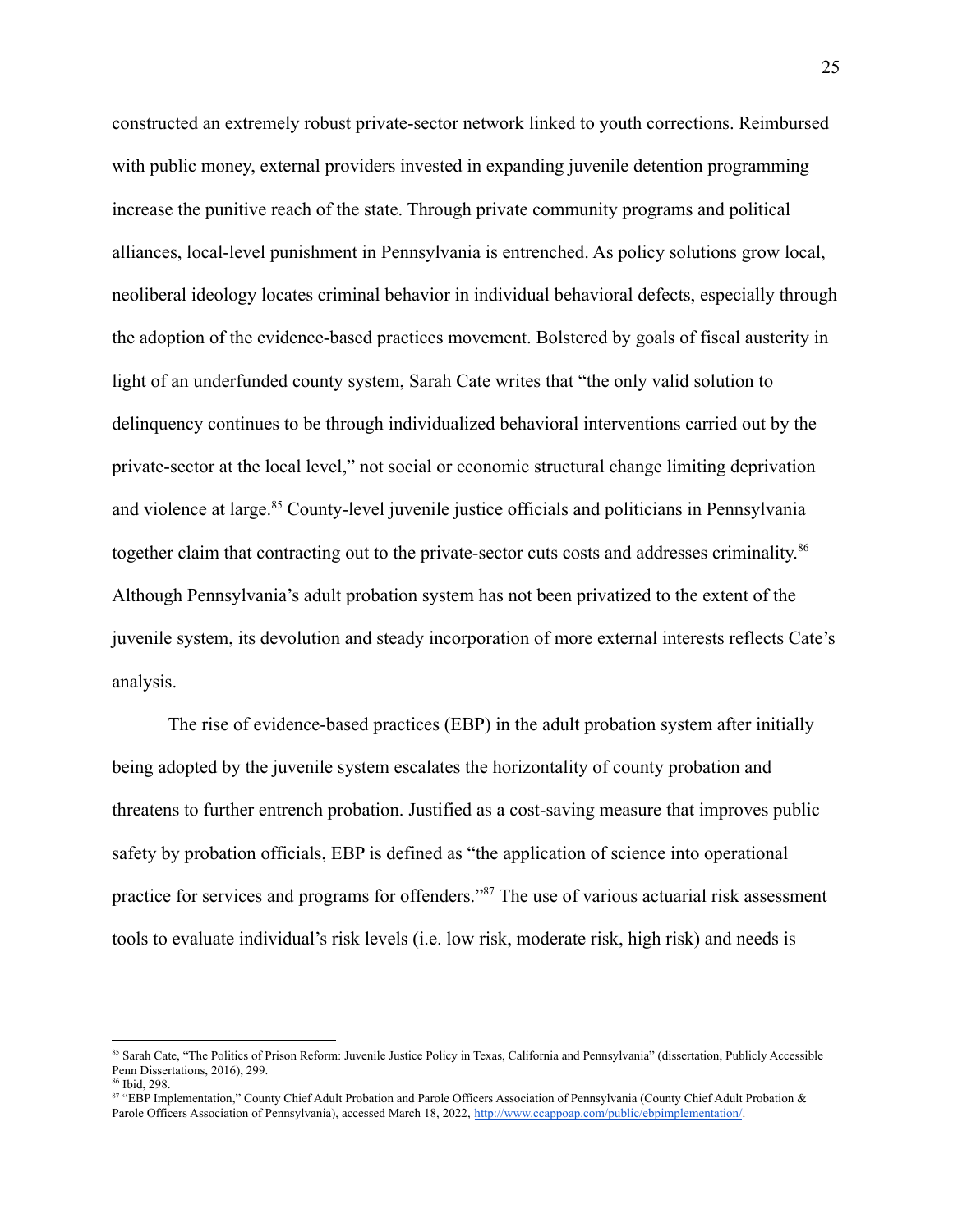constructed an extremely robust private-sector network linked to youth corrections. Reimbursed with public money, external providers invested in expanding juvenile detention programming increase the punitive reach of the state. Through private community programs and political alliances, local-level punishment in Pennsylvania is entrenched. As policy solutions grow local, neoliberal ideology locates criminal behavior in individual behavioral defects, especially through the adoption of the evidence-based practices movement. Bolstered by goals of fiscal austerity in light of an underfunded county system, Sarah Cate writes that "the only valid solution to delinquency continues to be through individualized behavioral interventions carried out by the private-sector at the local level," not social or economic structural change limiting deprivation and violence at large.[85] County-level juvenile justice officials and politicians in Pennsylvania together claim that contracting out to the private-sector cuts costs and addresses criminality.[86] Although Pennsylvania's adult probation system has not been privatized to the extent of the juvenile system, its devolution and steady incorporation of more external interests reflects Cate's analysis.

The rise of evidence-based practices (EBP) in the adult probation system after initially being adopted by the juvenile system escalates the horizontality of county probation and threatens to further entrench probation. Justified as a cost-saving measure that improves public safety by probation officials, EBP is defined as "the application of science into operational practice for services and programs for offenders."[87] The use of various actuarial risk assessment tools to evaluate individual's risk levels (i.e. low risk, moderate risk, high risk) and needs is

---

[85] Sarah Cate, "The Politics of Prison Reform: Juvenile Justice Policy in Texas, California and Pennsylvania" (dissertation, Publicly Accessible Penn Dissertations, 2016), 299.

[86] Ibid, 298.

[87] "EBP Implementation," County Chief Adult Probation and Parole Officers Association of Pennsylvania (County Chief Adult Probation & Parole Officers Association of Pennsylvania), accessed March 18, 2022, http://www.ccappoap.com/public/ebpimplementation/.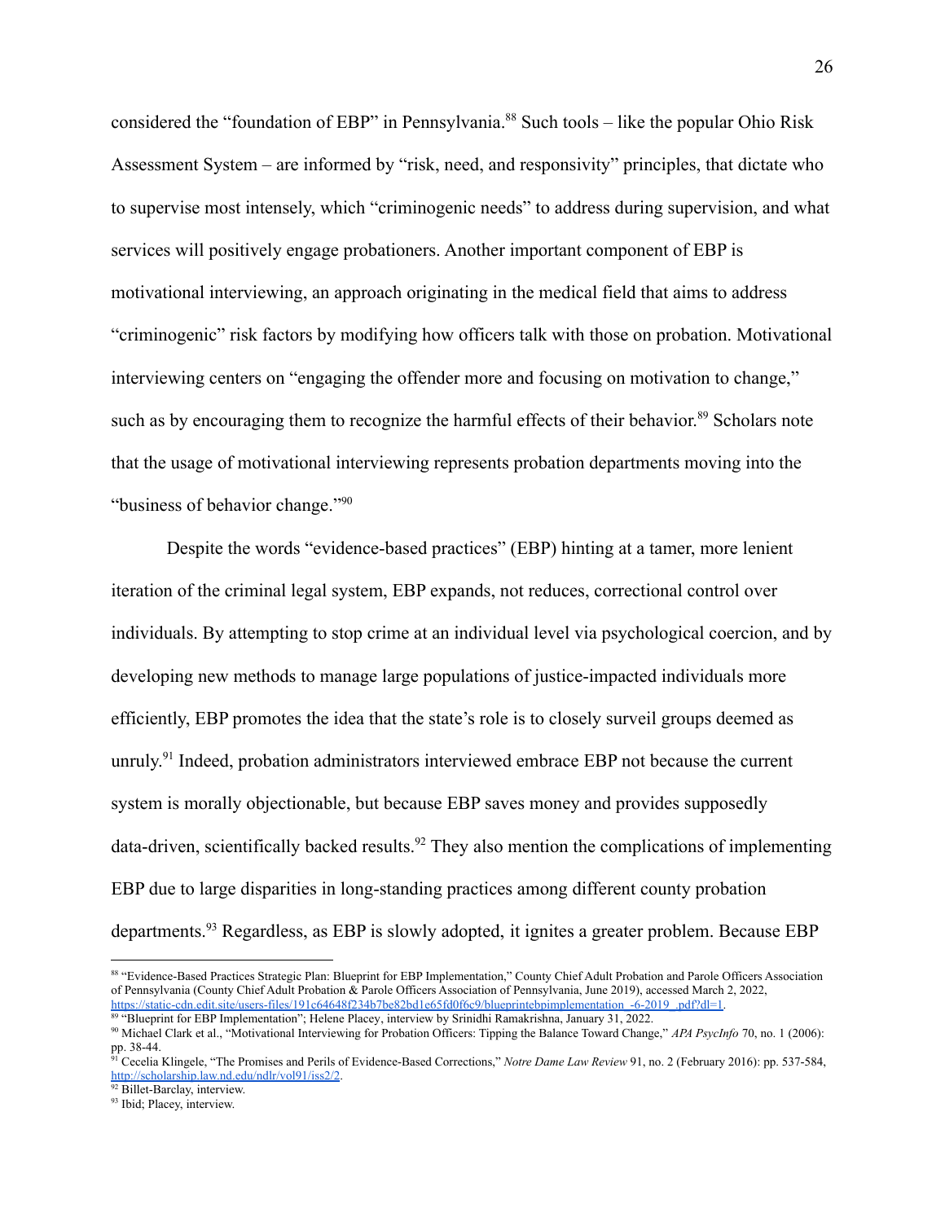considered the "foundation of EBP" in Pennsylvania.[88] Such tools – like the popular Ohio Risk Assessment System – are informed by "risk, need, and responsivity" principles, that dictate who to supervise most intensely, which "criminogenic needs" to address during supervision, and what services will positively engage probationers. Another important component of EBP is motivational interviewing, an approach originating in the medical field that aims to address "criminogenic" risk factors by modifying how officers talk with those on probation. Motivational interviewing centers on "engaging the offender more and focusing on motivation to change," such as by encouraging them to recognize the harmful effects of their behavior.[89] Scholars note that the usage of motivational interviewing represents probation departments moving into the "business of behavior change."[90]

Despite the words "evidence-based practices" (EBP) hinting at a tamer, more lenient iteration of the criminal legal system, EBP expands, not reduces, correctional control over individuals. By attempting to stop crime at an individual level via psychological coercion, and by developing new methods to manage large populations of justice-impacted individuals more efficiently, EBP promotes the idea that the state's role is to closely surveil groups deemed as unruly.[91] Indeed, probation administrators interviewed embrace EBP not because the current system is morally objectionable, but because EBP saves money and provides supposedly data-driven, scientifically backed results.[92] They also mention the complications of implementing EBP due to large disparities in long-standing practices among different county probation departments.[93] Regardless, as EBP is slowly adopted, it ignites a greater problem. Because EBP

---

[88] "Evidence-Based Practices Strategic Plan: Blueprint for EBP Implementation," County Chief Adult Probation and Parole Officers Association of Pennsylvania (County Chief Adult Probation & Parole Officers Association of Pennsylvania, June 2019), accessed March 2, 2022, https://static-cdn.edit.site/users-files/191c64648f234b7be82bd1e65fd0f6c9/blueprintebpimplementation_-6-2019_.pdf?dl=1.

[89] "Blueprint for EBP Implementation"; Helene Placey, interview by Srinidhi Ramakrishna, January 31, 2022.

[90] Michael Clark et al., "Motivational Interviewing for Probation Officers: Tipping the Balance Toward Change," *APA PsycInfo* 70, no. 1 (2006): pp. 38-44.

[91] Cecelia Klingele, "The Promises and Perils of Evidence-Based Corrections," *Notre Dame Law Review* 91, no. 2 (February 2016): pp. 537-584, http://scholarship.law.nd.edu/ndlr/vol91/iss2/2.

[92] Billet-Barclay, interview.

[93] Ibid; Placey, interview.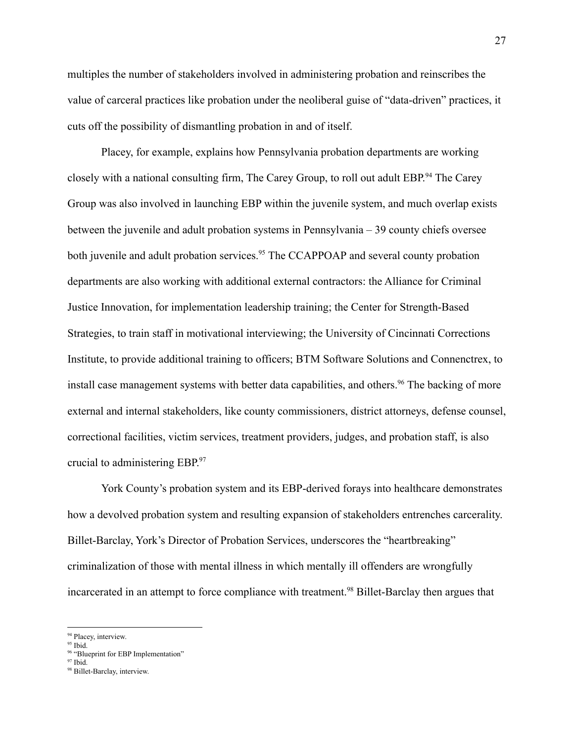multiples the number of stakeholders involved in administering probation and reinscribes the value of carceral practices like probation under the neoliberal guise of "data-driven" practices, it cuts off the possibility of dismantling probation in and of itself.

Placey, for example, explains how Pennsylvania probation departments are working closely with a national consulting firm, The Carey Group, to roll out adult EBP.[94] The Carey Group was also involved in launching EBP within the juvenile system, and much overlap exists between the juvenile and adult probation systems in Pennsylvania – 39 county chiefs oversee both juvenile and adult probation services.[95] The CCAPPOAP and several county probation departments are also working with additional external contractors: the Alliance for Criminal Justice Innovation, for implementation leadership training; the Center for Strength-Based Strategies, to train staff in motivational interviewing; the University of Cincinnati Corrections Institute, to provide additional training to officers; BTM Software Solutions and Connenctrex, to install case management systems with better data capabilities, and others.[96] The backing of more external and internal stakeholders, like county commissioners, district attorneys, defense counsel, correctional facilities, victim services, treatment providers, judges, and probation staff, is also crucial to administering EBP.[97]

York County's probation system and its EBP-derived forays into healthcare demonstrates how a devolved probation system and resulting expansion of stakeholders entrenches carcerality. Billet-Barclay, York's Director of Probation Services, underscores the "heartbreaking" criminalization of those with mental illness in which mentally ill offenders are wrongfully incarcerated in an attempt to force compliance with treatment.[98] Billet-Barclay then argues that

---

[94] Placey, interview.
[95] Ibid.
[96] "Blueprint for EBP Implementation"
[97] Ibid.
[98] Billet-Barclay, interview.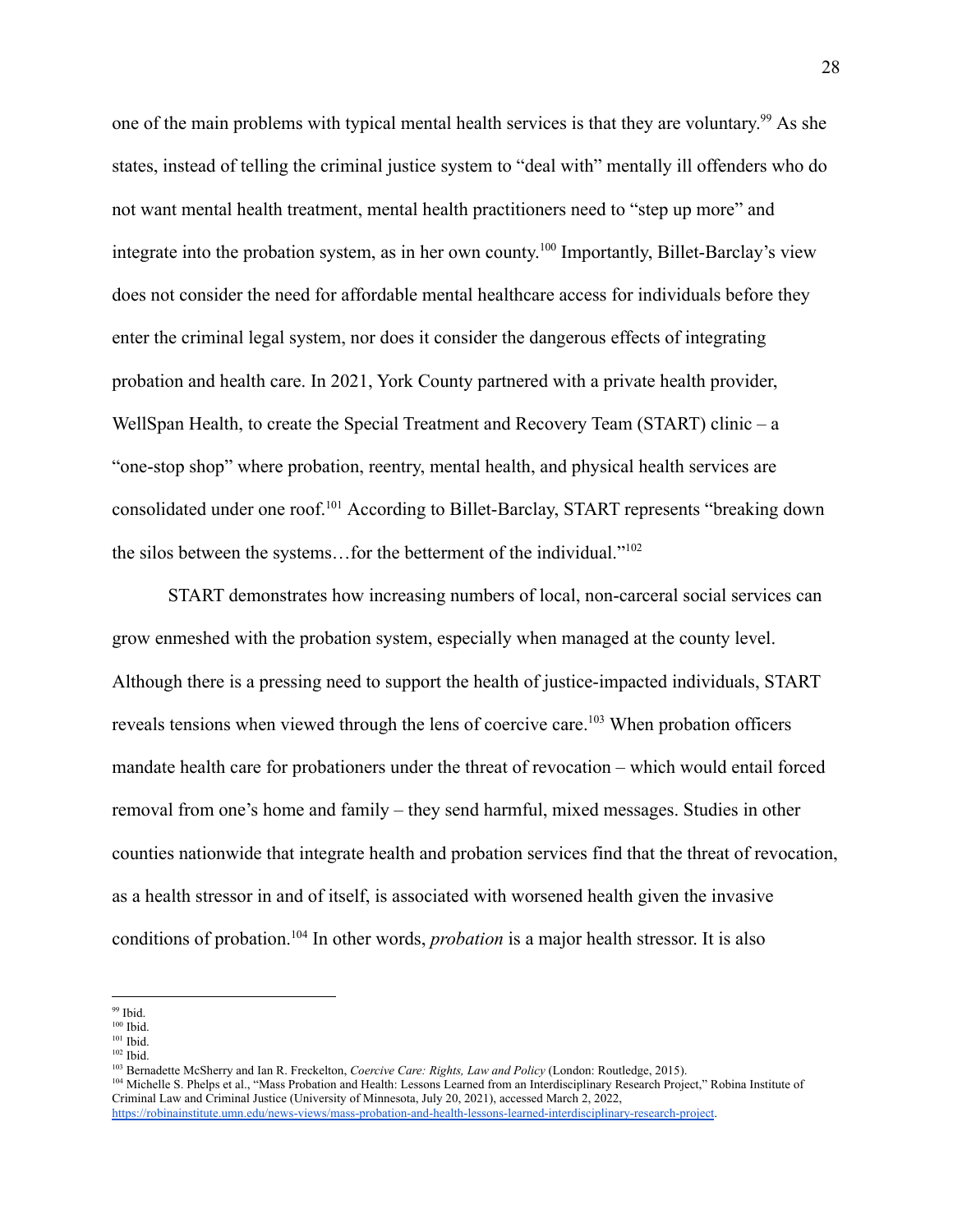one of the main problems with typical mental health services is that they are voluntary.[99] As she states, instead of telling the criminal justice system to "deal with" mentally ill offenders who do not want mental health treatment, mental health practitioners need to "step up more" and integrate into the probation system, as in her own county.[100] Importantly, Billet-Barclay's view does not consider the need for affordable mental healthcare access for individuals before they enter the criminal legal system, nor does it consider the dangerous effects of integrating probation and health care. In 2021, York County partnered with a private health provider, WellSpan Health, to create the Special Treatment and Recovery Team (START) clinic – a "one-stop shop" where probation, reentry, mental health, and physical health services are consolidated under one roof.[101] According to Billet-Barclay, START represents "breaking down the silos between the systems…for the betterment of the individual."[102]

START demonstrates how increasing numbers of local, non-carceral social services can grow enmeshed with the probation system, especially when managed at the county level. Although there is a pressing need to support the health of justice-impacted individuals, START reveals tensions when viewed through the lens of coercive care.[103] When probation officers mandate health care for probationers under the threat of revocation – which would entail forced removal from one's home and family – they send harmful, mixed messages. Studies in other counties nationwide that integrate health and probation services find that the threat of revocation, as a health stressor in and of itself, is associated with worsened health given the invasive conditions of probation.[104] In other words, *probation* is a major health stressor. It is also

---

[99] Ibid.
[100] Ibid.
[101] Ibid.
[102] Ibid.
[103] Bernadette McSherry and Ian R. Freckelton, *Coercive Care: Rights, Law and Policy* (London: Routledge, 2015).
[104] Michelle S. Phelps et al., "Mass Probation and Health: Lessons Learned from an Interdisciplinary Research Project," Robina Institute of Criminal Law and Criminal Justice (University of Minnesota, July 20, 2021), accessed March 2, 2022, https://robinainstitute.umn.edu/news-views/mass-probation-and-health-lessons-learned-interdisciplinary-research-project.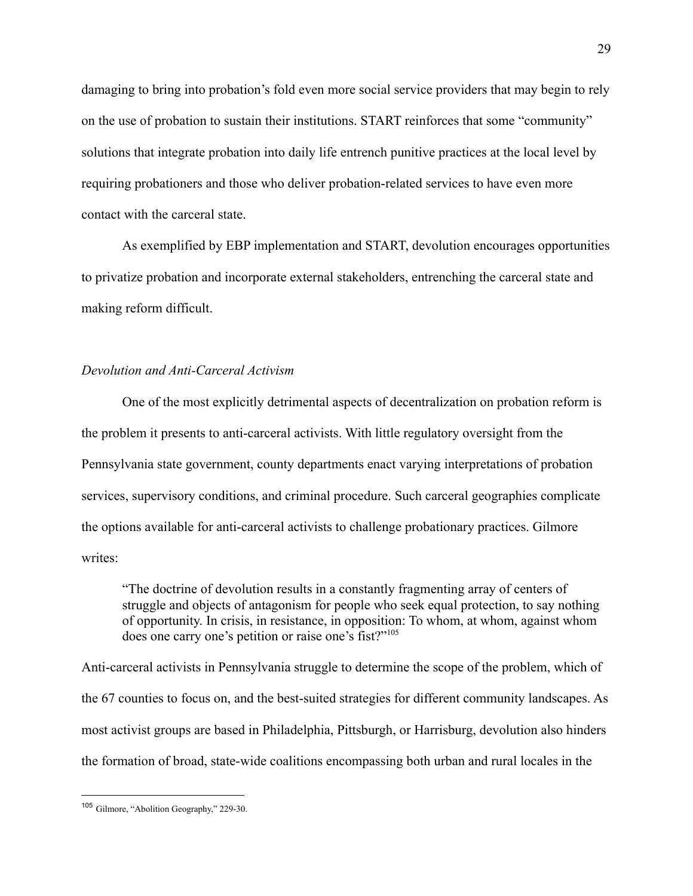damaging to bring into probation's fold even more social service providers that may begin to rely on the use of probation to sustain their institutions. START reinforces that some "community" solutions that integrate probation into daily life entrench punitive practices at the local level by requiring probationers and those who deliver probation-related services to have even more contact with the carceral state.

As exemplified by EBP implementation and START, devolution encourages opportunities to privatize probation and incorporate external stakeholders, entrenching the carceral state and making reform difficult.

*Devolution and Anti-Carceral Activism*

One of the most explicitly detrimental aspects of decentralization on probation reform is the problem it presents to anti-carceral activists. With little regulatory oversight from the Pennsylvania state government, county departments enact varying interpretations of probation services, supervisory conditions, and criminal procedure. Such carceral geographies complicate the options available for anti-carceral activists to challenge probationary practices. Gilmore writes:

> "The doctrine of devolution results in a constantly fragmenting array of centers of struggle and objects of antagonism for people who seek equal protection, to say nothing of opportunity. In crisis, in resistance, in opposition: To whom, at whom, against whom does one carry one's petition or raise one's fist?"[105]

Anti-carceral activists in Pennsylvania struggle to determine the scope of the problem, which of the 67 counties to focus on, and the best-suited strategies for different community landscapes. As most activist groups are based in Philadelphia, Pittsburgh, or Harrisburg, devolution also hinders the formation of broad, state-wide coalitions encompassing both urban and rural locales in the

---

[105] Gilmore, "Abolition Geography," 229-30.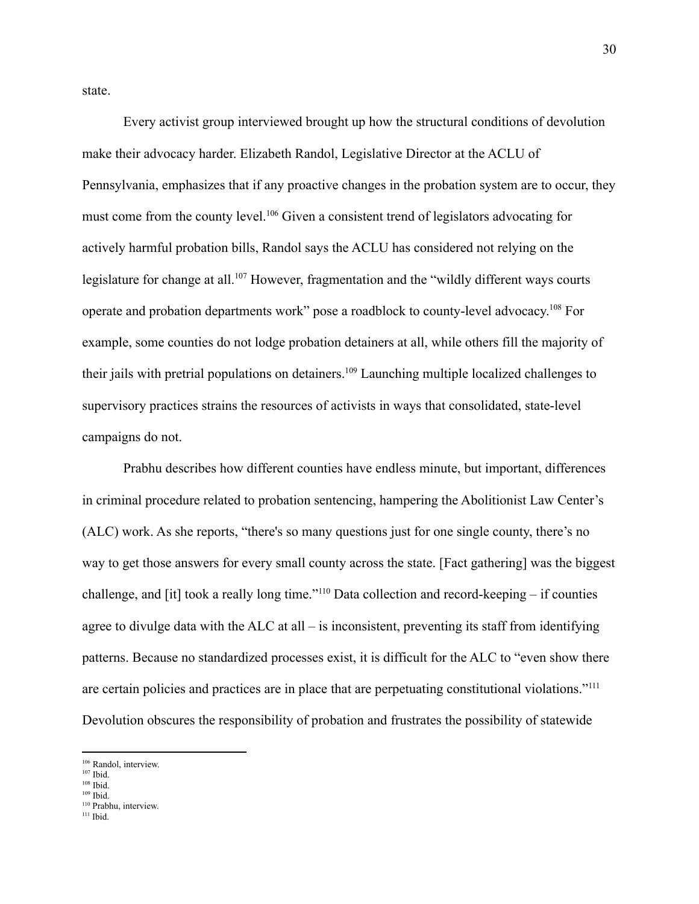state.

Every activist group interviewed brought up how the structural conditions of devolution make their advocacy harder. Elizabeth Randol, Legislative Director at the ACLU of Pennsylvania, emphasizes that if any proactive changes in the probation system are to occur, they must come from the county level.[106] Given a consistent trend of legislators advocating for actively harmful probation bills, Randol says the ACLU has considered not relying on the legislature for change at all.[107] However, fragmentation and the "wildly different ways courts operate and probation departments work" pose a roadblock to county-level advocacy.[108] For example, some counties do not lodge probation detainers at all, while others fill the majority of their jails with pretrial populations on detainers.[109] Launching multiple localized challenges to supervisory practices strains the resources of activists in ways that consolidated, state-level campaigns do not.

Prabhu describes how different counties have endless minute, but important, differences in criminal procedure related to probation sentencing, hampering the Abolitionist Law Center's (ALC) work. As she reports, "there's so many questions just for one single county, there's no way to get those answers for every small county across the state. [Fact gathering] was the biggest challenge, and [it] took a really long time."[110] Data collection and record-keeping – if counties agree to divulge data with the ALC at all – is inconsistent, preventing its staff from identifying patterns. Because no standardized processes exist, it is difficult for the ALC to "even show there are certain policies and practices are in place that are perpetuating constitutional violations."[111] Devolution obscures the responsibility of probation and frustrates the possibility of statewide

---

[106] Randol, interview.
[107] Ibid.
[108] Ibid.
[109] Ibid.
[110] Prabhu, interview.
[111] Ibid.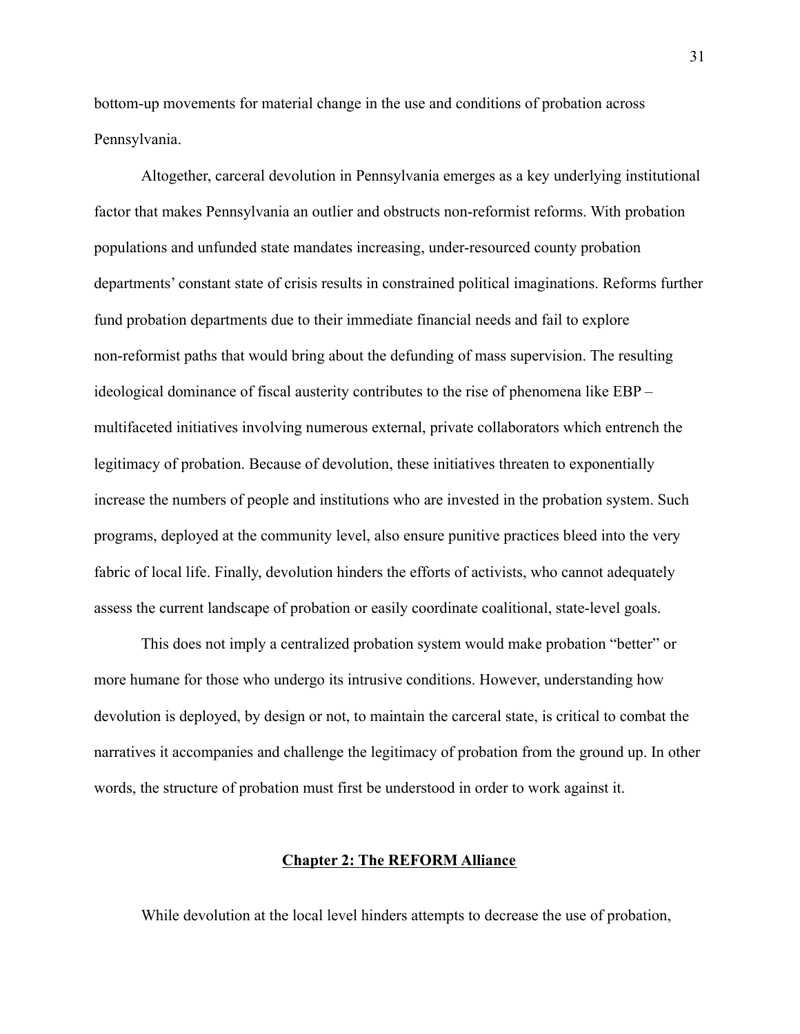bottom-up movements for material change in the use and conditions of probation across Pennsylvania.

Altogether, carceral devolution in Pennsylvania emerges as a key underlying institutional factor that makes Pennsylvania an outlier and obstructs non-reformist reforms. With probation populations and unfunded state mandates increasing, under-resourced county probation departments' constant state of crisis results in constrained political imaginations. Reforms further fund probation departments due to their immediate financial needs and fail to explore non-reformist paths that would bring about the defunding of mass supervision. The resulting ideological dominance of fiscal austerity contributes to the rise of phenomena like EBP – multifaceted initiatives involving numerous external, private collaborators which entrench the legitimacy of probation. Because of devolution, these initiatives threaten to exponentially increase the numbers of people and institutions who are invested in the probation system. Such programs, deployed at the community level, also ensure punitive practices bleed into the very fabric of local life. Finally, devolution hinders the efforts of activists, who cannot adequately assess the current landscape of probation or easily coordinate coalitional, state-level goals.

This does not imply a centralized probation system would make probation "better" or more humane for those who undergo its intrusive conditions. However, understanding how devolution is deployed, by design or not, to maintain the carceral state, is critical to combat the narratives it accompanies and challenge the legitimacy of probation from the ground up. In other words, the structure of probation must first be understood in order to work against it.

## Chapter 2: The REFORM Alliance

While devolution at the local level hinders attempts to decrease the use of probation,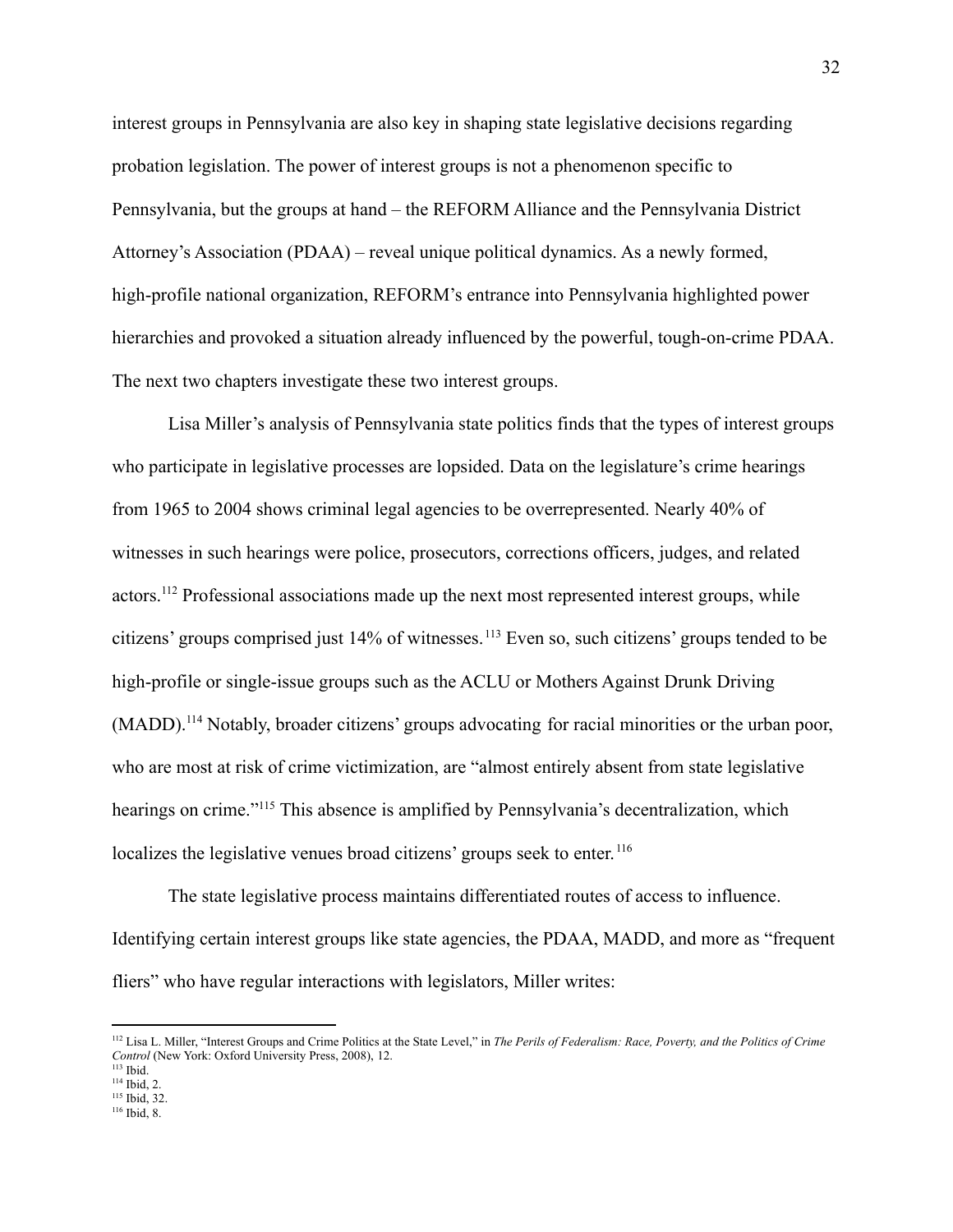interest groups in Pennsylvania are also key in shaping state legislative decisions regarding probation legislation. The power of interest groups is not a phenomenon specific to Pennsylvania, but the groups at hand – the REFORM Alliance and the Pennsylvania District Attorney's Association (PDAA) – reveal unique political dynamics. As a newly formed, high-profile national organization, REFORM's entrance into Pennsylvania highlighted power hierarchies and provoked a situation already influenced by the powerful, tough-on-crime PDAA. The next two chapters investigate these two interest groups.

Lisa Miller's analysis of Pennsylvania state politics finds that the types of interest groups who participate in legislative processes are lopsided. Data on the legislature's crime hearings from 1965 to 2004 shows criminal legal agencies to be overrepresented. Nearly 40% of witnesses in such hearings were police, prosecutors, corrections officers, judges, and related actors.[112] Professional associations made up the next most represented interest groups, while citizens' groups comprised just 14% of witnesses.[113] Even so, such citizens' groups tended to be high-profile or single-issue groups such as the ACLU or Mothers Against Drunk Driving (MADD).[114] Notably, broader citizens' groups advocating for racial minorities or the urban poor, who are most at risk of crime victimization, are "almost entirely absent from state legislative hearings on crime."[115] This absence is amplified by Pennsylvania's decentralization, which localizes the legislative venues broad citizens' groups seek to enter.[116]

The state legislative process maintains differentiated routes of access to influence. Identifying certain interest groups like state agencies, the PDAA, MADD, and more as "frequent fliers" who have regular interactions with legislators, Miller writes:

---

[112] Lisa L. Miller, "Interest Groups and Crime Politics at the State Level," in *The Perils of Federalism: Race, Poverty, and the Politics of Crime Control* (New York: Oxford University Press, 2008), 12.
[113] Ibid.
[114] Ibid, 2.
[115] Ibid, 32.
[116] Ibid, 8.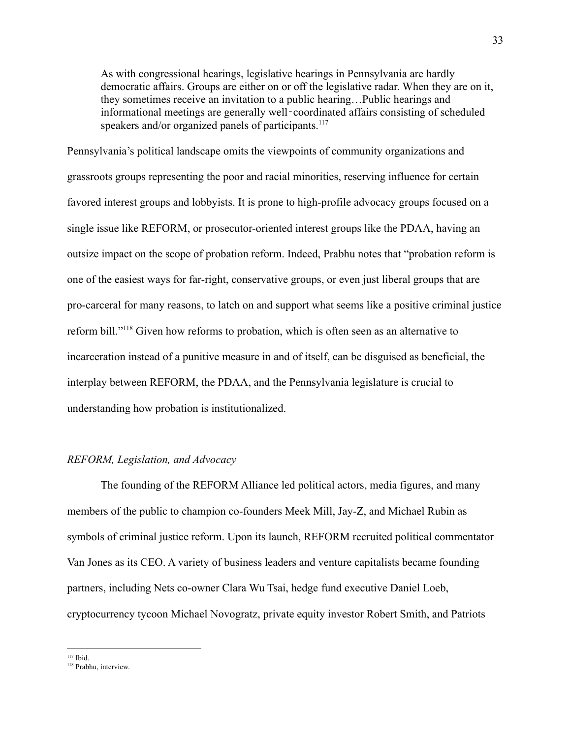> As with congressional hearings, legislative hearings in Pennsylvania are hardly democratic affairs. Groups are either on or off the legislative radar. When they are on it, they sometimes receive an invitation to a public hearing…Public hearings and informational meetings are generally well‑coordinated affairs consisting of scheduled speakers and/or organized panels of participants.[117]

Pennsylvania's political landscape omits the viewpoints of community organizations and grassroots groups representing the poor and racial minorities, reserving influence for certain favored interest groups and lobbyists. It is prone to high-profile advocacy groups focused on a single issue like REFORM, or prosecutor-oriented interest groups like the PDAA, having an outsize impact on the scope of probation reform. Indeed, Prabhu notes that "probation reform is one of the easiest ways for far-right, conservative groups, or even just liberal groups that are pro-carceral for many reasons, to latch on and support what seems like a positive criminal justice reform bill."[118] Given how reforms to probation, which is often seen as an alternative to incarceration instead of a punitive measure in and of itself, can be disguised as beneficial, the interplay between REFORM, the PDAA, and the Pennsylvania legislature is crucial to understanding how probation is institutionalized.

*REFORM, Legislation, and Advocacy*

The founding of the REFORM Alliance led political actors, media figures, and many members of the public to champion co-founders Meek Mill, Jay-Z, and Michael Rubin as symbols of criminal justice reform. Upon its launch, REFORM recruited political commentator Van Jones as its CEO. A variety of business leaders and venture capitalists became founding partners, including Nets co-owner Clara Wu Tsai, hedge fund executive Daniel Loeb, cryptocurrency tycoon Michael Novogratz, private equity investor Robert Smith, and Patriots

---

[117] Ibid.

[118] Prabhu, interview.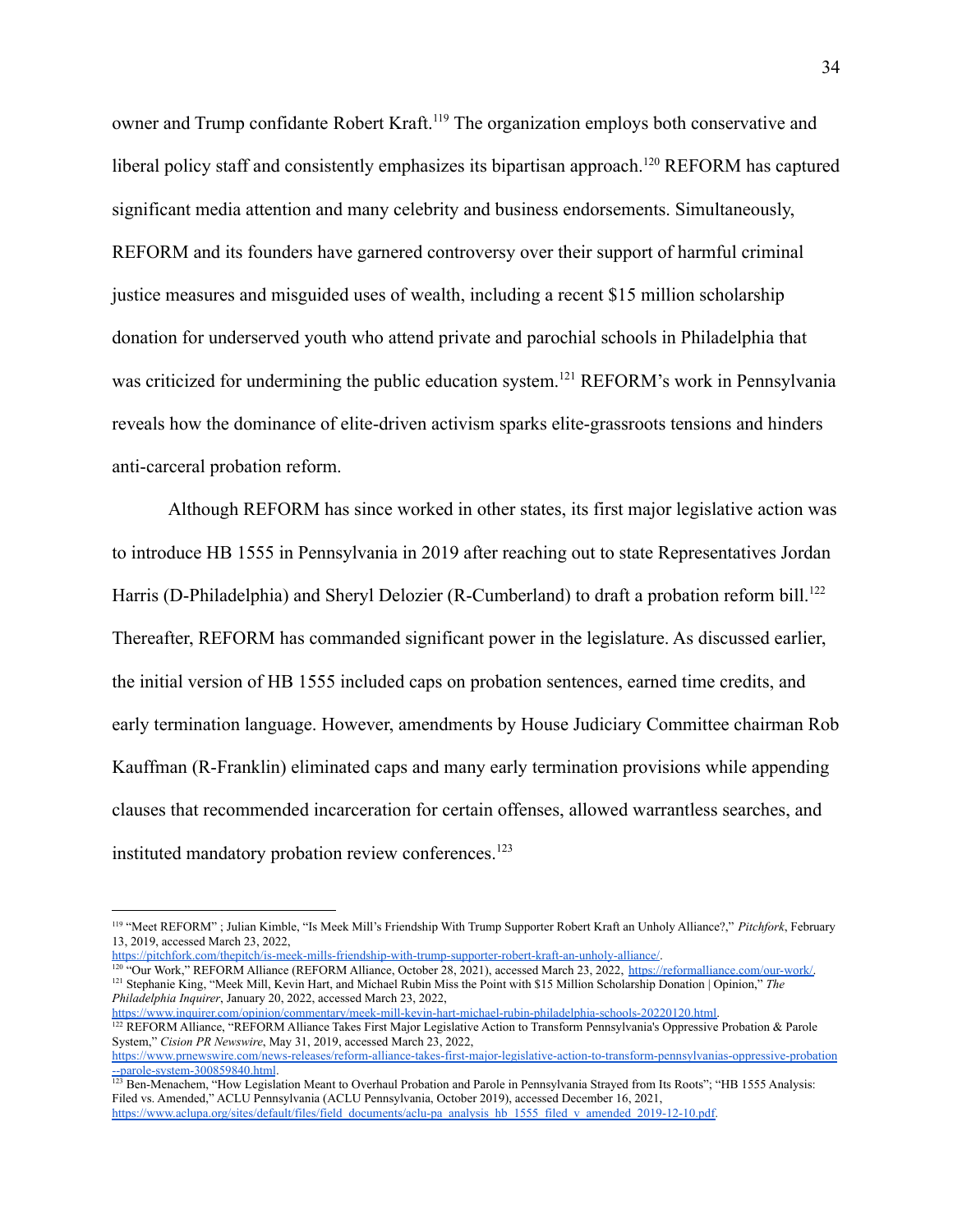owner and Trump confidante Robert Kraft.[119] The organization employs both conservative and liberal policy staff and consistently emphasizes its bipartisan approach.[120] REFORM has captured significant media attention and many celebrity and business endorsements. Simultaneously, REFORM and its founders have garnered controversy over their support of harmful criminal justice measures and misguided uses of wealth, including a recent $15 million scholarship donation for underserved youth who attend private and parochial schools in Philadelphia that was criticized for undermining the public education system.[121] REFORM's work in Pennsylvania reveals how the dominance of elite-driven activism sparks elite-grassroots tensions and hinders anti-carceral probation reform.

Although REFORM has since worked in other states, its first major legislative action was to introduce HB 1555 in Pennsylvania in 2019 after reaching out to state Representatives Jordan Harris (D-Philadelphia) and Sheryl Delozier (R-Cumberland) to draft a probation reform bill.[122] Thereafter, REFORM has commanded significant power in the legislature. As discussed earlier, the initial version of HB 1555 included caps on probation sentences, earned time credits, and early termination language. However, amendments by House Judiciary Committee chairman Rob Kauffman (R-Franklin) eliminated caps and many early termination provisions while appending clauses that recommended incarceration for certain offenses, allowed warrantless searches, and instituted mandatory probation review conferences.[123]

---

[119] "Meet REFORM" ; Julian Kimble, "Is Meek Mill's Friendship With Trump Supporter Robert Kraft an Unholy Alliance?," *Pitchfork*, February 13, 2019, accessed March 23, 2022, https://pitchfork.com/thepitch/is-meek-mills-friendship-with-trump-supporter-robert-kraft-an-unholy-alliance/.

[120] "Our Work," REFORM Alliance (REFORM Alliance, October 28, 2021), accessed March 23, 2022, https://reformalliance.com/our-work/.

[121] Stephanie King, "Meek Mill, Kevin Hart, and Michael Rubin Miss the Point with $15 Million Scholarship Donation | Opinion," *The Philadelphia Inquirer*, January 20, 2022, accessed March 23, 2022, https://www.inquirer.com/opinion/commentary/meek-mill-kevin-hart-michael-rubin-philadelphia-schools-20220120.html.

[122] REFORM Alliance, "REFORM Alliance Takes First Major Legislative Action to Transform Pennsylvania's Oppressive Probation & Parole System," *Cision PR Newswire*, May 31, 2019, accessed March 23, 2022, https://www.prnewswire.com/news-releases/reform-alliance-takes-first-major-legislative-action-to-transform-pennsylvanias-oppressive-probation--parole-system-300859840.html.

[123] Ben-Menachem, "How Legislation Meant to Overhaul Probation and Parole in Pennsylvania Strayed from Its Roots"; "HB 1555 Analysis: Filed vs. Amended," ACLU Pennsylvania (ACLU Pennsylvania, October 2019), accessed December 16, 2021, https://www.aclupa.org/sites/default/files/field_documents/aclu-pa_analysis_hb_1555_filed_v_amended_2019-12-10.pdf.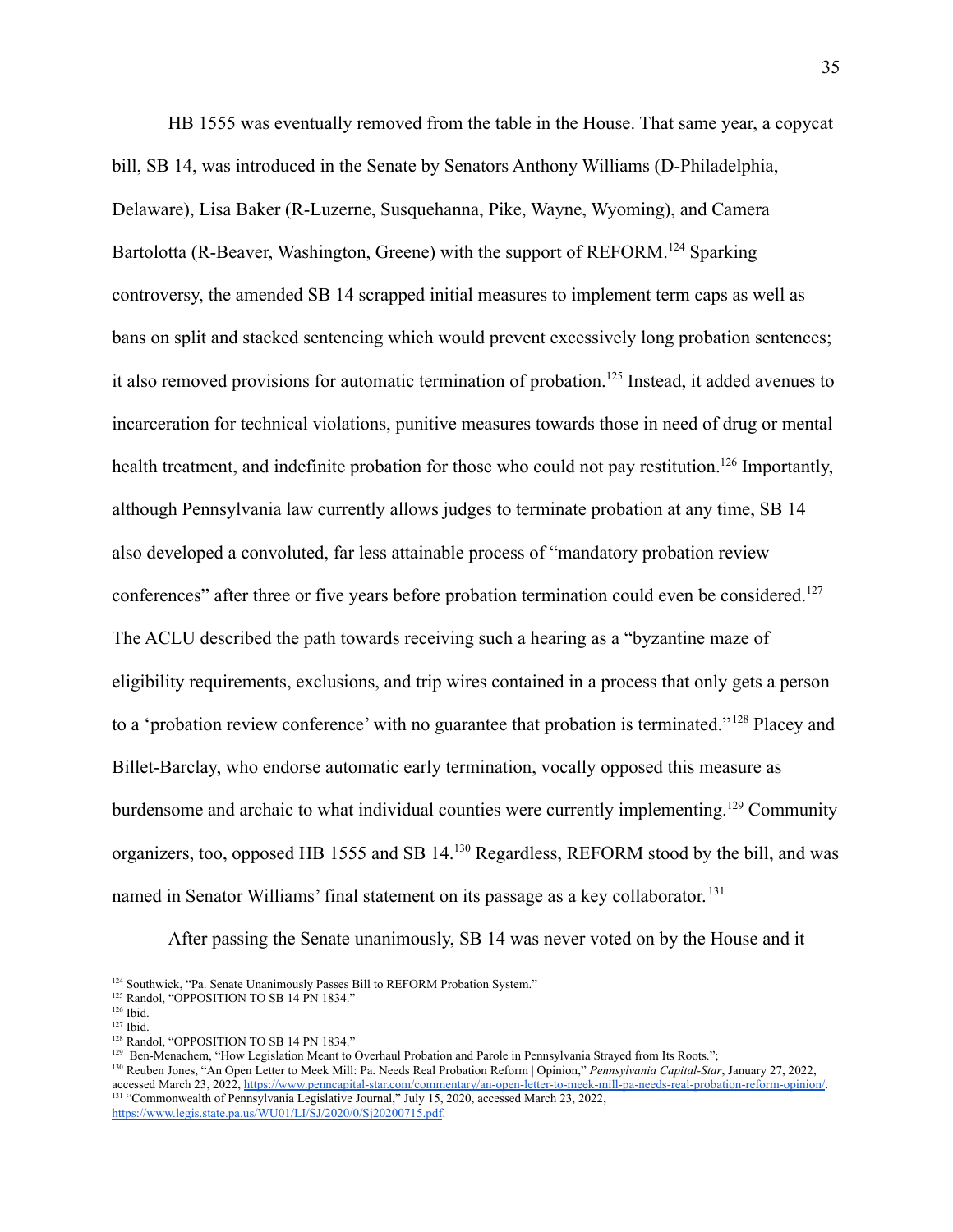HB 1555 was eventually removed from the table in the House. That same year, a copycat bill, SB 14, was introduced in the Senate by Senators Anthony Williams (D-Philadelphia, Delaware), Lisa Baker (R-Luzerne, Susquehanna, Pike, Wayne, Wyoming), and Camera Bartolotta (R-Beaver, Washington, Greene) with the support of REFORM.[124] Sparking controversy, the amended SB 14 scrapped initial measures to implement term caps as well as bans on split and stacked sentencing which would prevent excessively long probation sentences; it also removed provisions for automatic termination of probation.[125] Instead, it added avenues to incarceration for technical violations, punitive measures towards those in need of drug or mental health treatment, and indefinite probation for those who could not pay restitution.[126] Importantly, although Pennsylvania law currently allows judges to terminate probation at any time, SB 14 also developed a convoluted, far less attainable process of "mandatory probation review conferences" after three or five years before probation termination could even be considered.[127] The ACLU described the path towards receiving such a hearing as a "byzantine maze of eligibility requirements, exclusions, and trip wires contained in a process that only gets a person to a 'probation review conference' with no guarantee that probation is terminated."[128] Placey and Billet-Barclay, who endorse automatic early termination, vocally opposed this measure as burdensome and archaic to what individual counties were currently implementing.[129] Community organizers, too, opposed HB 1555 and SB 14.[130] Regardless, REFORM stood by the bill, and was named in Senator Williams' final statement on its passage as a key collaborator.[131]

After passing the Senate unanimously, SB 14 was never voted on by the House and it

---

[124] Southwick, "Pa. Senate Unanimously Passes Bill to REFORM Probation System."

[125] Randol, "OPPOSITION TO SB 14 PN 1834."

[126] Ibid.

[127] Ibid.

[128] Randol, "OPPOSITION TO SB 14 PN 1834."

[129] Ben-Menachem, "How Legislation Meant to Overhaul Probation and Parole in Pennsylvania Strayed from Its Roots.";

[130] Reuben Jones, "An Open Letter to Meek Mill: Pa. Needs Real Probation Reform | Opinion," *Pennsylvania Capital-Star*, January 27, 2022, accessed March 23, 2022, https://www.penncapital-star.com/commentary/an-open-letter-to-meek-mill-pa-needs-real-probation-reform-opinion/.

[131] "Commonwealth of Pennsylvania Legislative Journal," July 15, 2020, accessed March 23, 2022, https://www.legis.state.pa.us/WU01/LI/SJ/2020/0/Sj20200715.pdf.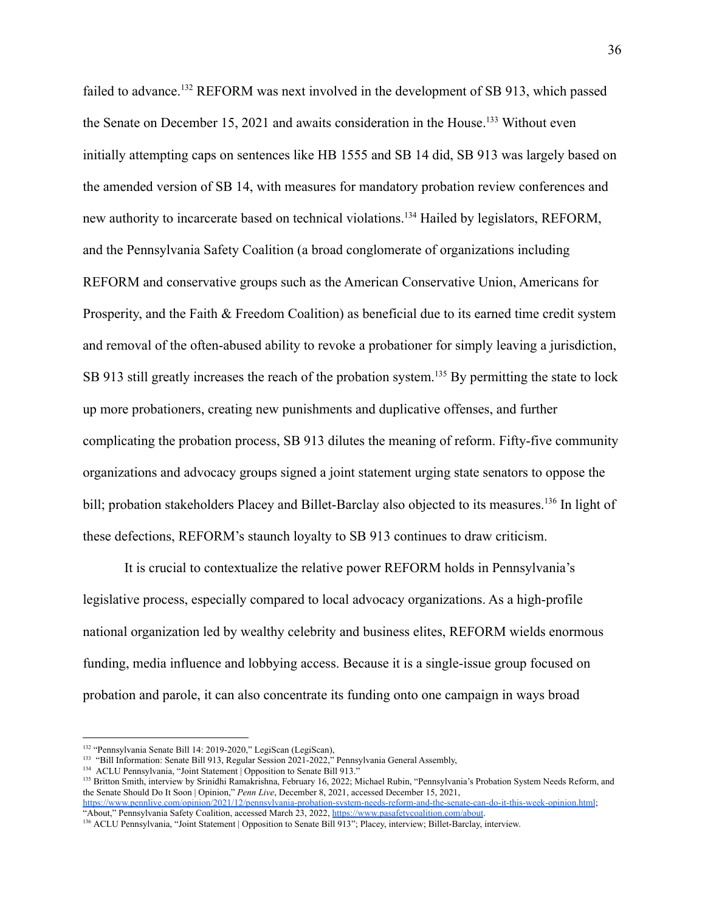failed to advance.[132] REFORM was next involved in the development of SB 913, which passed the Senate on December 15, 2021 and awaits consideration in the House.[133] Without even initially attempting caps on sentences like HB 1555 and SB 14 did, SB 913 was largely based on the amended version of SB 14, with measures for mandatory probation review conferences and new authority to incarcerate based on technical violations.[134] Hailed by legislators, REFORM, and the Pennsylvania Safety Coalition (a broad conglomerate of organizations including REFORM and conservative groups such as the American Conservative Union, Americans for Prosperity, and the Faith & Freedom Coalition) as beneficial due to its earned time credit system and removal of the often-abused ability to revoke a probationer for simply leaving a jurisdiction, SB 913 still greatly increases the reach of the probation system.[135] By permitting the state to lock up more probationers, creating new punishments and duplicative offenses, and further complicating the probation process, SB 913 dilutes the meaning of reform. Fifty-five community organizations and advocacy groups signed a joint statement urging state senators to oppose the bill; probation stakeholders Placey and Billet-Barclay also objected to its measures.[136] In light of these defections, REFORM's staunch loyalty to SB 913 continues to draw criticism.

It is crucial to contextualize the relative power REFORM holds in Pennsylvania's legislative process, especially compared to local advocacy organizations. As a high-profile national organization led by wealthy celebrity and business elites, REFORM wields enormous funding, media influence and lobbying access. Because it is a single-issue group focused on probation and parole, it can also concentrate its funding onto one campaign in ways broad

---

[132] "Pennsylvania Senate Bill 14: 2019-2020," LegiScan (LegiScan),

[133] "Bill Information: Senate Bill 913, Regular Session 2021-2022," Pennsylvania General Assembly,

[134] ACLU Pennsylvania, "Joint Statement | Opposition to Senate Bill 913."

[135] Britton Smith, interview by Srinidhi Ramakrishna, February 16, 2022; Michael Rubin, "Pennsylvania's Probation System Needs Reform, and the Senate Should Do It Soon | Opinion," *Penn Live*, December 8, 2021, accessed December 15, 2021, https://www.pennlive.com/opinion/2021/12/pennsylvania-probation-system-needs-reform-and-the-senate-can-do-it-this-week-opinion.html; "About," Pennsylvania Safety Coalition, accessed March 23, 2022, https://www.pasafetycoalition.com/about.

[136] ACLU Pennsylvania, "Joint Statement | Opposition to Senate Bill 913"; Placey, interview; Billet-Barclay, interview.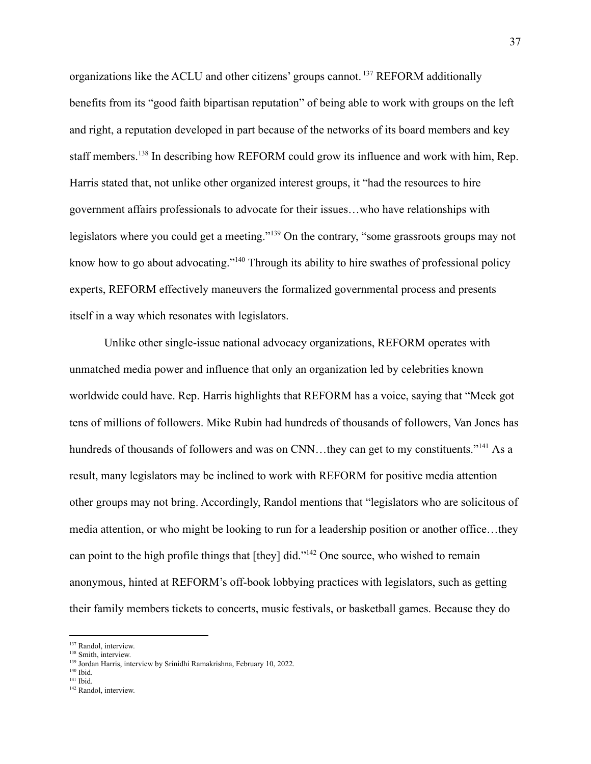organizations like the ACLU and other citizens' groups cannot.[137] REFORM additionally benefits from its "good faith bipartisan reputation" of being able to work with groups on the left and right, a reputation developed in part because of the networks of its board members and key staff members.[138] In describing how REFORM could grow its influence and work with him, Rep. Harris stated that, not unlike other organized interest groups, it "had the resources to hire government affairs professionals to advocate for their issues…who have relationships with legislators where you could get a meeting."[139] On the contrary, "some grassroots groups may not know how to go about advocating."[140] Through its ability to hire swathes of professional policy experts, REFORM effectively maneuvers the formalized governmental process and presents itself in a way which resonates with legislators.

Unlike other single-issue national advocacy organizations, REFORM operates with unmatched media power and influence that only an organization led by celebrities known worldwide could have. Rep. Harris highlights that REFORM has a voice, saying that "Meek got tens of millions of followers. Mike Rubin had hundreds of thousands of followers, Van Jones has hundreds of thousands of followers and was on CNN…they can get to my constituents."[141] As a result, many legislators may be inclined to work with REFORM for positive media attention other groups may not bring. Accordingly, Randol mentions that "legislators who are solicitous of media attention, or who might be looking to run for a leadership position or another office…they can point to the high profile things that [they] did."[142] One source, who wished to remain anonymous, hinted at REFORM's off-book lobbying practices with legislators, such as getting their family members tickets to concerts, music festivals, or basketball games. Because they do

---

[137] Randol, interview.
[138] Smith, interview.
[139] Jordan Harris, interview by Srinidhi Ramakrishna, February 10, 2022.
[140] Ibid.
[141] Ibid.
[142] Randol, interview.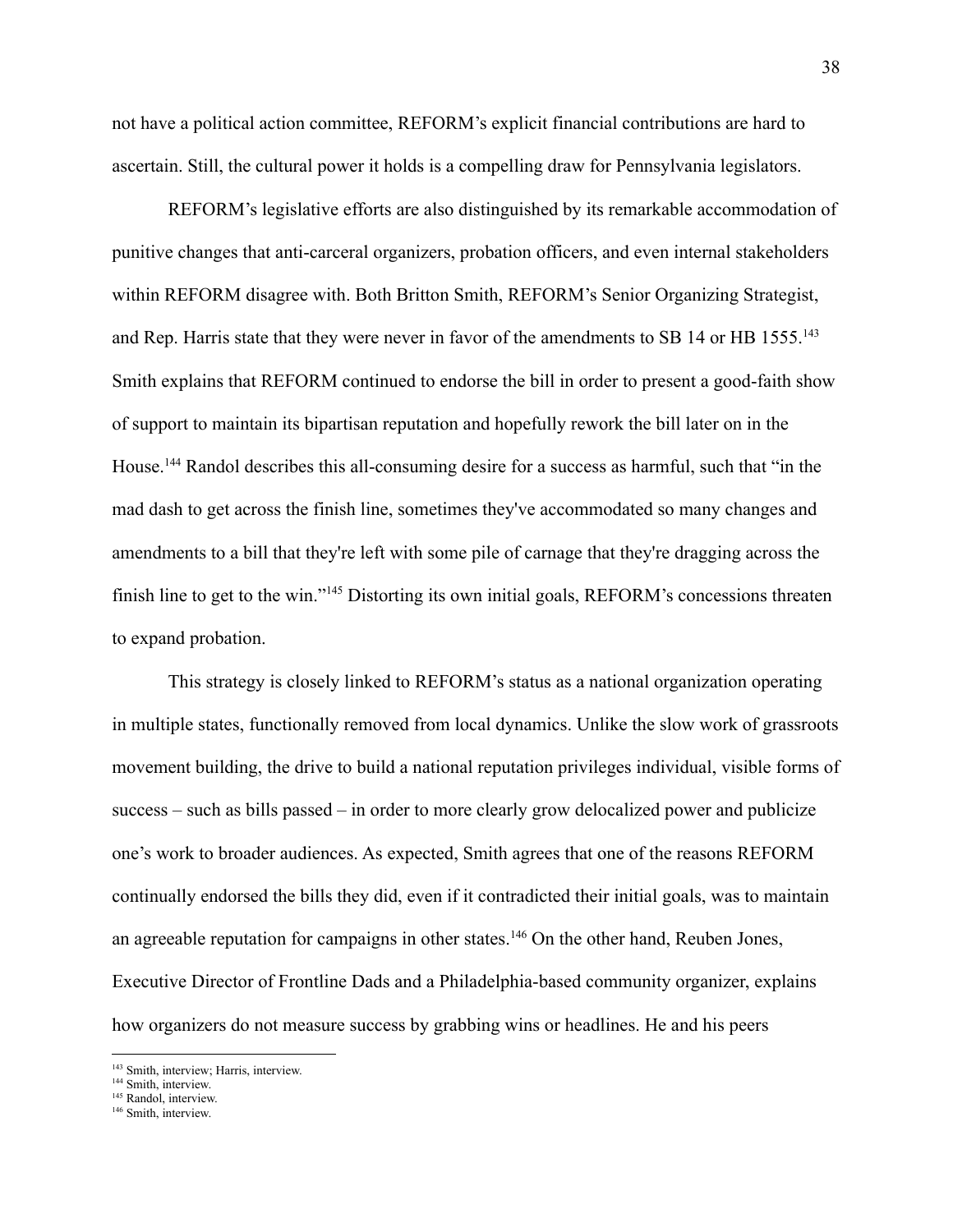not have a political action committee, REFORM's explicit financial contributions are hard to ascertain. Still, the cultural power it holds is a compelling draw for Pennsylvania legislators.

REFORM's legislative efforts are also distinguished by its remarkable accommodation of punitive changes that anti-carceral organizers, probation officers, and even internal stakeholders within REFORM disagree with. Both Britton Smith, REFORM's Senior Organizing Strategist, and Rep. Harris state that they were never in favor of the amendments to SB 14 or HB 1555.[143] Smith explains that REFORM continued to endorse the bill in order to present a good-faith show of support to maintain its bipartisan reputation and hopefully rework the bill later on in the House.[144] Randol describes this all-consuming desire for a success as harmful, such that "in the mad dash to get across the finish line, sometimes they've accommodated so many changes and amendments to a bill that they're left with some pile of carnage that they're dragging across the finish line to get to the win."[145] Distorting its own initial goals, REFORM's concessions threaten to expand probation.

This strategy is closely linked to REFORM's status as a national organization operating in multiple states, functionally removed from local dynamics. Unlike the slow work of grassroots movement building, the drive to build a national reputation privileges individual, visible forms of success – such as bills passed – in order to more clearly grow delocalized power and publicize one's work to broader audiences. As expected, Smith agrees that one of the reasons REFORM continually endorsed the bills they did, even if it contradicted their initial goals, was to maintain an agreeable reputation for campaigns in other states.[146] On the other hand, Reuben Jones, Executive Director of Frontline Dads and a Philadelphia-based community organizer, explains how organizers do not measure success by grabbing wins or headlines. He and his peers

---

[143] Smith, interview; Harris, interview.

[144] Smith, interview.

[145] Randol, interview.

[146] Smith, interview.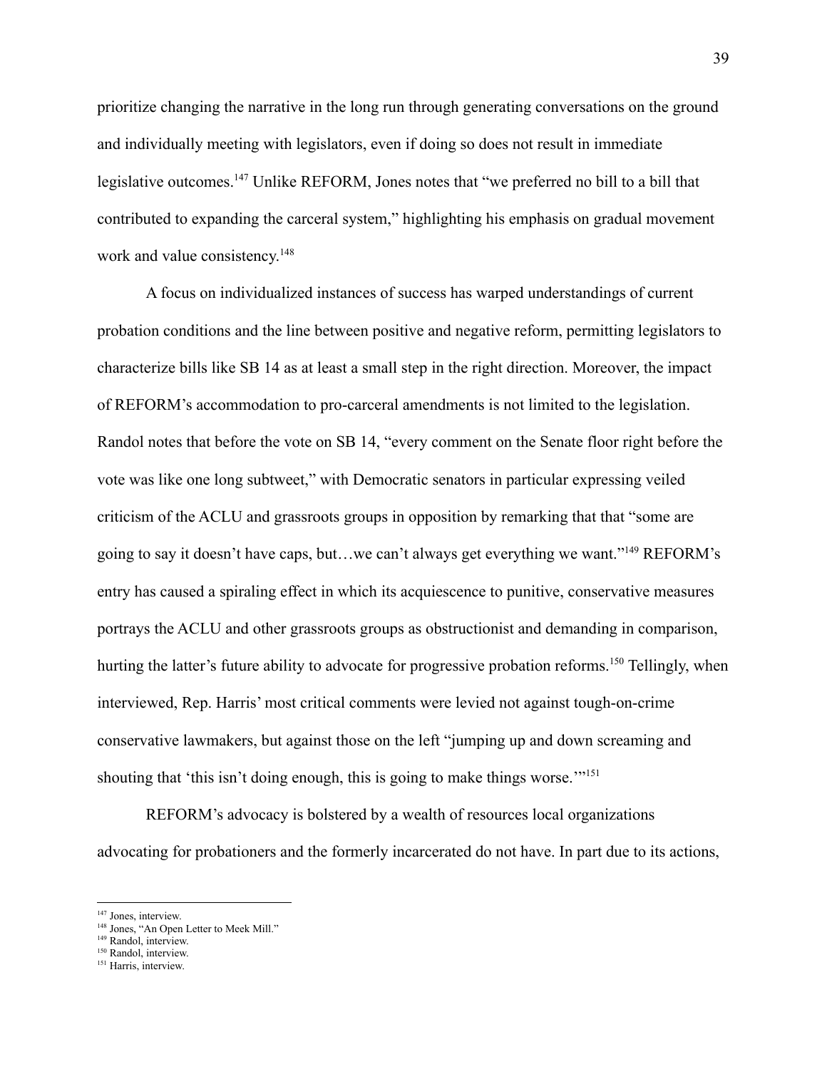prioritize changing the narrative in the long run through generating conversations on the ground and individually meeting with legislators, even if doing so does not result in immediate legislative outcomes.[147] Unlike REFORM, Jones notes that "we preferred no bill to a bill that contributed to expanding the carceral system," highlighting his emphasis on gradual movement work and value consistency.[148]

A focus on individualized instances of success has warped understandings of current probation conditions and the line between positive and negative reform, permitting legislators to characterize bills like SB 14 as at least a small step in the right direction. Moreover, the impact of REFORM's accommodation to pro-carceral amendments is not limited to the legislation. Randol notes that before the vote on SB 14, "every comment on the Senate floor right before the vote was like one long subtweet," with Democratic senators in particular expressing veiled criticism of the ACLU and grassroots groups in opposition by remarking that that "some are going to say it doesn't have caps, but…we can't always get everything we want."[149] REFORM's entry has caused a spiraling effect in which its acquiescence to punitive, conservative measures portrays the ACLU and other grassroots groups as obstructionist and demanding in comparison, hurting the latter's future ability to advocate for progressive probation reforms.[150] Tellingly, when interviewed, Rep. Harris' most critical comments were levied not against tough-on-crime conservative lawmakers, but against those on the left "jumping up and down screaming and shouting that 'this isn't doing enough, this is going to make things worse.'"[151]

REFORM's advocacy is bolstered by a wealth of resources local organizations advocating for probationers and the formerly incarcerated do not have. In part due to its actions,

---

[147] Jones, interview.
[148] Jones, "An Open Letter to Meek Mill."
[149] Randol, interview.
[150] Randol, interview.
[151] Harris, interview.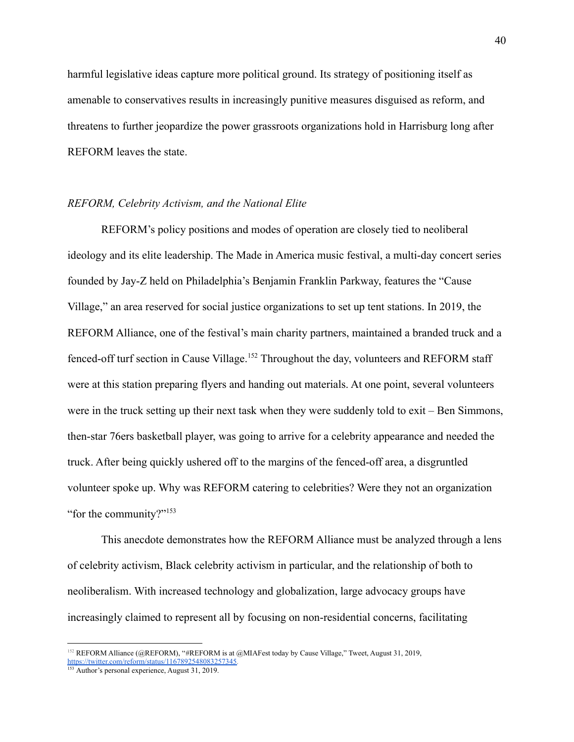harmful legislative ideas capture more political ground. Its strategy of positioning itself as amenable to conservatives results in increasingly punitive measures disguised as reform, and threatens to further jeopardize the power grassroots organizations hold in Harrisburg long after REFORM leaves the state.

### *REFORM, Celebrity Activism, and the National Elite*

REFORM's policy positions and modes of operation are closely tied to neoliberal ideology and its elite leadership. The Made in America music festival, a multi-day concert series founded by Jay-Z held on Philadelphia's Benjamin Franklin Parkway, features the "Cause Village," an area reserved for social justice organizations to set up tent stations. In 2019, the REFORM Alliance, one of the festival's main charity partners, maintained a branded truck and a fenced-off turf section in Cause Village.[152] Throughout the day, volunteers and REFORM staff were at this station preparing flyers and handing out materials. At one point, several volunteers were in the truck setting up their next task when they were suddenly told to exit – Ben Simmons, then-star 76ers basketball player, was going to arrive for a celebrity appearance and needed the truck. After being quickly ushered off to the margins of the fenced-off area, a disgruntled volunteer spoke up. Why was REFORM catering to celebrities? Were they not an organization "for the community?"[153]

This anecdote demonstrates how the REFORM Alliance must be analyzed through a lens of celebrity activism, Black celebrity activism in particular, and the relationship of both to neoliberalism. With increased technology and globalization, large advocacy groups have increasingly claimed to represent all by focusing on non-residential concerns, facilitating

---

[152] REFORM Alliance (@REFORM), "#REFORM is at @MIAFest today by Cause Village," Tweet, August 31, 2019, https://twitter.com/reform/status/1167892548083257345.

[153] Author's personal experience, August 31, 2019.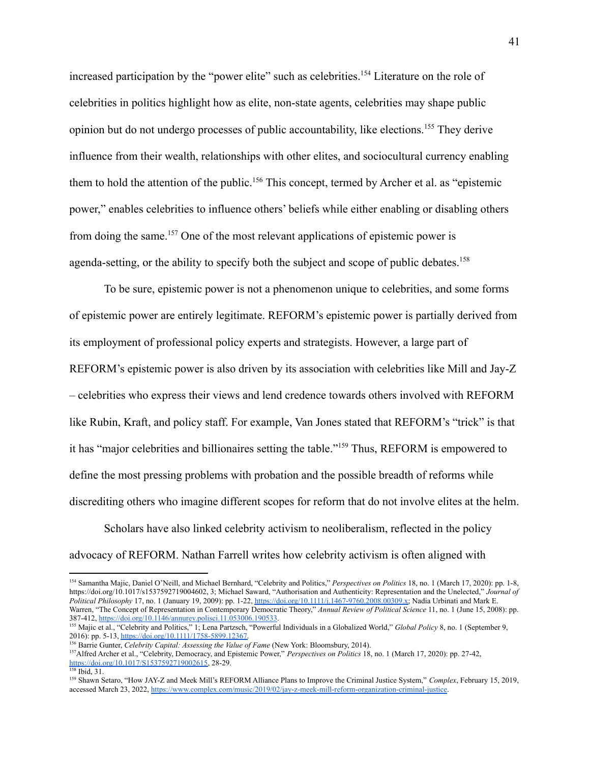increased participation by the "power elite" such as celebrities.[154] Literature on the role of celebrities in politics highlight how as elite, non-state agents, celebrities may shape public opinion but do not undergo processes of public accountability, like elections.[155] They derive influence from their wealth, relationships with other elites, and sociocultural currency enabling them to hold the attention of the public.[156] This concept, termed by Archer et al. as "epistemic power," enables celebrities to influence others' beliefs while either enabling or disabling others from doing the same.[157] One of the most relevant applications of epistemic power is agenda-setting, or the ability to specify both the subject and scope of public debates.[158]

To be sure, epistemic power is not a phenomenon unique to celebrities, and some forms of epistemic power are entirely legitimate. REFORM's epistemic power is partially derived from its employment of professional policy experts and strategists. However, a large part of REFORM's epistemic power is also driven by its association with celebrities like Mill and Jay-Z – celebrities who express their views and lend credence towards others involved with REFORM like Rubin, Kraft, and policy staff. For example, Van Jones stated that REFORM's "trick" is that it has "major celebrities and billionaires setting the table."[159] Thus, REFORM is empowered to define the most pressing problems with probation and the possible breadth of reforms while discrediting others who imagine different scopes for reform that do not involve elites at the helm.

Scholars have also linked celebrity activism to neoliberalism, reflected in the policy advocacy of REFORM. Nathan Farrell writes how celebrity activism is often aligned with

---

[154] Samantha Majic, Daniel O'Neill, and Michael Bernhard, "Celebrity and Politics," *Perspectives on Politics* 18, no. 1 (March 17, 2020): pp. 1-8, https://doi.org/10.1017/s1537592719004602, 3; Michael Saward, "Authorisation and Authenticity: Representation and the Unelected," *Journal of Political Philosophy* 17, no. 1 (January 19, 2009): pp. 1-22, https://doi.org/10.1111/j.1467-9760.2008.00309.x; Nadia Urbinati and Mark E. Warren, "The Concept of Representation in Contemporary Democratic Theory," *Annual Review of Political Science* 11, no. 1 (June 15, 2008): pp. 387-412, https://doi.org/10.1146/annurev.polisci.11.053006.190533.

[155] Majic et al., "Celebrity and Politics," 1; Lena Partzsch, "Powerful Individuals in a Globalized World," *Global Policy* 8, no. 1 (September 9, 2016): pp. 5-13, https://doi.org/10.1111/1758-5899.12367.

[156] Barrie Gunter, *Celebrity Capital: Assessing the Value of Fame* (New York: Bloomsbury, 2014).

[157] Alfred Archer et al., "Celebrity, Democracy, and Epistemic Power," *Perspectives on Politics* 18, no. 1 (March 17, 2020): pp. 27-42, https://doi.org/10.1017/S1537592719002615, 28-29.

[158] Ibid, 31.

[159] Shawn Setaro, "How JAY-Z and Meek Mill's REFORM Alliance Plans to Improve the Criminal Justice System," *Complex*, February 15, 2019, accessed March 23, 2022, https://www.complex.com/music/2019/02/jay-z-meek-mill-reform-organization-criminal-justice.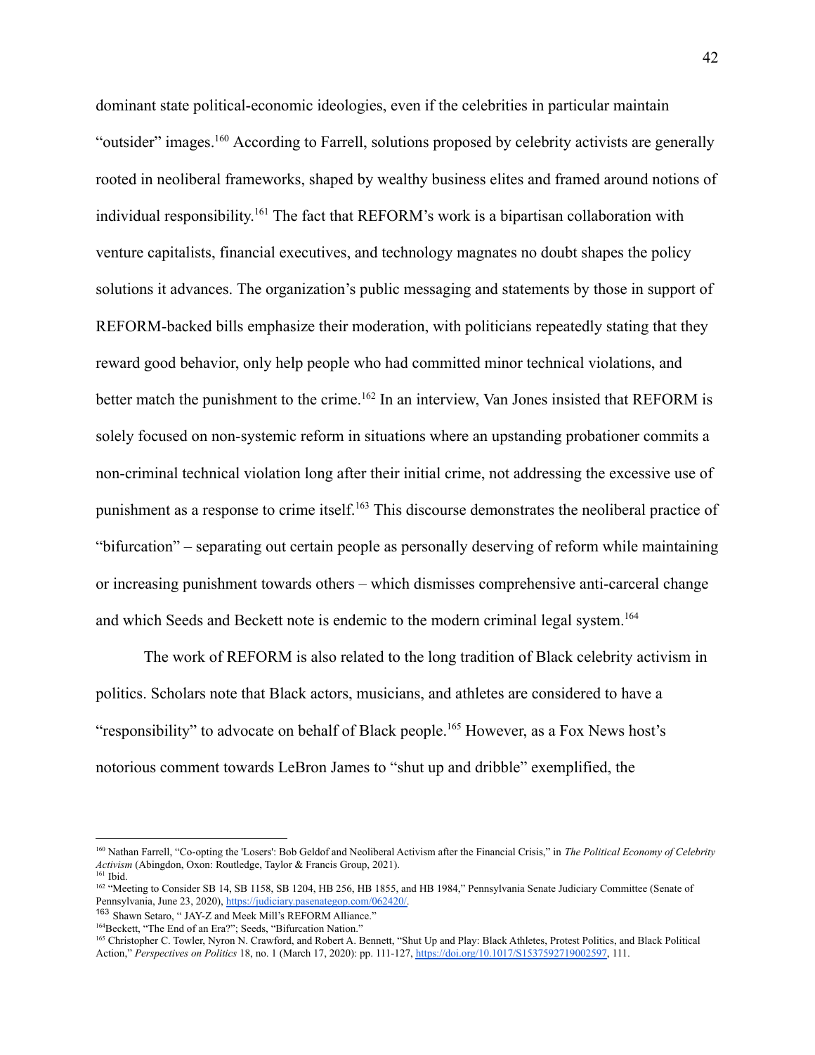dominant state political-economic ideologies, even if the celebrities in particular maintain "outsider" images.[160] According to Farrell, solutions proposed by celebrity activists are generally rooted in neoliberal frameworks, shaped by wealthy business elites and framed around notions of individual responsibility.[161] The fact that REFORM's work is a bipartisan collaboration with venture capitalists, financial executives, and technology magnates no doubt shapes the policy solutions it advances. The organization's public messaging and statements by those in support of REFORM-backed bills emphasize their moderation, with politicians repeatedly stating that they reward good behavior, only help people who had committed minor technical violations, and better match the punishment to the crime.[162] In an interview, Van Jones insisted that REFORM is solely focused on non-systemic reform in situations where an upstanding probationer commits a non-criminal technical violation long after their initial crime, not addressing the excessive use of punishment as a response to crime itself.[163] This discourse demonstrates the neoliberal practice of "bifurcation" – separating out certain people as personally deserving of reform while maintaining or increasing punishment towards others – which dismisses comprehensive anti-carceral change and which Seeds and Beckett note is endemic to the modern criminal legal system.[164]

The work of REFORM is also related to the long tradition of Black celebrity activism in politics. Scholars note that Black actors, musicians, and athletes are considered to have a "responsibility" to advocate on behalf of Black people.[165] However, as a Fox News host's notorious comment towards LeBron James to "shut up and dribble" exemplified, the

---

[160] Nathan Farrell, "Co-opting the 'Losers': Bob Geldof and Neoliberal Activism after the Financial Crisis," in *The Political Economy of Celebrity Activism* (Abingdon, Oxon: Routledge, Taylor & Francis Group, 2021).

[161] Ibid.

[162] "Meeting to Consider SB 14, SB 1158, SB 1204, HB 256, HB 1855, and HB 1984," Pennsylvania Senate Judiciary Committee (Senate of Pennsylvania, June 23, 2020), https://judiciary.pasenategop.com/062420/.

[163] Shawn Setaro, " JAY-Z and Meek Mill's REFORM Alliance."

[164] Beckett, "The End of an Era?"; Seeds, "Bifurcation Nation."

[165] Christopher C. Towler, Nyron N. Crawford, and Robert A. Bennett, "Shut Up and Play: Black Athletes, Protest Politics, and Black Political Action," *Perspectives on Politics* 18, no. 1 (March 17, 2020): pp. 111-127, https://doi.org/10.1017/S1537592719002597, 111.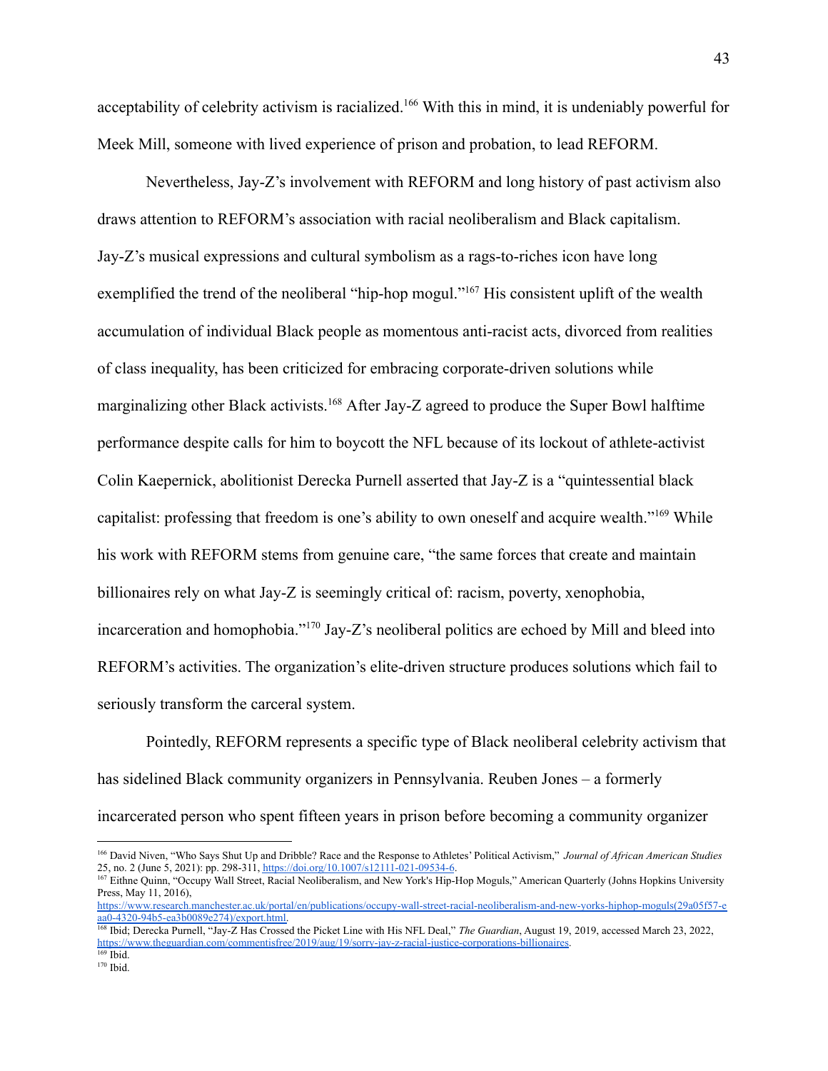acceptability of celebrity activism is racialized.[166] With this in mind, it is undeniably powerful for Meek Mill, someone with lived experience of prison and probation, to lead REFORM.

Nevertheless, Jay-Z's involvement with REFORM and long history of past activism also draws attention to REFORM's association with racial neoliberalism and Black capitalism. Jay-Z's musical expressions and cultural symbolism as a rags-to-riches icon have long exemplified the trend of the neoliberal "hip-hop mogul."[167] His consistent uplift of the wealth accumulation of individual Black people as momentous anti-racist acts, divorced from realities of class inequality, has been criticized for embracing corporate-driven solutions while marginalizing other Black activists.[168] After Jay-Z agreed to produce the Super Bowl halftime performance despite calls for him to boycott the NFL because of its lockout of athlete-activist Colin Kaepernick, abolitionist Derecka Purnell asserted that Jay-Z is a "quintessential black capitalist: professing that freedom is one's ability to own oneself and acquire wealth."[169] While his work with REFORM stems from genuine care, "the same forces that create and maintain billionaires rely on what Jay-Z is seemingly critical of: racism, poverty, xenophobia, incarceration and homophobia."[170] Jay-Z's neoliberal politics are echoed by Mill and bleed into REFORM's activities. The organization's elite-driven structure produces solutions which fail to seriously transform the carceral system.

Pointedly, REFORM represents a specific type of Black neoliberal celebrity activism that has sidelined Black community organizers in Pennsylvania. Reuben Jones – a formerly incarcerated person who spent fifteen years in prison before becoming a community organizer

---

[166] David Niven, "Who Says Shut Up and Dribble? Race and the Response to Athletes' Political Activism," *Journal of African American Studies* 25, no. 2 (June 5, 2021): pp. 298-311, https://doi.org/10.1007/s12111-021-09534-6.

[167] Eithne Quinn, "Occupy Wall Street, Racial Neoliberalism, and New York's Hip-Hop Moguls," American Quarterly (Johns Hopkins University Press, May 11, 2016), https://www.research.manchester.ac.uk/portal/en/publications/occupy-wall-street-racial-neoliberalism-and-new-yorks-hiphop-moguls(29a05f57-eaa0-4320-94b5-ea3b0089e274)/export.html.

[168] Ibid; Derecka Purnell, "Jay-Z Has Crossed the Picket Line with His NFL Deal," *The Guardian*, August 19, 2019, accessed March 23, 2022, https://www.theguardian.com/commentisfree/2019/aug/19/sorry-jay-z-racial-justice-corporations-billionaires.

[169] Ibid.

[170] Ibid.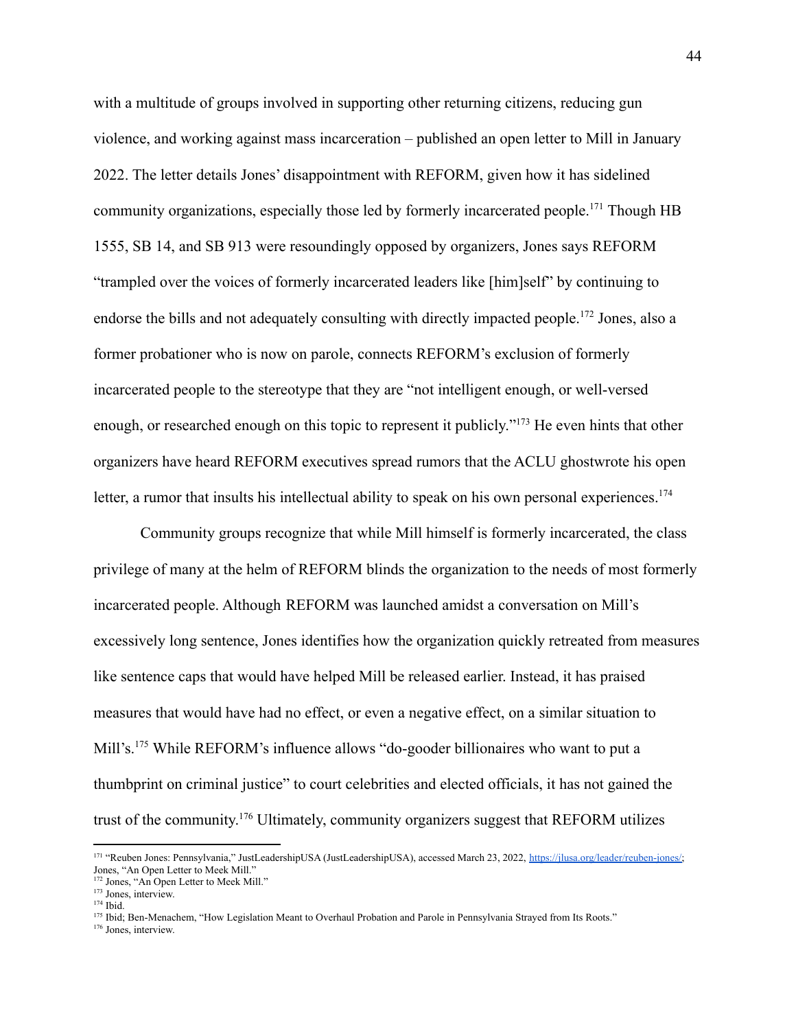with a multitude of groups involved in supporting other returning citizens, reducing gun violence, and working against mass incarceration – published an open letter to Mill in January 2022. The letter details Jones' disappointment with REFORM, given how it has sidelined community organizations, especially those led by formerly incarcerated people.[171] Though HB 1555, SB 14, and SB 913 were resoundingly opposed by organizers, Jones says REFORM "trampled over the voices of formerly incarcerated leaders like [him]self" by continuing to endorse the bills and not adequately consulting with directly impacted people.[172] Jones, also a former probationer who is now on parole, connects REFORM's exclusion of formerly incarcerated people to the stereotype that they are "not intelligent enough, or well-versed enough, or researched enough on this topic to represent it publicly."[173] He even hints that other organizers have heard REFORM executives spread rumors that the ACLU ghostwrote his open letter, a rumor that insults his intellectual ability to speak on his own personal experiences.[174]

Community groups recognize that while Mill himself is formerly incarcerated, the class privilege of many at the helm of REFORM blinds the organization to the needs of most formerly incarcerated people. Although REFORM was launched amidst a conversation on Mill's excessively long sentence, Jones identifies how the organization quickly retreated from measures like sentence caps that would have helped Mill be released earlier. Instead, it has praised measures that would have had no effect, or even a negative effect, on a similar situation to Mill's.[175] While REFORM's influence allows "do-gooder billionaires who want to put a thumbprint on criminal justice" to court celebrities and elected officials, it has not gained the trust of the community.[176] Ultimately, community organizers suggest that REFORM utilizes

---

[171] "Reuben Jones: Pennsylvania," JustLeadershipUSA (JustLeadershipUSA), accessed March 23, 2022, https://jlusa.org/leader/reuben-jones/; Jones, "An Open Letter to Meek Mill."

[172] Jones, "An Open Letter to Meek Mill."

[173] Jones, interview.

[174] Ibid.

[175] Ibid; Ben-Menachem, "How Legislation Meant to Overhaul Probation and Parole in Pennsylvania Strayed from Its Roots."

[176] Jones, interview.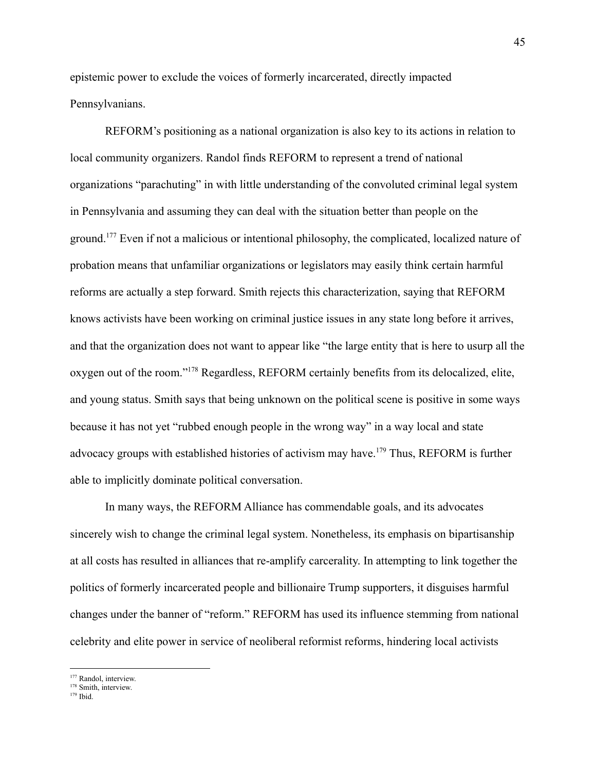epistemic power to exclude the voices of formerly incarcerated, directly impacted Pennsylvanians.

REFORM's positioning as a national organization is also key to its actions in relation to local community organizers. Randol finds REFORM to represent a trend of national organizations "parachuting" in with little understanding of the convoluted criminal legal system in Pennsylvania and assuming they can deal with the situation better than people on the ground.[177] Even if not a malicious or intentional philosophy, the complicated, localized nature of probation means that unfamiliar organizations or legislators may easily think certain harmful reforms are actually a step forward. Smith rejects this characterization, saying that REFORM knows activists have been working on criminal justice issues in any state long before it arrives, and that the organization does not want to appear like "the large entity that is here to usurp all the oxygen out of the room."[178] Regardless, REFORM certainly benefits from its delocalized, elite, and young status. Smith says that being unknown on the political scene is positive in some ways because it has not yet "rubbed enough people in the wrong way" in a way local and state advocacy groups with established histories of activism may have.[179] Thus, REFORM is further able to implicitly dominate political conversation.

In many ways, the REFORM Alliance has commendable goals, and its advocates sincerely wish to change the criminal legal system. Nonetheless, its emphasis on bipartisanship at all costs has resulted in alliances that re-amplify carcerality. In attempting to link together the politics of formerly incarcerated people and billionaire Trump supporters, it disguises harmful changes under the banner of "reform." REFORM has used its influence stemming from national celebrity and elite power in service of neoliberal reformist reforms, hindering local activists

---

[177] Randol, interview.
[178] Smith, interview.
[179] Ibid.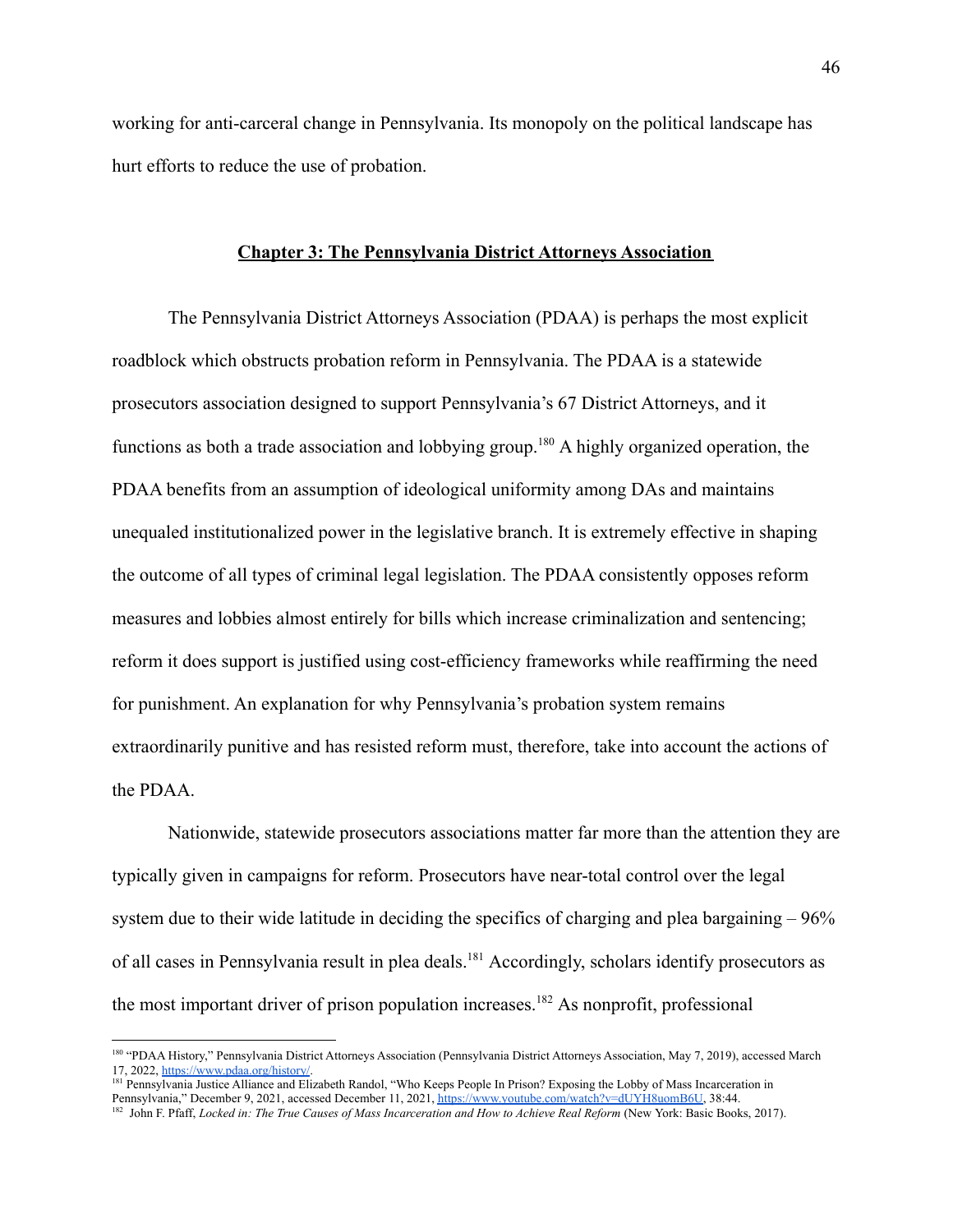working for anti-carceral change in Pennsylvania. Its monopoly on the political landscape has hurt efforts to reduce the use of probation.

## Chapter 3: The Pennsylvania District Attorneys Association

The Pennsylvania District Attorneys Association (PDAA) is perhaps the most explicit roadblock which obstructs probation reform in Pennsylvania. The PDAA is a statewide prosecutors association designed to support Pennsylvania's 67 District Attorneys, and it functions as both a trade association and lobbying group.[180] A highly organized operation, the PDAA benefits from an assumption of ideological uniformity among DAs and maintains unequaled institutionalized power in the legislative branch. It is extremely effective in shaping the outcome of all types of criminal legal legislation. The PDAA consistently opposes reform measures and lobbies almost entirely for bills which increase criminalization and sentencing; reform it does support is justified using cost-efficiency frameworks while reaffirming the need for punishment. An explanation for why Pennsylvania's probation system remains extraordinarily punitive and has resisted reform must, therefore, take into account the actions of the PDAA.

Nationwide, statewide prosecutors associations matter far more than the attention they are typically given in campaigns for reform. Prosecutors have near-total control over the legal system due to their wide latitude in deciding the specifics of charging and plea bargaining – 96% of all cases in Pennsylvania result in plea deals.[181] Accordingly, scholars identify prosecutors as the most important driver of prison population increases.[182] As nonprofit, professional

---

[180] "PDAA History," Pennsylvania District Attorneys Association (Pennsylvania District Attorneys Association, May 7, 2019), accessed March 17, 2022, https://www.pdaa.org/history/.

[181] Pennsylvania Justice Alliance and Elizabeth Randol, "Who Keeps People In Prison? Exposing the Lobby of Mass Incarceration in Pennsylvania," December 9, 2021, accessed December 11, 2021, https://www.youtube.com/watch?v=dUYH8uomB6U, 38:44.

[182] John F. Pfaff, *Locked in: The True Causes of Mass Incarceration and How to Achieve Real Reform* (New York: Basic Books, 2017).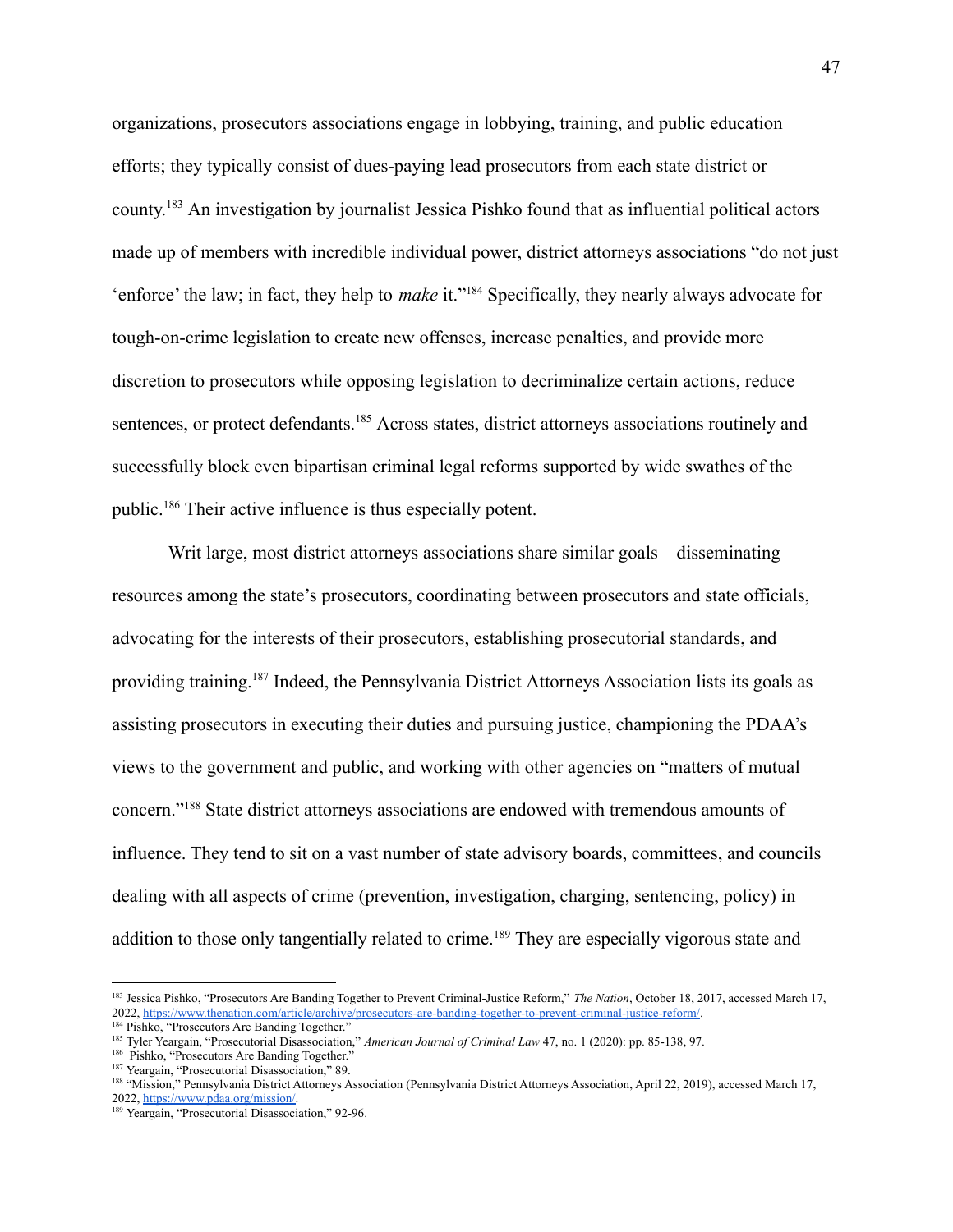organizations, prosecutors associations engage in lobbying, training, and public education efforts; they typically consist of dues-paying lead prosecutors from each state district or county.[183] An investigation by journalist Jessica Pishko found that as influential political actors made up of members with incredible individual power, district attorneys associations "do not just 'enforce' the law; in fact, they help to *make* it."[184] Specifically, they nearly always advocate for tough-on-crime legislation to create new offenses, increase penalties, and provide more discretion to prosecutors while opposing legislation to decriminalize certain actions, reduce sentences, or protect defendants.[185] Across states, district attorneys associations routinely and successfully block even bipartisan criminal legal reforms supported by wide swathes of the public.[186] Their active influence is thus especially potent.

Writ large, most district attorneys associations share similar goals – disseminating resources among the state's prosecutors, coordinating between prosecutors and state officials, advocating for the interests of their prosecutors, establishing prosecutorial standards, and providing training.[187] Indeed, the Pennsylvania District Attorneys Association lists its goals as assisting prosecutors in executing their duties and pursuing justice, championing the PDAA's views to the government and public, and working with other agencies on "matters of mutual concern."[188] State district attorneys associations are endowed with tremendous amounts of influence. They tend to sit on a vast number of state advisory boards, committees, and councils dealing with all aspects of crime (prevention, investigation, charging, sentencing, policy) in addition to those only tangentially related to crime.[189] They are especially vigorous state and

---

[183] Jessica Pishko, "Prosecutors Are Banding Together to Prevent Criminal-Justice Reform," *The Nation*, October 18, 2017, accessed March 17, 2022, https://www.thenation.com/article/archive/prosecutors-are-banding-together-to-prevent-criminal-justice-reform/.

[184] Pishko, "Prosecutors Are Banding Together."

[185] Tyler Yeargain, "Prosecutorial Disassociation," *American Journal of Criminal Law* 47, no. 1 (2020): pp. 85-138, 97.

[186] Pishko, "Prosecutors Are Banding Together."

[187] Yeargain, "Prosecutorial Disassociation," 89.

[188] "Mission," Pennsylvania District Attorneys Association (Pennsylvania District Attorneys Association, April 22, 2019), accessed March 17, 2022, https://www.pdaa.org/mission/.

[189] Yeargain, "Prosecutorial Disassociation," 92-96.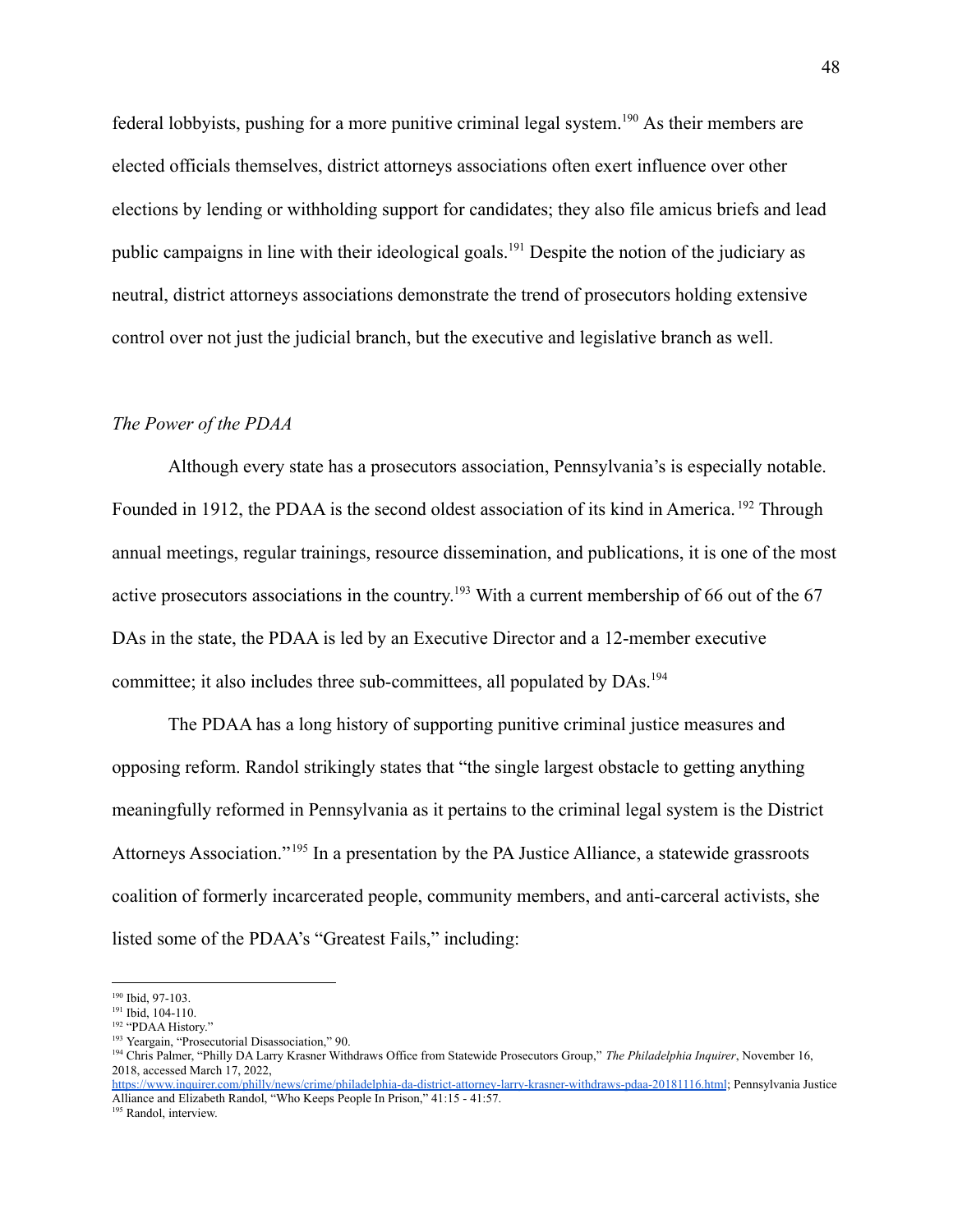federal lobbyists, pushing for a more punitive criminal legal system.[190] As their members are elected officials themselves, district attorneys associations often exert influence over other elections by lending or withholding support for candidates; they also file amicus briefs and lead public campaigns in line with their ideological goals.[191] Despite the notion of the judiciary as neutral, district attorneys associations demonstrate the trend of prosecutors holding extensive control over not just the judicial branch, but the executive and legislative branch as well.

*The Power of the PDAA*

Although every state has a prosecutors association, Pennsylvania's is especially notable. Founded in 1912, the PDAA is the second oldest association of its kind in America. [192] Through annual meetings, regular trainings, resource dissemination, and publications, it is one of the most active prosecutors associations in the country.[193] With a current membership of 66 out of the 67 DAs in the state, the PDAA is led by an Executive Director and a 12-member executive committee; it also includes three sub-committees, all populated by DAs.[194]

The PDAA has a long history of supporting punitive criminal justice measures and opposing reform. Randol strikingly states that "the single largest obstacle to getting anything meaningfully reformed in Pennsylvania as it pertains to the criminal legal system is the District Attorneys Association."[195] In a presentation by the PA Justice Alliance, a statewide grassroots coalition of formerly incarcerated people, community members, and anti-carceral activists, she listed some of the PDAA's "Greatest Fails," including:

---

[190] Ibid, 97-103.

[191] Ibid, 104-110.

[192] "PDAA History."

[193] Yeargain, "Prosecutorial Disassociation," 90.

[194] Chris Palmer, "Philly DA Larry Krasner Withdraws Office from Statewide Prosecutors Group," *The Philadelphia Inquirer*, November 16, 2018, accessed March 17, 2022, https://www.inquirer.com/philly/news/crime/philadelphia-da-district-attorney-larry-krasner-withdraws-pdaa-20181116.html; Pennsylvania Justice Alliance and Elizabeth Randol, "Who Keeps People In Prison," 41:15 - 41:57.

[195] Randol, interview.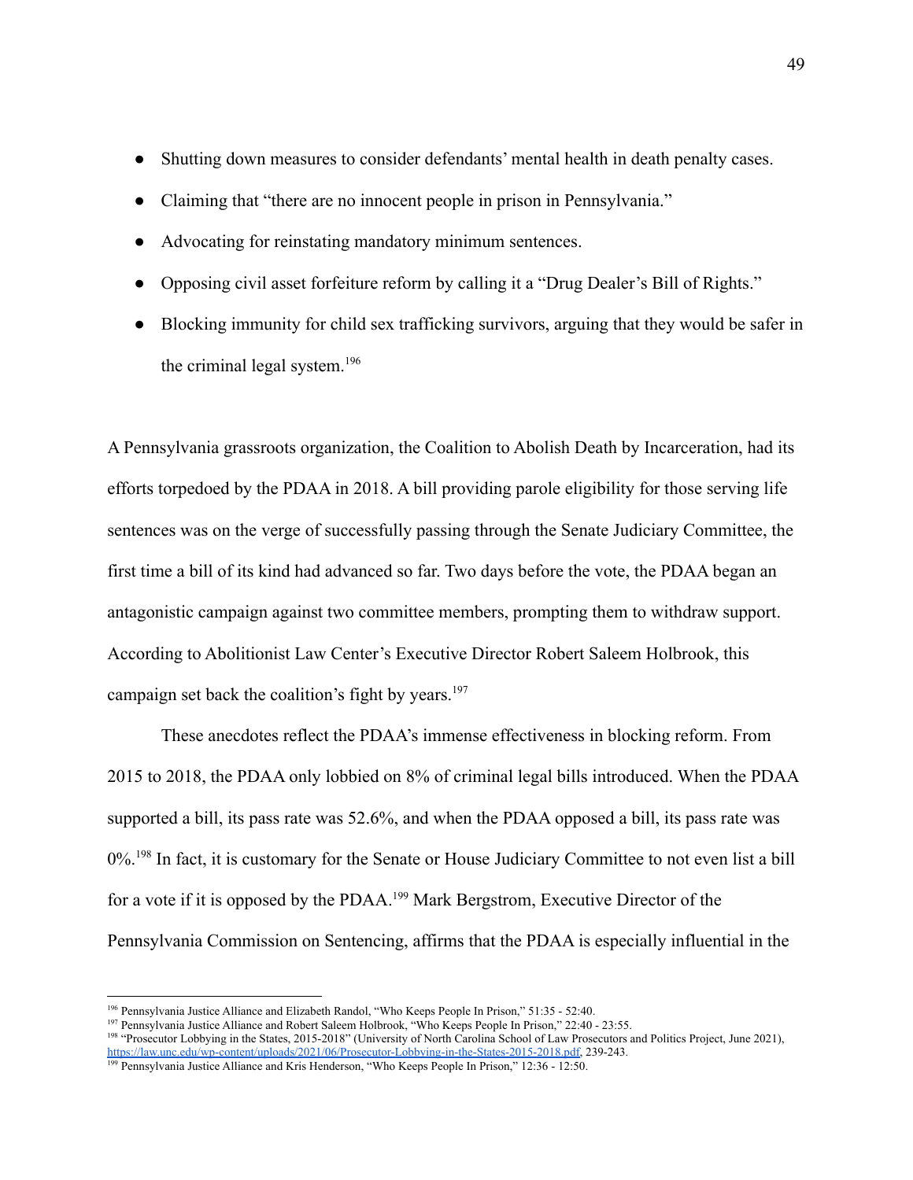- Shutting down measures to consider defendants' mental health in death penalty cases.
- Claiming that "there are no innocent people in prison in Pennsylvania."
- Advocating for reinstating mandatory minimum sentences.
- Opposing civil asset forfeiture reform by calling it a "Drug Dealer's Bill of Rights."
- Blocking immunity for child sex trafficking survivors, arguing that they would be safer in the criminal legal system.[196]

A Pennsylvania grassroots organization, the Coalition to Abolish Death by Incarceration, had its efforts torpedoed by the PDAA in 2018. A bill providing parole eligibility for those serving life sentences was on the verge of successfully passing through the Senate Judiciary Committee, the first time a bill of its kind had advanced so far. Two days before the vote, the PDAA began an antagonistic campaign against two committee members, prompting them to withdraw support. According to Abolitionist Law Center's Executive Director Robert Saleem Holbrook, this campaign set back the coalition's fight by years.[197]

These anecdotes reflect the PDAA's immense effectiveness in blocking reform. From 2015 to 2018, the PDAA only lobbied on 8% of criminal legal bills introduced. When the PDAA supported a bill, its pass rate was 52.6%, and when the PDAA opposed a bill, its pass rate was 0%.[198] In fact, it is customary for the Senate or House Judiciary Committee to not even list a bill for a vote if it is opposed by the PDAA.[199] Mark Bergstrom, Executive Director of the Pennsylvania Commission on Sentencing, affirms that the PDAA is especially influential in the

---

[196] Pennsylvania Justice Alliance and Elizabeth Randol, "Who Keeps People In Prison," 51:35 - 52:40.

[197] Pennsylvania Justice Alliance and Robert Saleem Holbrook, "Who Keeps People In Prison," 22:40 - 23:55.

[198] "Prosecutor Lobbying in the States, 2015-2018" (University of North Carolina School of Law Prosecutors and Politics Project, June 2021), https://law.unc.edu/wp-content/uploads/2021/06/Prosecutor-Lobbying-in-the-States-2015-2018.pdf, 239-243.

[199] Pennsylvania Justice Alliance and Kris Henderson, "Who Keeps People In Prison," 12:36 - 12:50.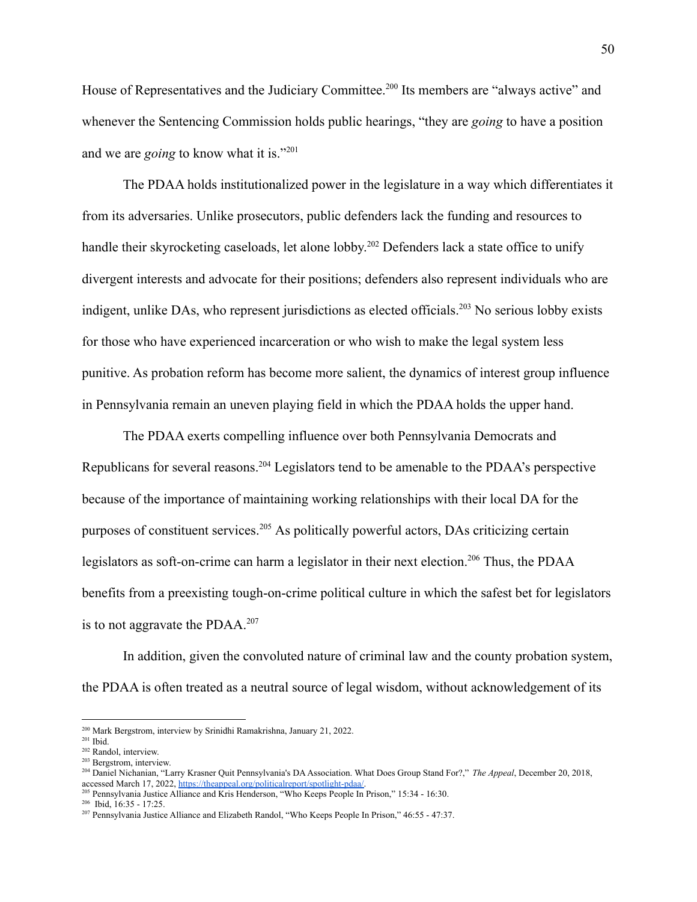House of Representatives and the Judiciary Committee.[200] Its members are "always active" and whenever the Sentencing Commission holds public hearings, "they are *going* to have a position and we are *going* to know what it is."[201]

The PDAA holds institutionalized power in the legislature in a way which differentiates it from its adversaries. Unlike prosecutors, public defenders lack the funding and resources to handle their skyrocketing caseloads, let alone lobby.[202] Defenders lack a state office to unify divergent interests and advocate for their positions; defenders also represent individuals who are indigent, unlike DAs, who represent jurisdictions as elected officials.[203] No serious lobby exists for those who have experienced incarceration or who wish to make the legal system less punitive. As probation reform has become more salient, the dynamics of interest group influence in Pennsylvania remain an uneven playing field in which the PDAA holds the upper hand.

The PDAA exerts compelling influence over both Pennsylvania Democrats and Republicans for several reasons.[204] Legislators tend to be amenable to the PDAA's perspective because of the importance of maintaining working relationships with their local DA for the purposes of constituent services.[205] As politically powerful actors, DAs criticizing certain legislators as soft-on-crime can harm a legislator in their next election.[206] Thus, the PDAA benefits from a preexisting tough-on-crime political culture in which the safest bet for legislators is to not aggravate the PDAA.[207]

In addition, given the convoluted nature of criminal law and the county probation system, the PDAA is often treated as a neutral source of legal wisdom, without acknowledgement of its

---

[200] Mark Bergstrom, interview by Srinidhi Ramakrishna, January 21, 2022.

[201] Ibid.

[202] Randol, interview.

[203] Bergstrom, interview.

[204] Daniel Nichanian, "Larry Krasner Quit Pennsylvania's DA Association. What Does Group Stand For?," *The Appeal*, December 20, 2018, accessed March 17, 2022, https://theappeal.org/politicalreport/spotlight-pdaa/.

[205] Pennsylvania Justice Alliance and Kris Henderson, "Who Keeps People In Prison," 15:34 - 16:30.

[206] Ibid, 16:35 - 17:25.

[207] Pennsylvania Justice Alliance and Elizabeth Randol, "Who Keeps People In Prison," 46:55 - 47:37.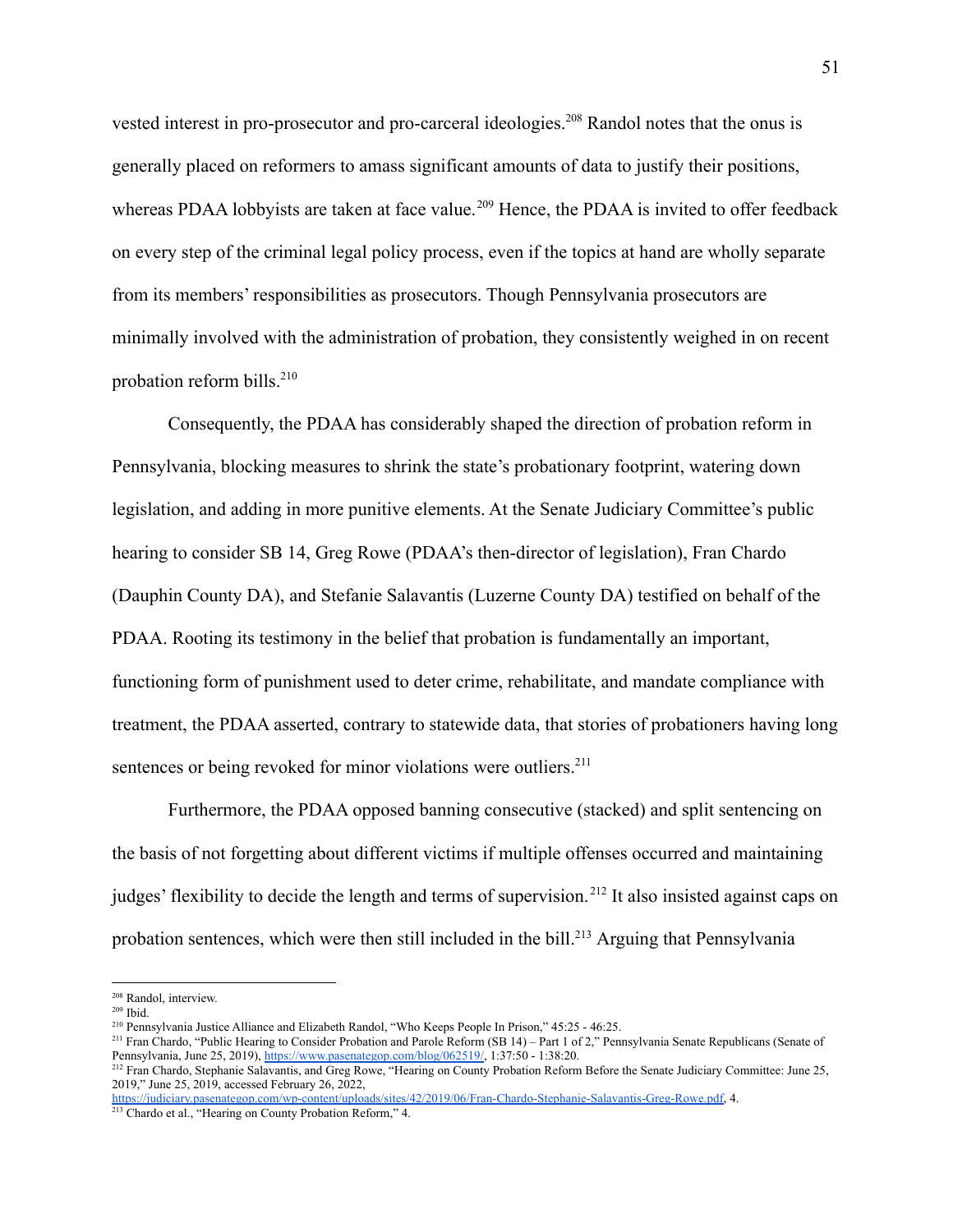vested interest in pro-prosecutor and pro-carceral ideologies.[208] Randol notes that the onus is generally placed on reformers to amass significant amounts of data to justify their positions, whereas PDAA lobbyists are taken at face value.[209] Hence, the PDAA is invited to offer feedback on every step of the criminal legal policy process, even if the topics at hand are wholly separate from its members' responsibilities as prosecutors. Though Pennsylvania prosecutors are minimally involved with the administration of probation, they consistently weighed in on recent probation reform bills.[210]

Consequently, the PDAA has considerably shaped the direction of probation reform in Pennsylvania, blocking measures to shrink the state's probationary footprint, watering down legislation, and adding in more punitive elements. At the Senate Judiciary Committee's public hearing to consider SB 14, Greg Rowe (PDAA's then-director of legislation), Fran Chardo (Dauphin County DA), and Stefanie Salavantis (Luzerne County DA) testified on behalf of the PDAA. Rooting its testimony in the belief that probation is fundamentally an important, functioning form of punishment used to deter crime, rehabilitate, and mandate compliance with treatment, the PDAA asserted, contrary to statewide data, that stories of probationers having long sentences or being revoked for minor violations were outliers.[211]

Furthermore, the PDAA opposed banning consecutive (stacked) and split sentencing on the basis of not forgetting about different victims if multiple offenses occurred and maintaining judges' flexibility to decide the length and terms of supervision.[212] It also insisted against caps on probation sentences, which were then still included in the bill.[213] Arguing that Pennsylvania

---

[208] Randol, interview.

[209] Ibid.

[210] Pennsylvania Justice Alliance and Elizabeth Randol, "Who Keeps People In Prison," 45:25 - 46:25.

[211] Fran Chardo, "Public Hearing to Consider Probation and Parole Reform (SB 14) – Part 1 of 2," Pennsylvania Senate Republicans (Senate of Pennsylvania, June 25, 2019), https://www.pasenategop.com/blog/062519/, 1:37:50 - 1:38:20.

[212] Fran Chardo, Stephanie Salavantis, and Greg Rowe, "Hearing on County Probation Reform Before the Senate Judiciary Committee: June 25, 2019," June 25, 2019, accessed February 26, 2022, https://judiciary.pasenategop.com/wp-content/uploads/sites/42/2019/06/Fran-Chardo-Stephanie-Salavantis-Greg-Rowe.pdf, 4.

[213] Chardo et al., "Hearing on County Probation Reform," 4.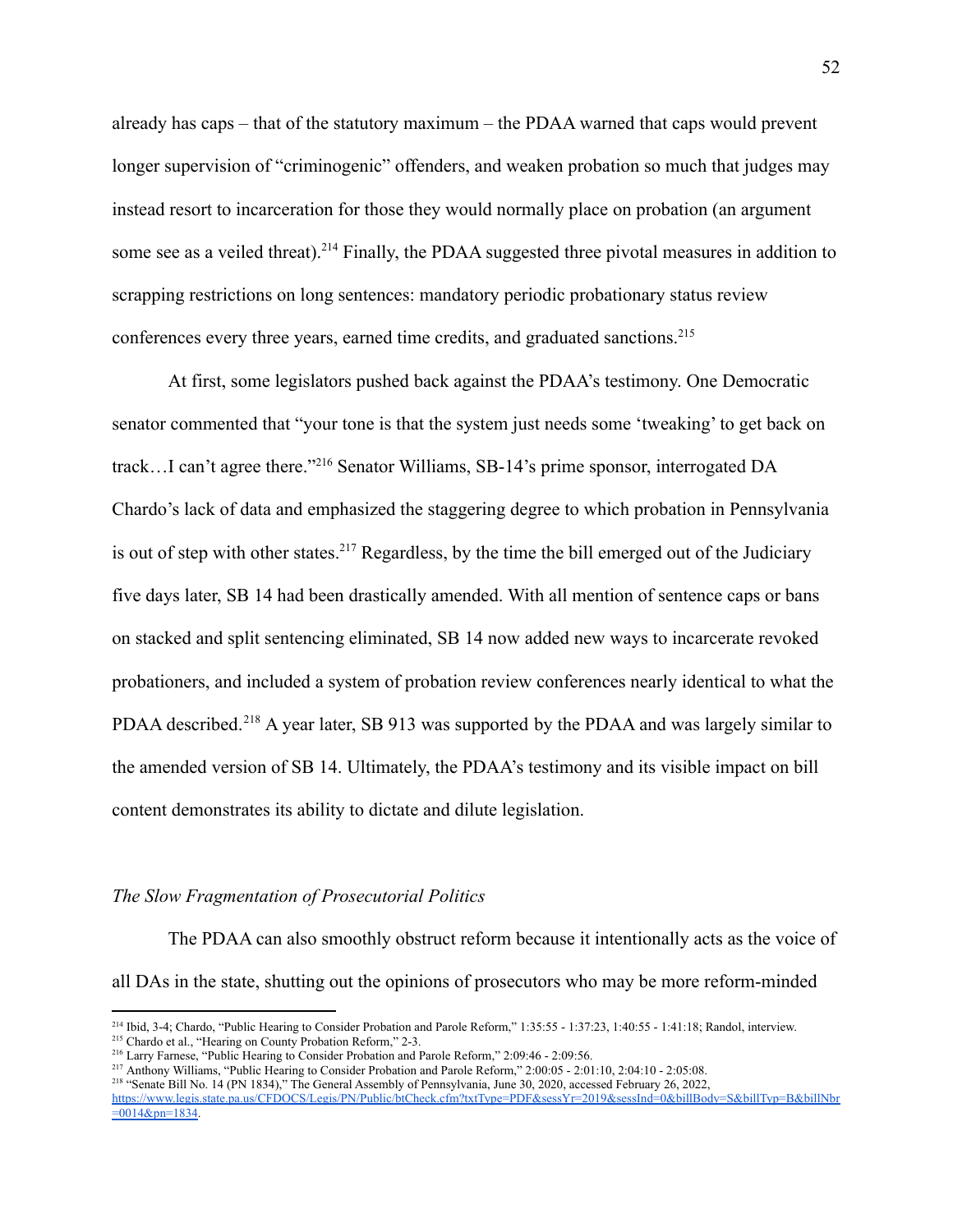already has caps – that of the statutory maximum – the PDAA warned that caps would prevent longer supervision of "criminogenic" offenders, and weaken probation so much that judges may instead resort to incarceration for those they would normally place on probation (an argument some see as a veiled threat).[214] Finally, the PDAA suggested three pivotal measures in addition to scrapping restrictions on long sentences: mandatory periodic probationary status review conferences every three years, earned time credits, and graduated sanctions.[215]

At first, some legislators pushed back against the PDAA's testimony. One Democratic senator commented that "your tone is that the system just needs some 'tweaking' to get back on track…I can't agree there."[216] Senator Williams, SB-14's prime sponsor, interrogated DA Chardo's lack of data and emphasized the staggering degree to which probation in Pennsylvania is out of step with other states.[217] Regardless, by the time the bill emerged out of the Judiciary five days later, SB 14 had been drastically amended. With all mention of sentence caps or bans on stacked and split sentencing eliminated, SB 14 now added new ways to incarcerate revoked probationers, and included a system of probation review conferences nearly identical to what the PDAA described.[218] A year later, SB 913 was supported by the PDAA and was largely similar to the amended version of SB 14. Ultimately, the PDAA's testimony and its visible impact on bill content demonstrates its ability to dictate and dilute legislation.

*The Slow Fragmentation of Prosecutorial Politics*

The PDAA can also smoothly obstruct reform because it intentionally acts as the voice of all DAs in the state, shutting out the opinions of prosecutors who may be more reform-minded

---

[214] Ibid, 3-4; Chardo, "Public Hearing to Consider Probation and Parole Reform," 1:35:55 - 1:37:23, 1:40:55 - 1:41:18; Randol, interview.

[215] Chardo et al., "Hearing on County Probation Reform," 2-3.

[216] Larry Farnese, "Public Hearing to Consider Probation and Parole Reform," 2:09:46 - 2:09:56.

[217] Anthony Williams, "Public Hearing to Consider Probation and Parole Reform," 2:00:05 - 2:01:10, 2:04:10 - 2:05:08.

[218] "Senate Bill No. 14 (PN 1834)," The General Assembly of Pennsylvania, June 30, 2020, accessed February 26, 2022, https://www.legis.state.pa.us/CFDOCS/Legis/PN/Public/btCheck.cfm?txtType=PDF&sessYr=2019&sessInd=0&billBody=S&billTyp=B&billNbr=0014&pn=1834.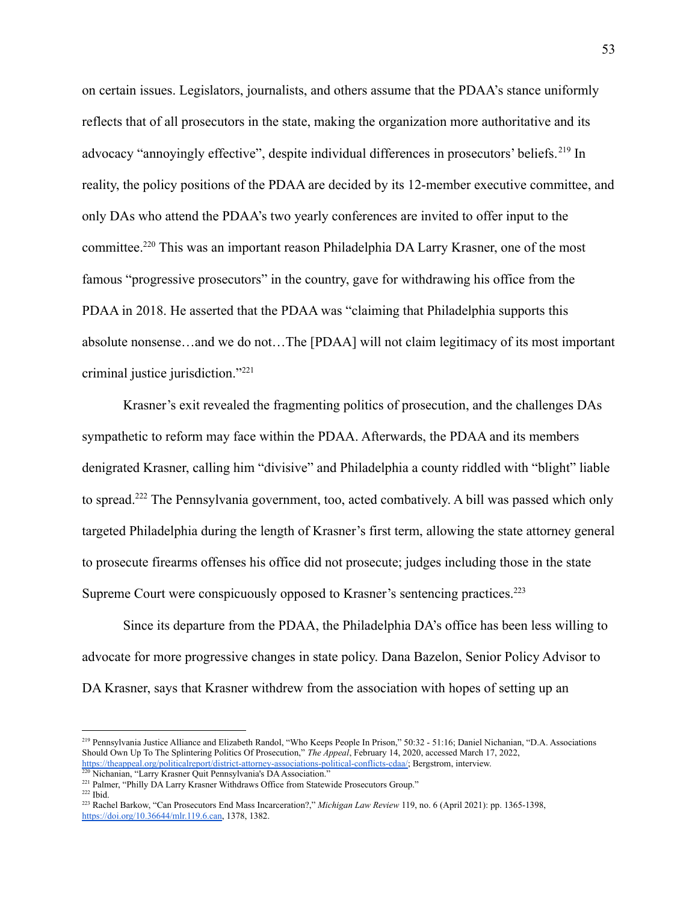on certain issues. Legislators, journalists, and others assume that the PDAA's stance uniformly reflects that of all prosecutors in the state, making the organization more authoritative and its advocacy "annoyingly effective", despite individual differences in prosecutors' beliefs.[219] In reality, the policy positions of the PDAA are decided by its 12-member executive committee, and only DAs who attend the PDAA's two yearly conferences are invited to offer input to the committee.[220] This was an important reason Philadelphia DA Larry Krasner, one of the most famous "progressive prosecutors" in the country, gave for withdrawing his office from the PDAA in 2018. He asserted that the PDAA was "claiming that Philadelphia supports this absolute nonsense…and we do not…The [PDAA] will not claim legitimacy of its most important criminal justice jurisdiction."[221]

Krasner's exit revealed the fragmenting politics of prosecution, and the challenges DAs sympathetic to reform may face within the PDAA. Afterwards, the PDAA and its members denigrated Krasner, calling him "divisive" and Philadelphia a county riddled with "blight" liable to spread.[222] The Pennsylvania government, too, acted combatively. A bill was passed which only targeted Philadelphia during the length of Krasner's first term, allowing the state attorney general to prosecute firearms offenses his office did not prosecute; judges including those in the state Supreme Court were conspicuously opposed to Krasner's sentencing practices.[223]

Since its departure from the PDAA, the Philadelphia DA's office has been less willing to advocate for more progressive changes in state policy. Dana Bazelon, Senior Policy Advisor to DA Krasner, says that Krasner withdrew from the association with hopes of setting up an

---

[219] Pennsylvania Justice Alliance and Elizabeth Randol, "Who Keeps People In Prison," 50:32 - 51:16; Daniel Nichanian, "D.A. Associations Should Own Up To The Splintering Politics Of Prosecution," *The Appeal*, February 14, 2020, accessed March 17, 2022, https://theappeal.org/politicalreport/district-attorney-associations-political-conflicts-cdaa/; Bergstrom, interview.

[220] Nichanian, "Larry Krasner Quit Pennsylvania's DA Association."

[221] Palmer, "Philly DA Larry Krasner Withdraws Office from Statewide Prosecutors Group."

[222] Ibid.

[223] Rachel Barkow, "Can Prosecutors End Mass Incarceration?," *Michigan Law Review* 119, no. 6 (April 2021): pp. 1365-1398, https://doi.org/10.36644/mlr.119.6.can, 1378, 1382.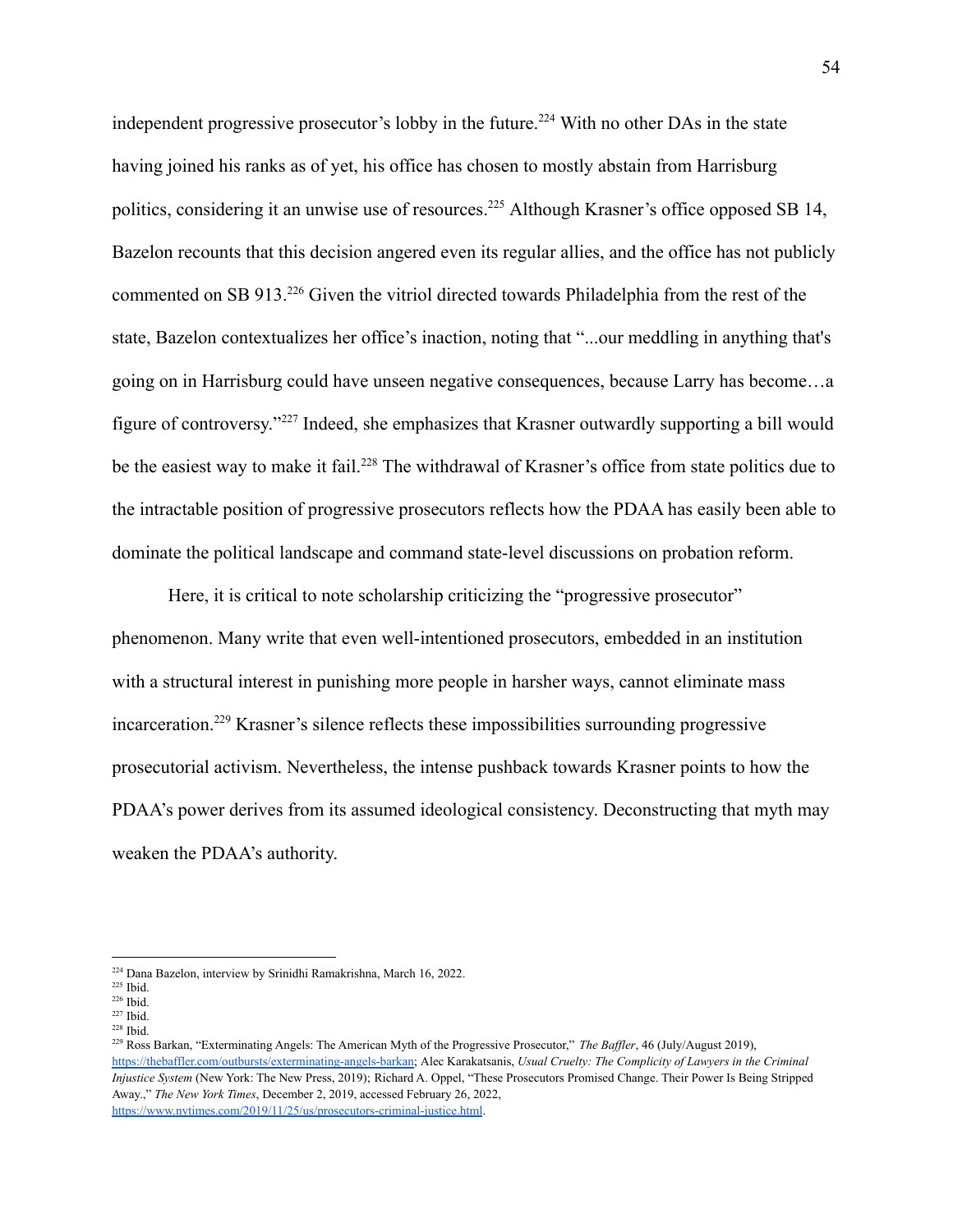independent progressive prosecutor's lobby in the future.[224] With no other DAs in the state having joined his ranks as of yet, his office has chosen to mostly abstain from Harrisburg politics, considering it an unwise use of resources.[225] Although Krasner's office opposed SB 14, Bazelon recounts that this decision angered even its regular allies, and the office has not publicly commented on SB 913.[226] Given the vitriol directed towards Philadelphia from the rest of the state, Bazelon contextualizes her office's inaction, noting that "...our meddling in anything that's going on in Harrisburg could have unseen negative consequences, because Larry has become…a figure of controversy."[227] Indeed, she emphasizes that Krasner outwardly supporting a bill would be the easiest way to make it fail.[228] The withdrawal of Krasner's office from state politics due to the intractable position of progressive prosecutors reflects how the PDAA has easily been able to dominate the political landscape and command state-level discussions on probation reform.

Here, it is critical to note scholarship criticizing the "progressive prosecutor" phenomenon. Many write that even well-intentioned prosecutors, embedded in an institution with a structural interest in punishing more people in harsher ways, cannot eliminate mass incarceration.[229] Krasner's silence reflects these impossibilities surrounding progressive prosecutorial activism. Nevertheless, the intense pushback towards Krasner points to how the PDAA's power derives from its assumed ideological consistency. Deconstructing that myth may weaken the PDAA's authority.

---

[224] Dana Bazelon, interview by Srinidhi Ramakrishna, March 16, 2022.

[225] Ibid.

[226] Ibid.

[227] Ibid.

[228] Ibid.

[229] Ross Barkan, "Exterminating Angels: The American Myth of the Progressive Prosecutor," *The Baffler*, 46 (July/August 2019), https://thebaffler.com/outbursts/exterminating-angels-barkan; Alec Karakatsanis, *Usual Cruelty: The Complicity of Lawyers in the Criminal Injustice System* (New York: The New Press, 2019); Richard A. Oppel, "These Prosecutors Promised Change. Their Power Is Being Stripped Away.," *The New York Times*, December 2, 2019, accessed February 26, 2022, https://www.nytimes.com/2019/11/25/us/prosecutors-criminal-justice.html.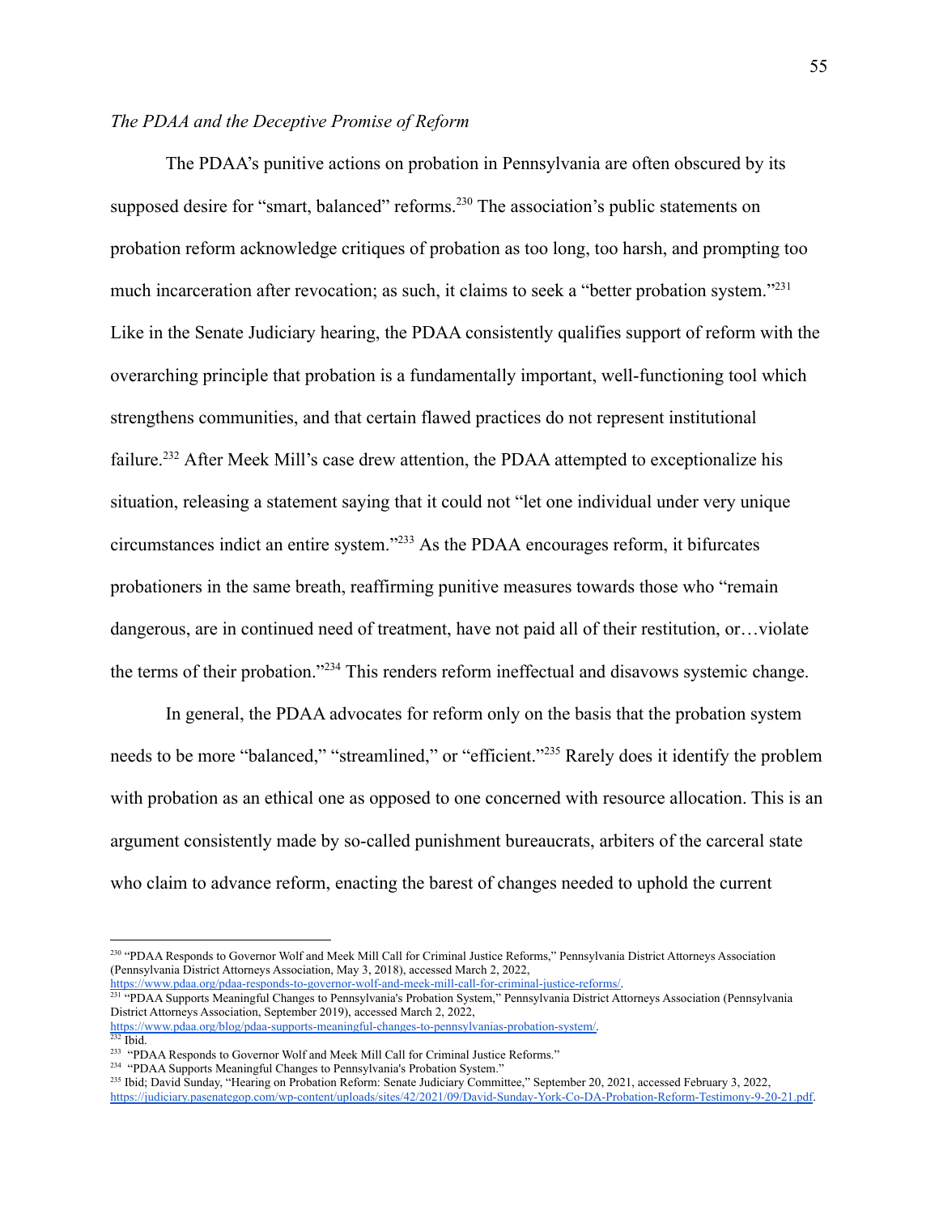*The PDAA and the Deceptive Promise of Reform*

The PDAA's punitive actions on probation in Pennsylvania are often obscured by its supposed desire for "smart, balanced" reforms.[230] The association's public statements on probation reform acknowledge critiques of probation as too long, too harsh, and prompting too much incarceration after revocation; as such, it claims to seek a "better probation system."[231] Like in the Senate Judiciary hearing, the PDAA consistently qualifies support of reform with the overarching principle that probation is a fundamentally important, well-functioning tool which strengthens communities, and that certain flawed practices do not represent institutional failure.[232] After Meek Mill's case drew attention, the PDAA attempted to exceptionalize his situation, releasing a statement saying that it could not "let one individual under very unique circumstances indict an entire system."[233] As the PDAA encourages reform, it bifurcates probationers in the same breath, reaffirming punitive measures towards those who "remain dangerous, are in continued need of treatment, have not paid all of their restitution, or…violate the terms of their probation."[234] This renders reform ineffectual and disavows systemic change.

In general, the PDAA advocates for reform only on the basis that the probation system needs to be more "balanced," "streamlined," or "efficient."[235] Rarely does it identify the problem with probation as an ethical one as opposed to one concerned with resource allocation. This is an argument consistently made by so-called punishment bureaucrats, arbiters of the carceral state who claim to advance reform, enacting the barest of changes needed to uphold the current

---

[230] "PDAA Responds to Governor Wolf and Meek Mill Call for Criminal Justice Reforms," Pennsylvania District Attorneys Association (Pennsylvania District Attorneys Association, May 3, 2018), accessed March 2, 2022, https://www.pdaa.org/pdaa-responds-to-governor-wolf-and-meek-mill-call-for-criminal-justice-reforms/.

[231] "PDAA Supports Meaningful Changes to Pennsylvania's Probation System," Pennsylvania District Attorneys Association (Pennsylvania District Attorneys Association, September 2019), accessed March 2, 2022, https://www.pdaa.org/blog/pdaa-supports-meaningful-changes-to-pennsylvanias-probation-system/.

[232] Ibid.

[233] "PDAA Responds to Governor Wolf and Meek Mill Call for Criminal Justice Reforms."

[234] "PDAA Supports Meaningful Changes to Pennsylvania's Probation System."

[235] Ibid; David Sunday, "Hearing on Probation Reform: Senate Judiciary Committee," September 20, 2021, accessed February 3, 2022, https://judiciary.pasenategop.com/wp-content/uploads/sites/42/2021/09/David-Sunday-York-Co-DA-Probation-Reform-Testimony-9-20-21.pdf.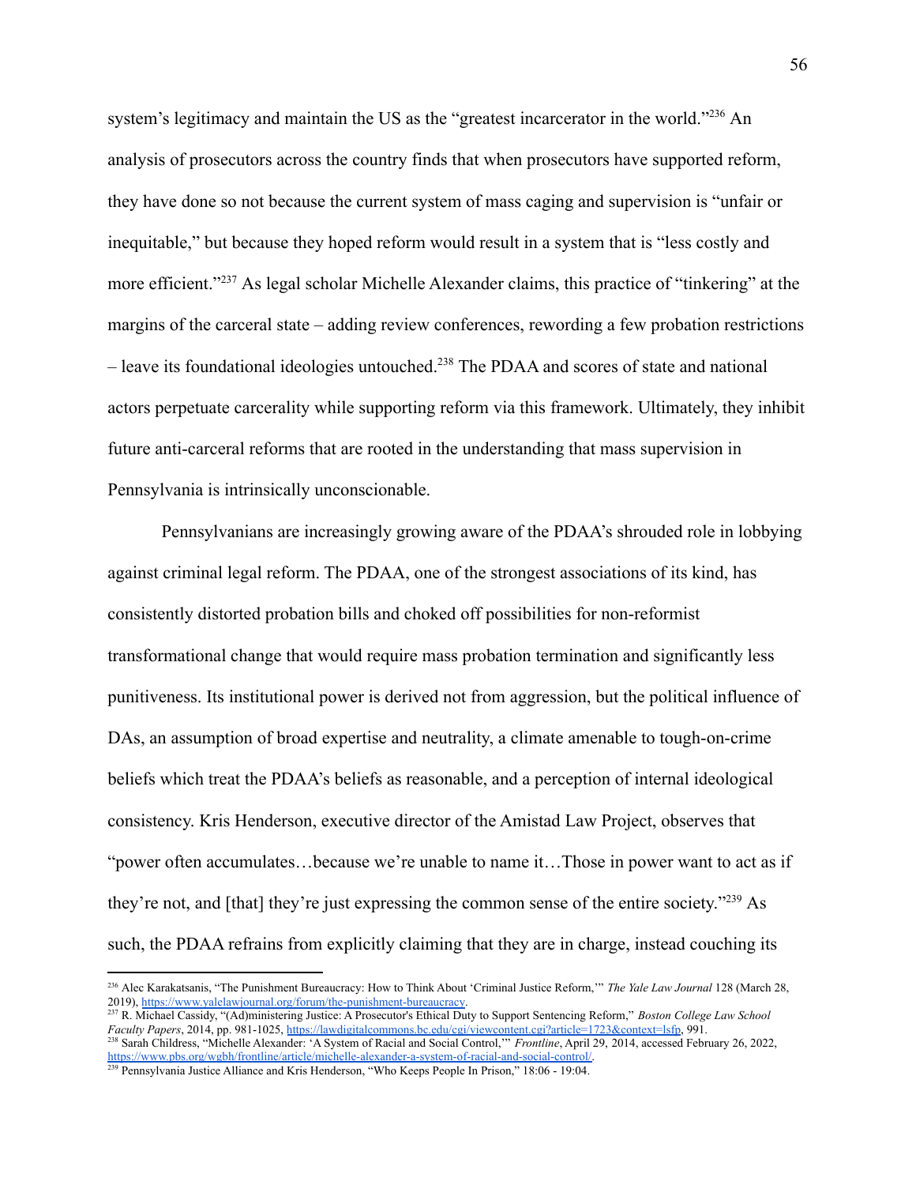system's legitimacy and maintain the US as the "greatest incarcerator in the world."[236] An analysis of prosecutors across the country finds that when prosecutors have supported reform, they have done so not because the current system of mass caging and supervision is "unfair or inequitable," but because they hoped reform would result in a system that is "less costly and more efficient."[237] As legal scholar Michelle Alexander claims, this practice of "tinkering" at the margins of the carceral state – adding review conferences, rewording a few probation restrictions – leave its foundational ideologies untouched.[238] The PDAA and scores of state and national actors perpetuate carcerality while supporting reform via this framework. Ultimately, they inhibit future anti-carceral reforms that are rooted in the understanding that mass supervision in Pennsylvania is intrinsically unconscionable.

Pennsylvanians are increasingly growing aware of the PDAA's shrouded role in lobbying against criminal legal reform. The PDAA, one of the strongest associations of its kind, has consistently distorted probation bills and choked off possibilities for non-reformist transformational change that would require mass probation termination and significantly less punitiveness. Its institutional power is derived not from aggression, but the political influence of DAs, an assumption of broad expertise and neutrality, a climate amenable to tough-on-crime beliefs which treat the PDAA's beliefs as reasonable, and a perception of internal ideological consistency. Kris Henderson, executive director of the Amistad Law Project, observes that "power often accumulates…because we're unable to name it…Those in power want to act as if they're not, and [that] they're just expressing the common sense of the entire society."[239] As such, the PDAA refrains from explicitly claiming that they are in charge, instead couching its

---

[236] Alec Karakatsanis, "The Punishment Bureaucracy: How to Think About 'Criminal Justice Reform,'" *The Yale Law Journal* 128 (March 28, 2019), https://www.yalelawjournal.org/forum/the-punishment-bureaucracy.

[237] R. Michael Cassidy, "(Ad)ministering Justice: A Prosecutor's Ethical Duty to Support Sentencing Reform," *Boston College Law School Faculty Papers*, 2014, pp. 981-1025, https://lawdigitalcommons.bc.edu/cgi/viewcontent.cgi?article=1723&context=lsfp, 991.

[238] Sarah Childress, "Michelle Alexander: 'A System of Racial and Social Control,'" *Frontline*, April 29, 2014, accessed February 26, 2022, https://www.pbs.org/wgbh/frontline/article/michelle-alexander-a-system-of-racial-and-social-control/.

[239] Pennsylvania Justice Alliance and Kris Henderson, "Who Keeps People In Prison," 18:06 - 19:04.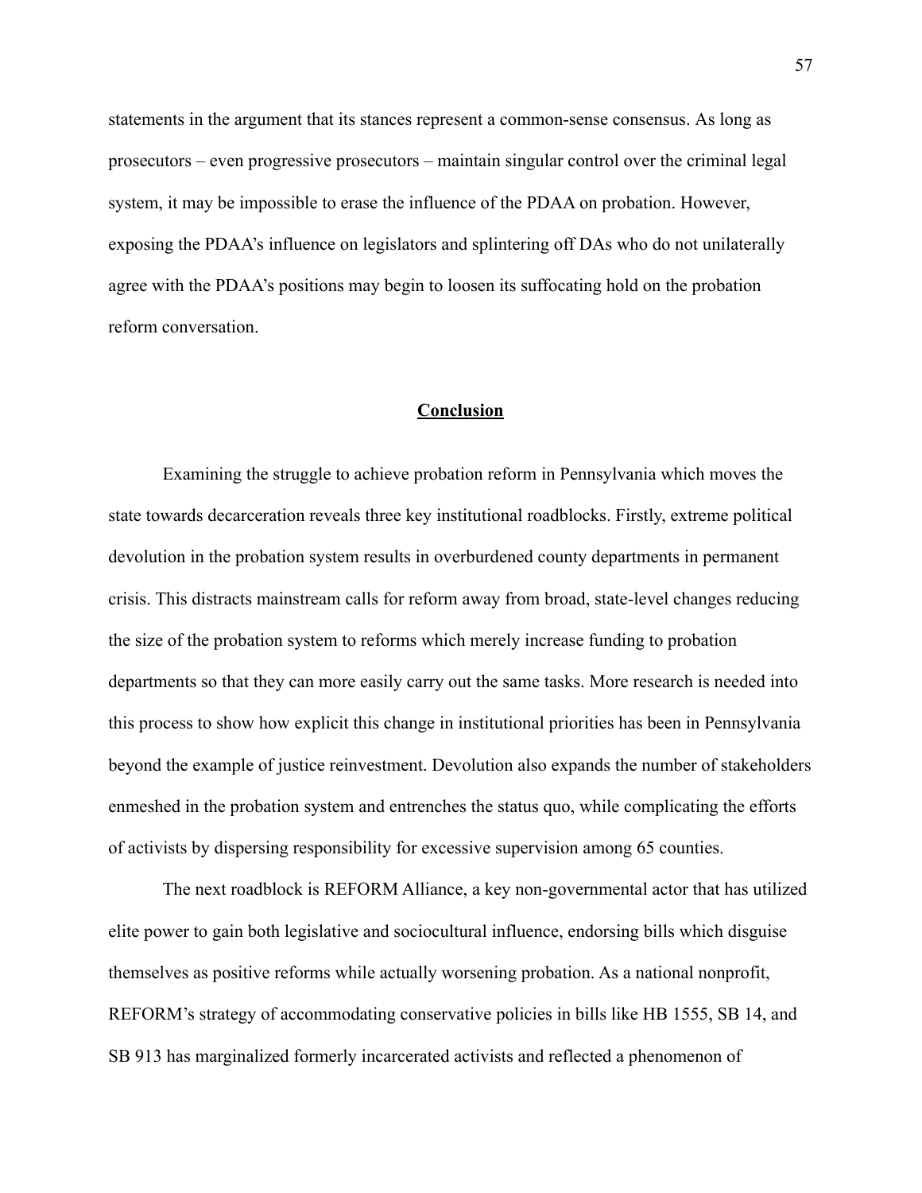statements in the argument that its stances represent a common-sense consensus. As long as prosecutors – even progressive prosecutors – maintain singular control over the criminal legal system, it may be impossible to erase the influence of the PDAA on probation. However, exposing the PDAA's influence on legislators and splintering off DAs who do not unilaterally agree with the PDAA's positions may begin to loosen its suffocating hold on the probation reform conversation.

## Conclusion

Examining the struggle to achieve probation reform in Pennsylvania which moves the state towards decarceration reveals three key institutional roadblocks. Firstly, extreme political devolution in the probation system results in overburdened county departments in permanent crisis. This distracts mainstream calls for reform away from broad, state-level changes reducing the size of the probation system to reforms which merely increase funding to probation departments so that they can more easily carry out the same tasks. More research is needed into this process to show how explicit this change in institutional priorities has been in Pennsylvania beyond the example of justice reinvestment. Devolution also expands the number of stakeholders enmeshed in the probation system and entrenches the status quo, while complicating the efforts of activists by dispersing responsibility for excessive supervision among 65 counties.

The next roadblock is REFORM Alliance, a key non-governmental actor that has utilized elite power to gain both legislative and sociocultural influence, endorsing bills which disguise themselves as positive reforms while actually worsening probation. As a national nonprofit, REFORM's strategy of accommodating conservative policies in bills like HB 1555, SB 14, and SB 913 has marginalized formerly incarcerated activists and reflected a phenomenon of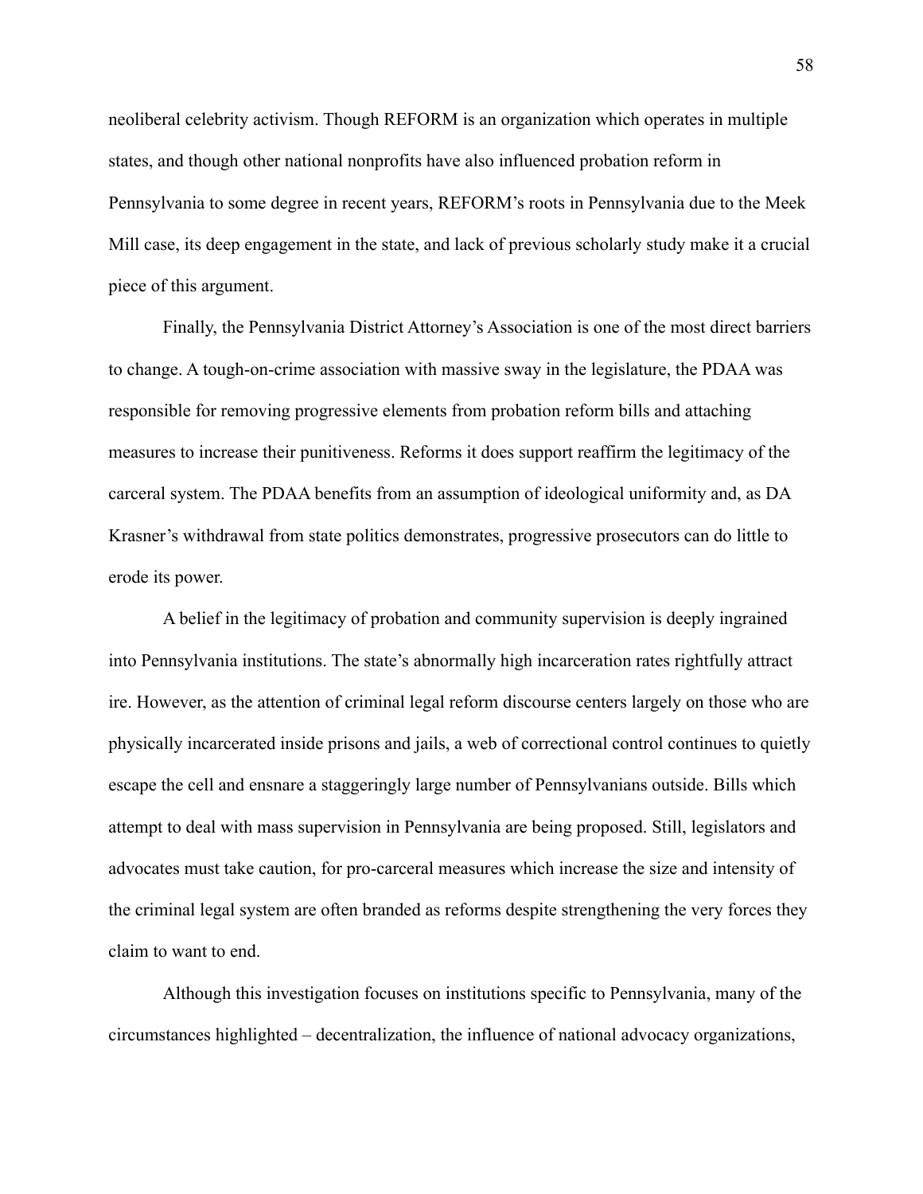neoliberal celebrity activism. Though REFORM is an organization which operates in multiple states, and though other national nonprofits have also influenced probation reform in Pennsylvania to some degree in recent years, REFORM's roots in Pennsylvania due to the Meek Mill case, its deep engagement in the state, and lack of previous scholarly study make it a crucial piece of this argument.

Finally, the Pennsylvania District Attorney's Association is one of the most direct barriers to change. A tough-on-crime association with massive sway in the legislature, the PDAA was responsible for removing progressive elements from probation reform bills and attaching measures to increase their punitiveness. Reforms it does support reaffirm the legitimacy of the carceral system. The PDAA benefits from an assumption of ideological uniformity and, as DA Krasner's withdrawal from state politics demonstrates, progressive prosecutors can do little to erode its power.

A belief in the legitimacy of probation and community supervision is deeply ingrained into Pennsylvania institutions. The state's abnormally high incarceration rates rightfully attract ire. However, as the attention of criminal legal reform discourse centers largely on those who are physically incarcerated inside prisons and jails, a web of correctional control continues to quietly escape the cell and ensnare a staggeringly large number of Pennsylvanians outside. Bills which attempt to deal with mass supervision in Pennsylvania are being proposed. Still, legislators and advocates must take caution, for pro-carceral measures which increase the size and intensity of the criminal legal system are often branded as reforms despite strengthening the very forces they claim to want to end.

Although this investigation focuses on institutions specific to Pennsylvania, many of the circumstances highlighted – decentralization, the influence of national advocacy organizations,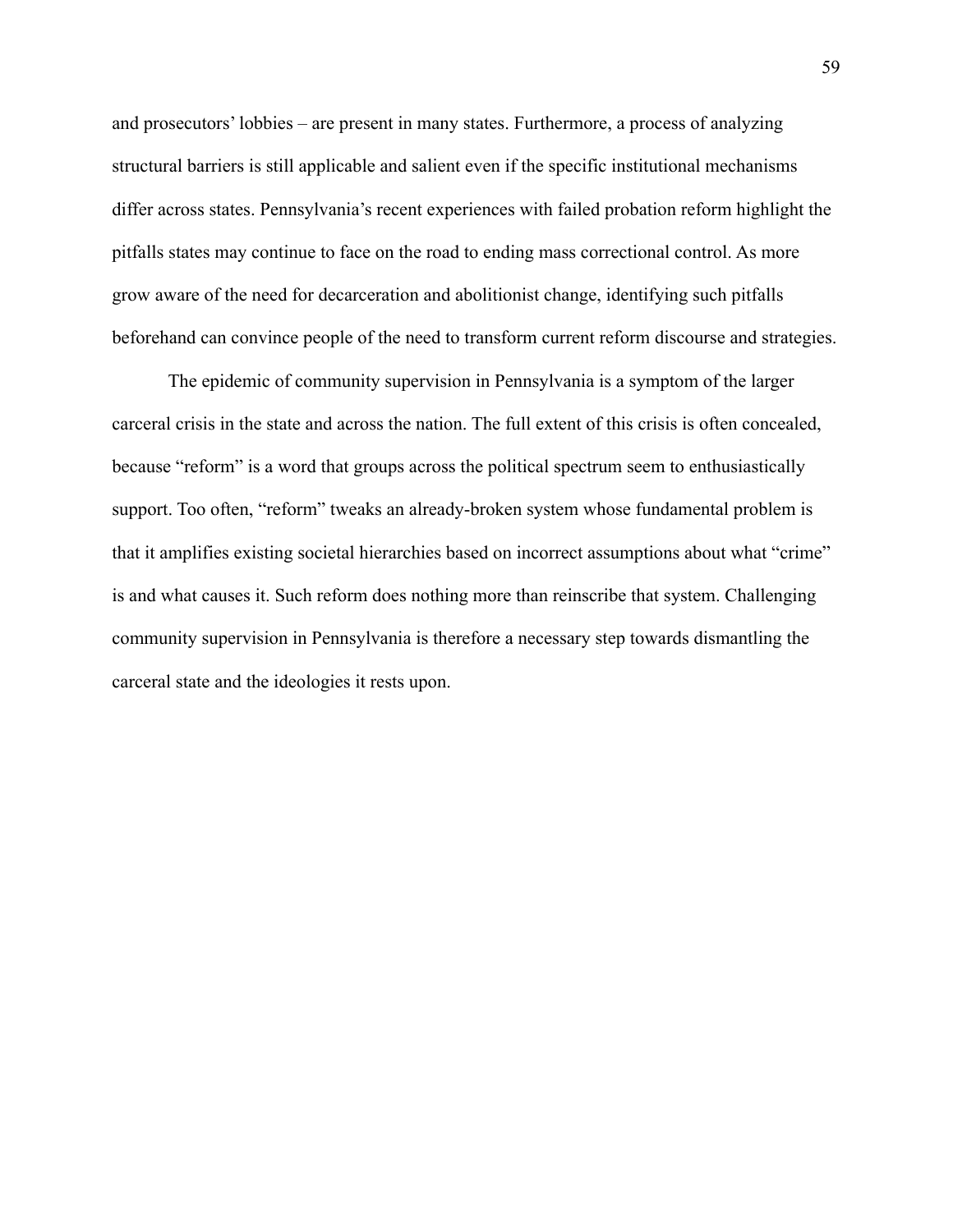and prosecutors' lobbies – are present in many states. Furthermore, a process of analyzing structural barriers is still applicable and salient even if the specific institutional mechanisms differ across states. Pennsylvania's recent experiences with failed probation reform highlight the pitfalls states may continue to face on the road to ending mass correctional control. As more grow aware of the need for decarceration and abolitionist change, identifying such pitfalls beforehand can convince people of the need to transform current reform discourse and strategies.

The epidemic of community supervision in Pennsylvania is a symptom of the larger carceral crisis in the state and across the nation. The full extent of this crisis is often concealed, because "reform" is a word that groups across the political spectrum seem to enthusiastically support. Too often, "reform" tweaks an already-broken system whose fundamental problem is that it amplifies existing societal hierarchies based on incorrect assumptions about what "crime" is and what causes it. Such reform does nothing more than reinscribe that system. Challenging community supervision in Pennsylvania is therefore a necessary step towards dismantling the carceral state and the ideologies it rests upon.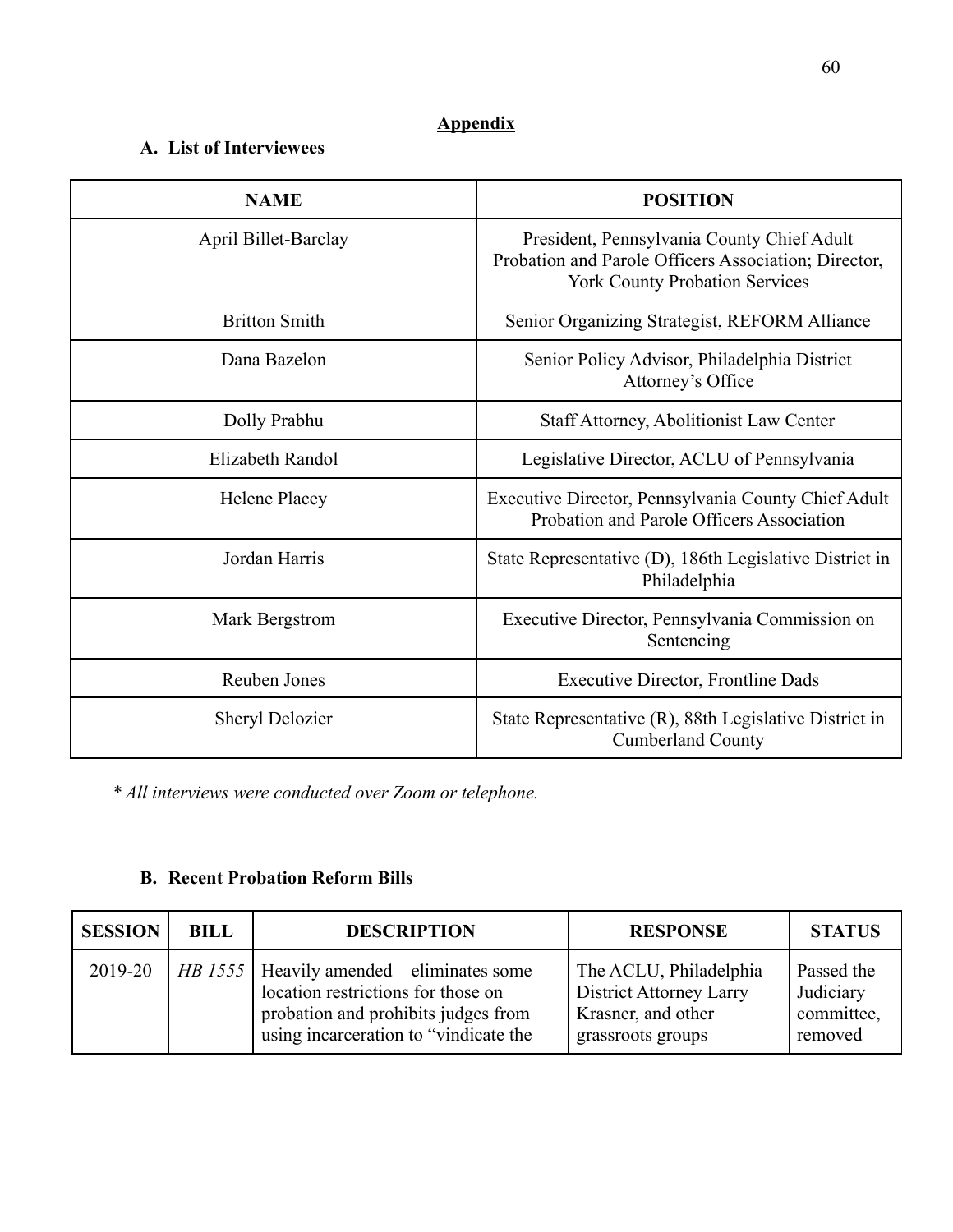## Appendix

### A. List of Interviewees

| NAME | POSITION |
|---|---|
| April Billet-Barclay | President, Pennsylvania County Chief Adult Probation and Parole Officers Association; Director, York County Probation Services |
| Britton Smith | Senior Organizing Strategist, REFORM Alliance |
| Dana Bazelon | Senior Policy Advisor, Philadelphia District Attorney's Office |
| Dolly Prabhu | Staff Attorney, Abolitionist Law Center |
| Elizabeth Randol | Legislative Director, ACLU of Pennsylvania |
| Helene Placey | Executive Director, Pennsylvania County Chief Adult Probation and Parole Officers Association |
| Jordan Harris | State Representative (D), 186th Legislative District in Philadelphia |
| Mark Bergstrom | Executive Director, Pennsylvania Commission on Sentencing |
| Reuben Jones | Executive Director, Frontline Dads |
| Sheryl Delozier | State Representative (R), 88th Legislative District in Cumberland County |

*\* All interviews were conducted over Zoom or telephone.*

### B. Recent Probation Reform Bills

| SESSION | BILL | DESCRIPTION | RESPONSE | STATUS |
|---|---|---|---|---|
| 2019-20 | *HB 1555* | Heavily amended – eliminates some location restrictions for those on probation and prohibits judges from using incarceration to "vindicate the | The ACLU, Philadelphia District Attorney Larry Krasner, and other grassroots groups | Passed the Judiciary committee, removed |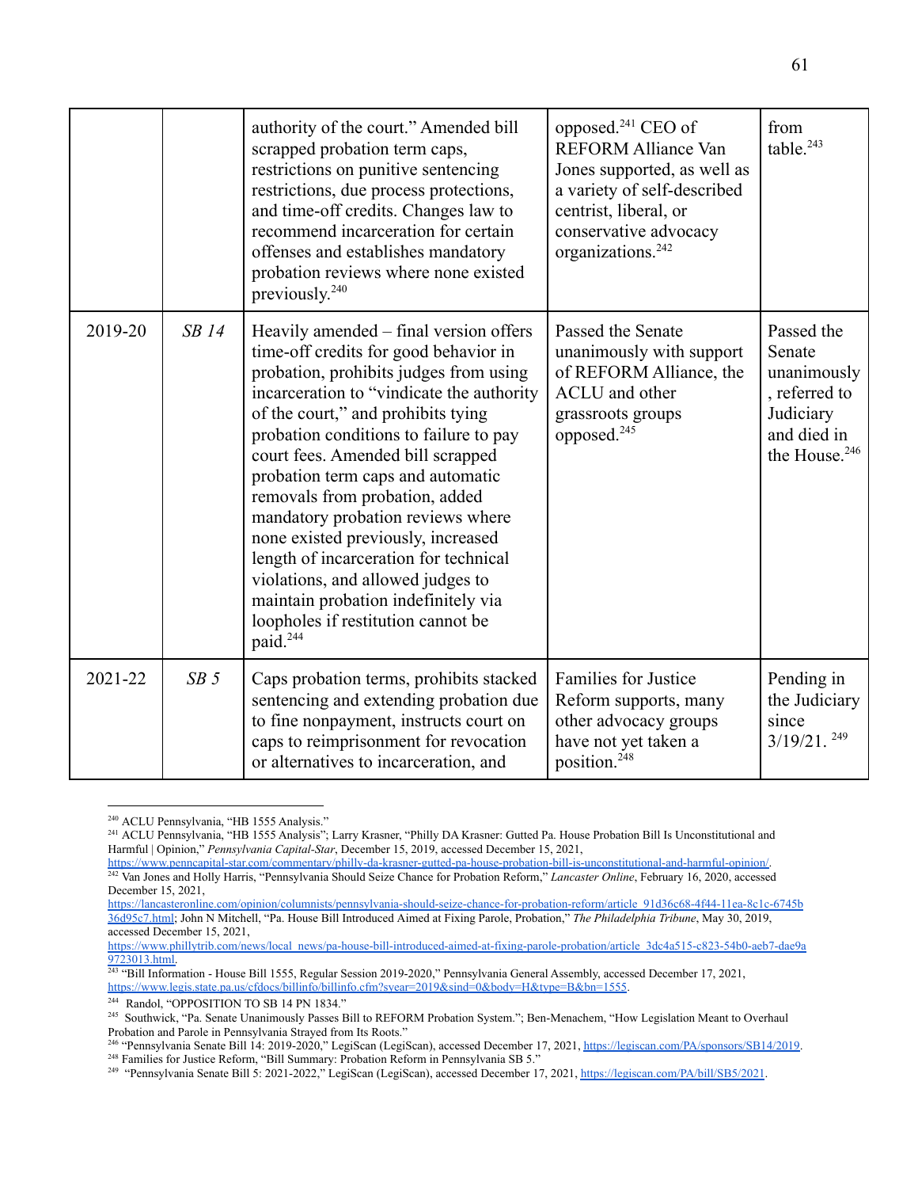| | | authority of the court." Amended bill scrapped probation term caps, restrictions on punitive sentencing restrictions, due process protections, and time-off credits. Changes law to recommend incarceration for certain offenses and establishes mandatory probation reviews where none existed previously.[240] | opposed.[241] CEO of REFORM Alliance Van Jones supported, as well as a variety of self-described centrist, liberal, or conservative advocacy organizations.[242] | from table.[243] |
|---|---|---|---|---|
| 2019-20 | *SB 14* | Heavily amended – final version offers time-off credits for good behavior in probation, prohibits judges from using incarceration to "vindicate the authority of the court," and prohibits tying probation conditions to failure to pay court fees. Amended bill scrapped probation term caps and automatic removals from probation, added mandatory probation reviews where none existed previously, increased length of incarceration for technical violations, and allowed judges to maintain probation indefinitely via loopholes if restitution cannot be paid.[244] | Passed the Senate unanimously with support of REFORM Alliance, the ACLU and other grassroots groups opposed.[245] | Passed the Senate unanimously, referred to Judiciary and died in the House.[246] |
| 2021-22 | *SB 5* | Caps probation terms, prohibits stacked sentencing and extending probation due to fine nonpayment, instructs court on caps to reimprisonment for revocation or alternatives to incarceration, and | Families for Justice Reform supports, many other advocacy groups have not yet taken a position.[248] | Pending in the Judiciary since 3/19/21.[249] |

[240] ACLU Pennsylvania, "HB 1555 Analysis."

[241] ACLU Pennsylvania, "HB 1555 Analysis"; Larry Krasner, "Philly DA Krasner: Gutted Pa. House Probation Bill Is Unconstitutional and Harmful | Opinion," *Pennsylvania Capital-Star*, December 15, 2019, accessed December 15, 2021, https://www.penncapital-star.com/commentary/philly-da-krasner-gutted-pa-house-probation-bill-is-unconstitutional-and-harmful-opinion/.

[242] Van Jones and Holly Harris, "Pennsylvania Should Seize Chance for Probation Reform," *Lancaster Online*, February 16, 2020, accessed December 15, 2021, https://lancasteronline.com/opinion/columnists/pennsylvania-should-seize-chance-for-probation-reform/article_91d36c68-4f44-11ea-8c1c-6745b36d95c7.html; John N Mitchell, "Pa. House Bill Introduced Aimed at Fixing Parole, Probation," *The Philadelphia Tribune*, May 30, 2019, accessed December 15, 2021, https://www.phillytrib.com/news/local_news/pa-house-bill-introduced-aimed-at-fixing-parole-probation/article_3dc4a515-c823-54b0-aeb7-dae9a9723013.html.

[243] "Bill Information - House Bill 1555, Regular Session 2019-2020," Pennsylvania General Assembly, accessed December 17, 2021, https://www.legis.state.pa.us/cfdocs/billinfo/billinfo.cfm?syear=2019&sind=0&body=H&type=B&bn=1555.

[244] Randol, "OPPOSITION TO SB 14 PN 1834."

[245] Southwick, "Pa. Senate Unanimously Passes Bill to REFORM Probation System."; Ben-Menachem, "How Legislation Meant to Overhaul Probation and Parole in Pennsylvania Strayed from Its Roots."

[246] "Pennsylvania Senate Bill 14: 2019-2020," LegiScan (LegiScan), accessed December 17, 2021, https://legiscan.com/PA/sponsors/SB14/2019.

[248] Families for Justice Reform, "Bill Summary: Probation Reform in Pennsylvania SB 5."

[249] "Pennsylvania Senate Bill 5: 2021-2022," LegiScan (LegiScan), accessed December 17, 2021, https://legiscan.com/PA/bill/SB5/2021.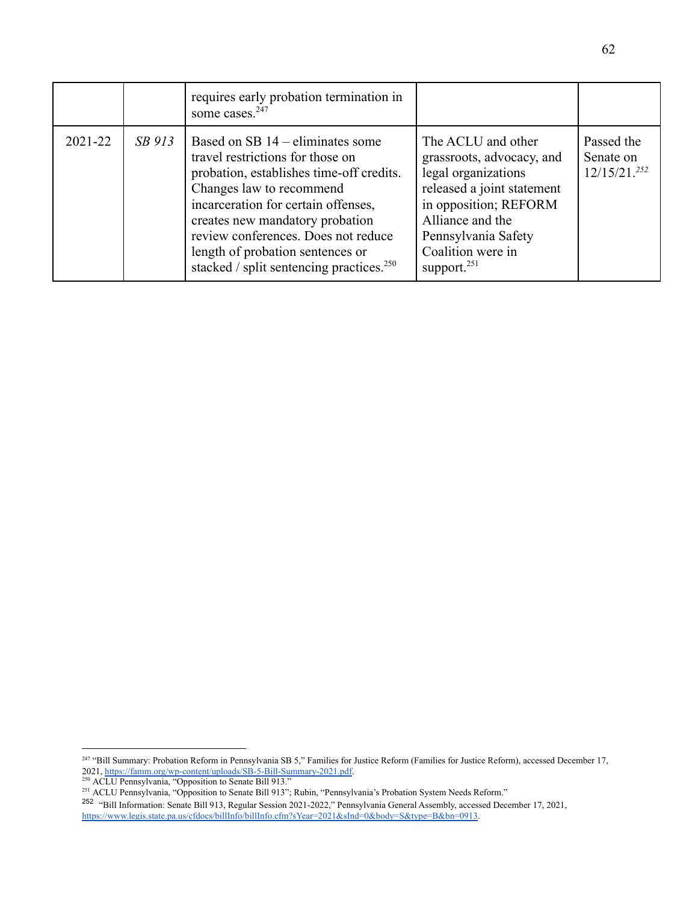| | | | | |
|---|---|---|---|---|
| | | requires early probation termination in some cases.[247] | | |
| 2021-22 | *SB 913* | Based on SB 14 – eliminates some travel restrictions for those on probation, establishes time-off credits. Changes law to recommend incarceration for certain offenses, creates new mandatory probation review conferences. Does not reduce length of probation sentences or stacked / split sentencing practices.[250] | The ACLU and other grassroots, advocacy, and legal organizations released a joint statement in opposition; REFORM Alliance and the Pennsylvania Safety Coalition were in support.[251] | Passed the Senate on 12/15/21.[252] |

[247] "Bill Summary: Probation Reform in Pennsylvania SB 5," Families for Justice Reform (Families for Justice Reform), accessed December 17, 2021, https://famm.org/wp-content/uploads/SB-5-Bill-Summary-2021.pdf.

[250] ACLU Pennsylvania, "Opposition to Senate Bill 913."

[251] ACLU Pennsylvania, "Opposition to Senate Bill 913"; Rubin, "Pennsylvania's Probation System Needs Reform."

[252] "Bill Information: Senate Bill 913, Regular Session 2021-2022," Pennsylvania General Assembly, accessed December 17, 2021, https://www.legis.state.pa.us/cfdocs/billInfo/billInfo.cfm?sYear=2021&sInd=0&body=S&type=B&bn=0913.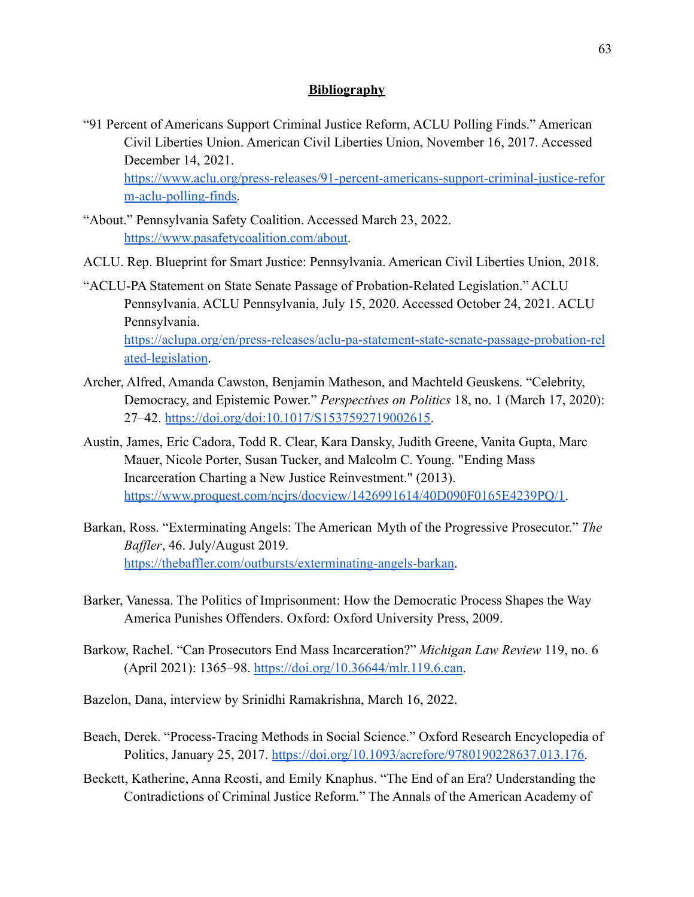## **Bibliography**

"91 Percent of Americans Support Criminal Justice Reform, ACLU Polling Finds." American Civil Liberties Union. American Civil Liberties Union, November 16, 2017. Accessed December 14, 2021. https://www.aclu.org/press-releases/91-percent-americans-support-criminal-justice-reform-aclu-polling-finds.

"About." Pennsylvania Safety Coalition. Accessed March 23, 2022. https://www.pasafetycoalition.com/about.

ACLU. Rep. Blueprint for Smart Justice: Pennsylvania. American Civil Liberties Union, 2018.

"ACLU-PA Statement on State Senate Passage of Probation-Related Legislation." ACLU Pennsylvania. ACLU Pennsylvania, July 15, 2020. Accessed October 24, 2021. ACLU Pennsylvania. https://aclupa.org/en/press-releases/aclu-pa-statement-state-senate-passage-probation-related-legislation.

Archer, Alfred, Amanda Cawston, Benjamin Matheson, and Machteld Geuskens. "Celebrity, Democracy, and Epistemic Power." *Perspectives on Politics* 18, no. 1 (March 17, 2020): 27–42. https://doi.org/doi:10.1017/S1537592719002615.

Austin, James, Eric Cadora, Todd R. Clear, Kara Dansky, Judith Greene, Vanita Gupta, Marc Mauer, Nicole Porter, Susan Tucker, and Malcolm C. Young. "Ending Mass Incarceration Charting a New Justice Reinvestment." (2013). https://www.proquest.com/ncjrs/docview/1426991614/40D090F0165E4239PQ/1.

Barkan, Ross. "Exterminating Angels: The American Myth of the Progressive Prosecutor." *The Baffler*, 46. July/August 2019. https://thebaffler.com/outbursts/exterminating-angels-barkan.

Barker, Vanessa. The Politics of Imprisonment: How the Democratic Process Shapes the Way America Punishes Offenders. Oxford: Oxford University Press, 2009.

Barkow, Rachel. "Can Prosecutors End Mass Incarceration?" *Michigan Law Review* 119, no. 6 (April 2021): 1365–98. https://doi.org/10.36644/mlr.119.6.can.

Bazelon, Dana, interview by Srinidhi Ramakrishna, March 16, 2022.

Beach, Derek. "Process-Tracing Methods in Social Science." Oxford Research Encyclopedia of Politics, January 25, 2017. https://doi.org/10.1093/acrefore/9780190228637.013.176.

Beckett, Katherine, Anna Reosti, and Emily Knaphus. "The End of an Era? Understanding the Contradictions of Criminal Justice Reform." The Annals of the American Academy of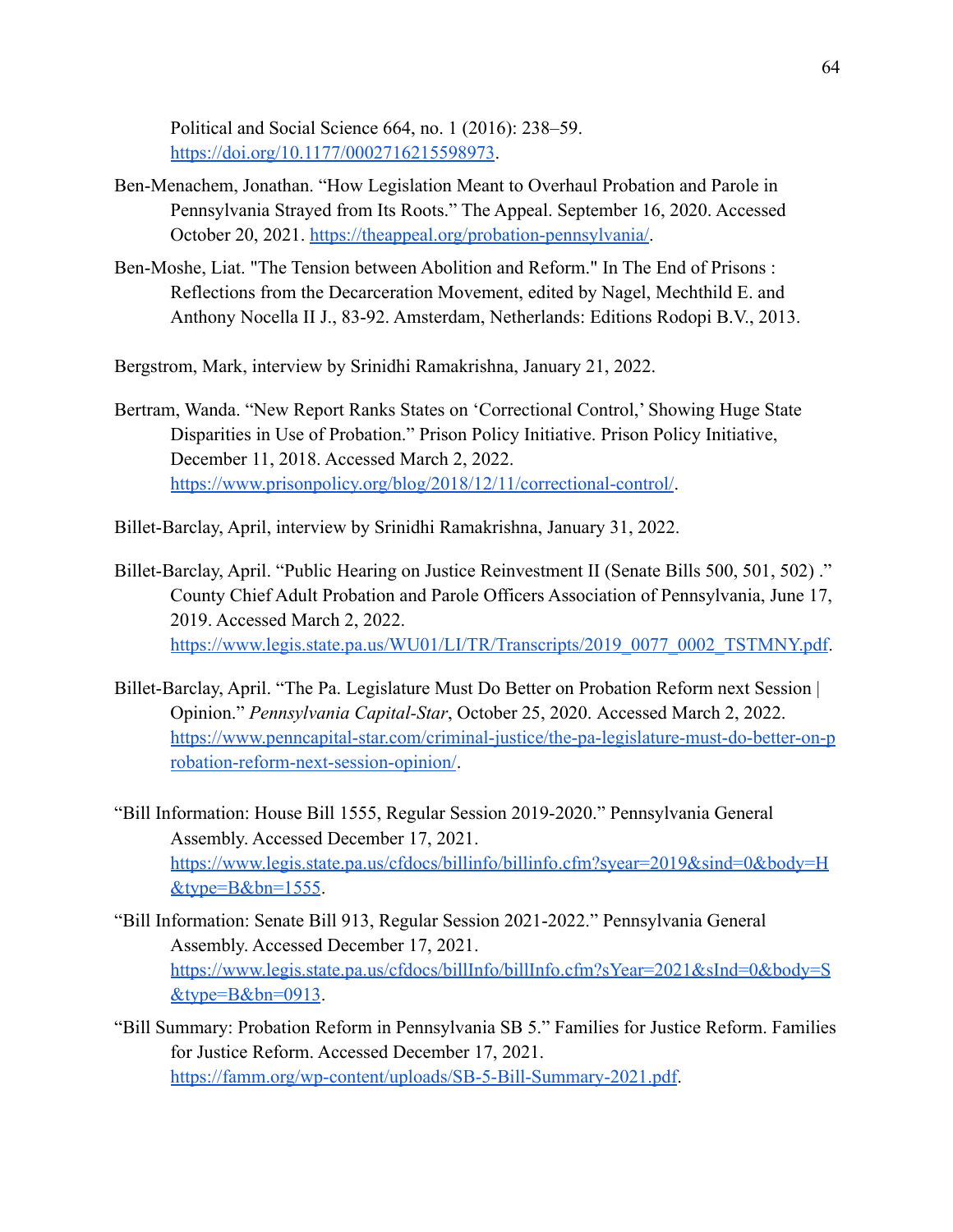Political and Social Science 664, no. 1 (2016): 238–59. https://doi.org/10.1177/0002716215598973.

Ben-Menachem, Jonathan. "How Legislation Meant to Overhaul Probation and Parole in Pennsylvania Strayed from Its Roots." The Appeal. September 16, 2020. Accessed October 20, 2021. https://theappeal.org/probation-pennsylvania/.

Ben-Moshe, Liat. "The Tension between Abolition and Reform." In The End of Prisons : Reflections from the Decarceration Movement, edited by Nagel, Mechthild E. and Anthony Nocella II J., 83-92. Amsterdam, Netherlands: Editions Rodopi B.V., 2013.

Bergstrom, Mark, interview by Srinidhi Ramakrishna, January 21, 2022.

Bertram, Wanda. "New Report Ranks States on 'Correctional Control,' Showing Huge State Disparities in Use of Probation." Prison Policy Initiative. Prison Policy Initiative, December 11, 2018. Accessed March 2, 2022. https://www.prisonpolicy.org/blog/2018/12/11/correctional-control/.

Billet-Barclay, April, interview by Srinidhi Ramakrishna, January 31, 2022.

Billet-Barclay, April. "Public Hearing on Justice Reinvestment II (Senate Bills 500, 501, 502) ." County Chief Adult Probation and Parole Officers Association of Pennsylvania, June 17, 2019. Accessed March 2, 2022. https://www.legis.state.pa.us/WU01/LI/TR/Transcripts/2019_0077_0002_TSTMNY.pdf.

Billet-Barclay, April. "The Pa. Legislature Must Do Better on Probation Reform next Session | Opinion." *Pennsylvania Capital-Star*, October 25, 2020. Accessed March 2, 2022. https://www.penncapital-star.com/criminal-justice/the-pa-legislature-must-do-better-on-probation-reform-next-session-opinion/.

"Bill Information: House Bill 1555, Regular Session 2019-2020." Pennsylvania General Assembly. Accessed December 17, 2021. https://www.legis.state.pa.us/cfdocs/billinfo/billinfo.cfm?syear=2019&sind=0&body=H&type=B&bn=1555.

"Bill Information: Senate Bill 913, Regular Session 2021-2022." Pennsylvania General Assembly. Accessed December 17, 2021. https://www.legis.state.pa.us/cfdocs/billInfo/billInfo.cfm?sYear=2021&sInd=0&body=S&type=B&bn=0913.

"Bill Summary: Probation Reform in Pennsylvania SB 5." Families for Justice Reform. Families for Justice Reform. Accessed December 17, 2021. https://famm.org/wp-content/uploads/SB-5-Bill-Summary-2021.pdf.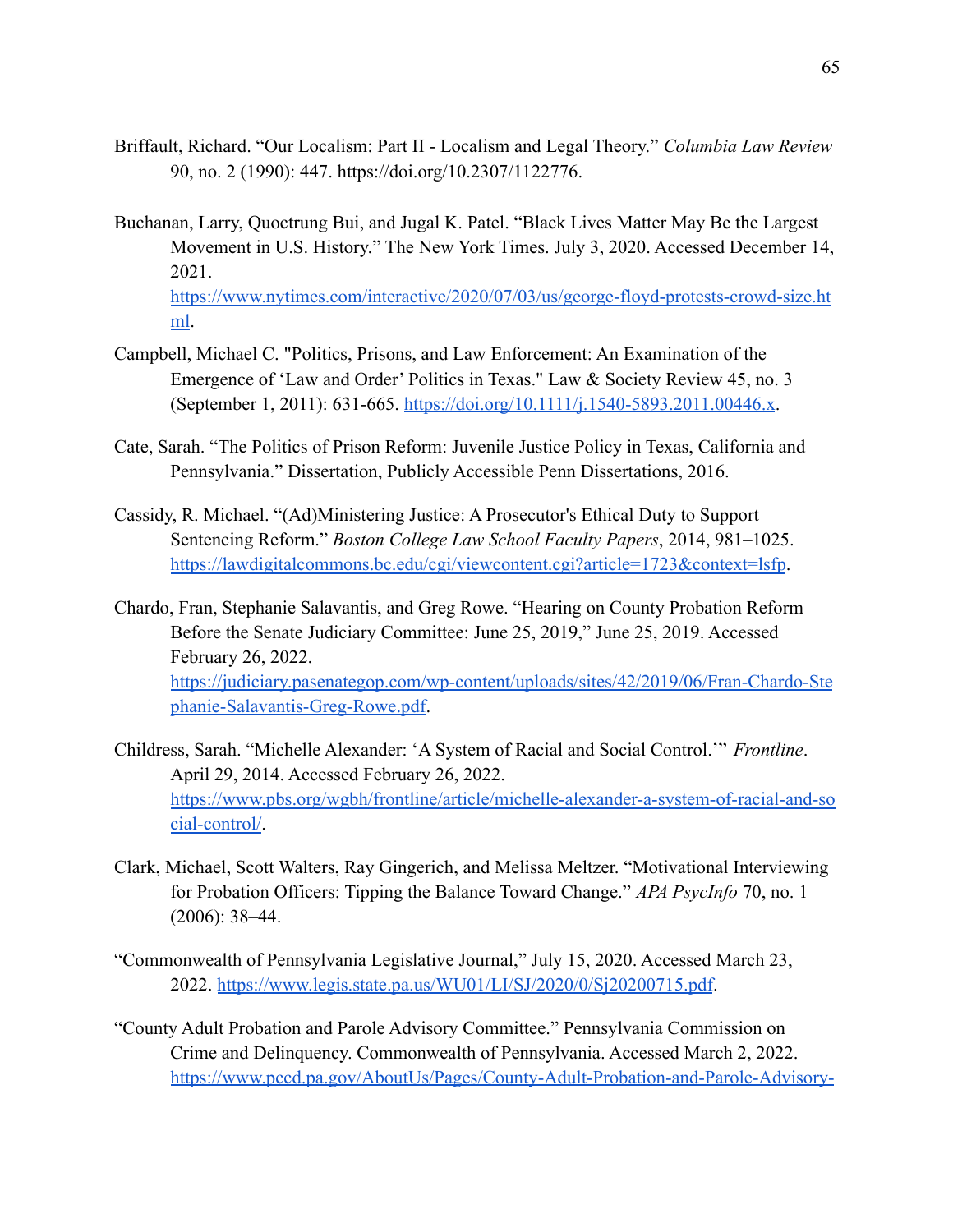Briffault, Richard. "Our Localism: Part II - Localism and Legal Theory." *Columbia Law Review* 90, no. 2 (1990): 447. https://doi.org/10.2307/1122776.

Buchanan, Larry, Quoctrung Bui, and Jugal K. Patel. "Black Lives Matter May Be the Largest Movement in U.S. History." The New York Times. July 3, 2020. Accessed December 14, 2021. https://www.nytimes.com/interactive/2020/07/03/us/george-floyd-protests-crowd-size.html.

Campbell, Michael C. "Politics, Prisons, and Law Enforcement: An Examination of the Emergence of 'Law and Order' Politics in Texas." Law & Society Review 45, no. 3 (September 1, 2011): 631-665. https://doi.org/10.1111/j.1540-5893.2011.00446.x.

Cate, Sarah. "The Politics of Prison Reform: Juvenile Justice Policy in Texas, California and Pennsylvania." Dissertation, Publicly Accessible Penn Dissertations, 2016.

Cassidy, R. Michael. "(Ad)Ministering Justice: A Prosecutor's Ethical Duty to Support Sentencing Reform." *Boston College Law School Faculty Papers*, 2014, 981–1025. https://lawdigitalcommons.bc.edu/cgi/viewcontent.cgi?article=1723&context=lsfp.

Chardo, Fran, Stephanie Salavantis, and Greg Rowe. "Hearing on County Probation Reform Before the Senate Judiciary Committee: June 25, 2019," June 25, 2019. Accessed February 26, 2022. https://judiciary.pasenategop.com/wp-content/uploads/sites/42/2019/06/Fran-Chardo-Stephanie-Salavantis-Greg-Rowe.pdf.

Childress, Sarah. "Michelle Alexander: 'A System of Racial and Social Control.'" *Frontline*. April 29, 2014. Accessed February 26, 2022. https://www.pbs.org/wgbh/frontline/article/michelle-alexander-a-system-of-racial-and-social-control/.

Clark, Michael, Scott Walters, Ray Gingerich, and Melissa Meltzer. "Motivational Interviewing for Probation Officers: Tipping the Balance Toward Change." *APA PsycInfo* 70, no. 1 (2006): 38–44.

"Commonwealth of Pennsylvania Legislative Journal," July 15, 2020. Accessed March 23, 2022. https://www.legis.state.pa.us/WU01/LI/SJ/2020/0/Sj20200715.pdf.

"County Adult Probation and Parole Advisory Committee." Pennsylvania Commission on Crime and Delinquency. Commonwealth of Pennsylvania. Accessed March 2, 2022. https://www.pccd.pa.gov/AboutUs/Pages/County-Adult-Probation-and-Parole-Advisory-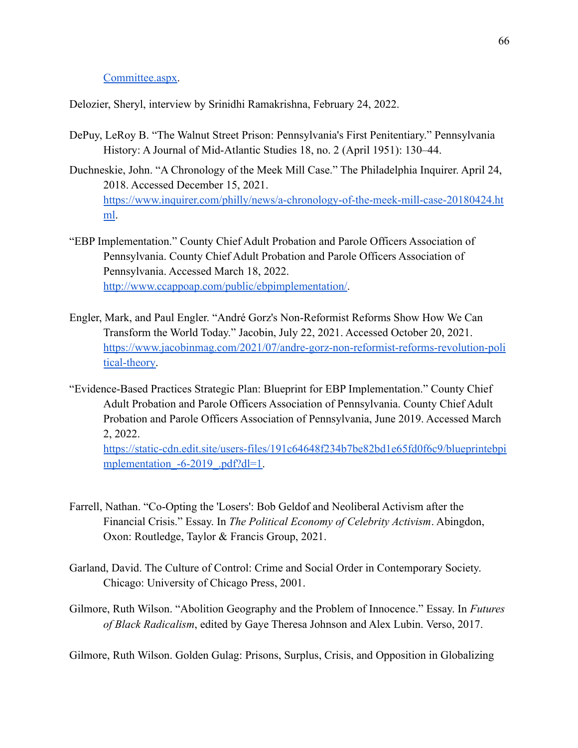Committee.aspx.

Delozier, Sheryl, interview by Srinidhi Ramakrishna, February 24, 2022.

DePuy, LeRoy B. "The Walnut Street Prison: Pennsylvania's First Penitentiary." Pennsylvania History: A Journal of Mid-Atlantic Studies 18, no. 2 (April 1951): 130–44.

Duchneskie, John. "A Chronology of the Meek Mill Case." The Philadelphia Inquirer. April 24, 2018. Accessed December 15, 2021. https://www.inquirer.com/philly/news/a-chronology-of-the-meek-mill-case-20180424.html.

"EBP Implementation." County Chief Adult Probation and Parole Officers Association of Pennsylvania. County Chief Adult Probation and Parole Officers Association of Pennsylvania. Accessed March 18, 2022. http://www.ccappoap.com/public/ebpimplementation/.

Engler, Mark, and Paul Engler. "André Gorz's Non-Reformist Reforms Show How We Can Transform the World Today." Jacobin, July 22, 2021. Accessed October 20, 2021. https://www.jacobinmag.com/2021/07/andre-gorz-non-reformist-reforms-revolution-political-theory.

"Evidence-Based Practices Strategic Plan: Blueprint for EBP Implementation." County Chief Adult Probation and Parole Officers Association of Pennsylvania. County Chief Adult Probation and Parole Officers Association of Pennsylvania, June 2019. Accessed March 2, 2022. https://static-cdn.edit.site/users-files/191c64648f234b7be82bd1e65fd0f6c9/blueprintebpimplementation_-6-2019_.pdf?dl=1.

Farrell, Nathan. "Co-Opting the 'Losers': Bob Geldof and Neoliberal Activism after the Financial Crisis." Essay. In *The Political Economy of Celebrity Activism*. Abingdon, Oxon: Routledge, Taylor & Francis Group, 2021.

Garland, David. The Culture of Control: Crime and Social Order in Contemporary Society. Chicago: University of Chicago Press, 2001.

Gilmore, Ruth Wilson. "Abolition Geography and the Problem of Innocence." Essay. In *Futures of Black Radicalism*, edited by Gaye Theresa Johnson and Alex Lubin. Verso, 2017.

Gilmore, Ruth Wilson. Golden Gulag: Prisons, Surplus, Crisis, and Opposition in Globalizing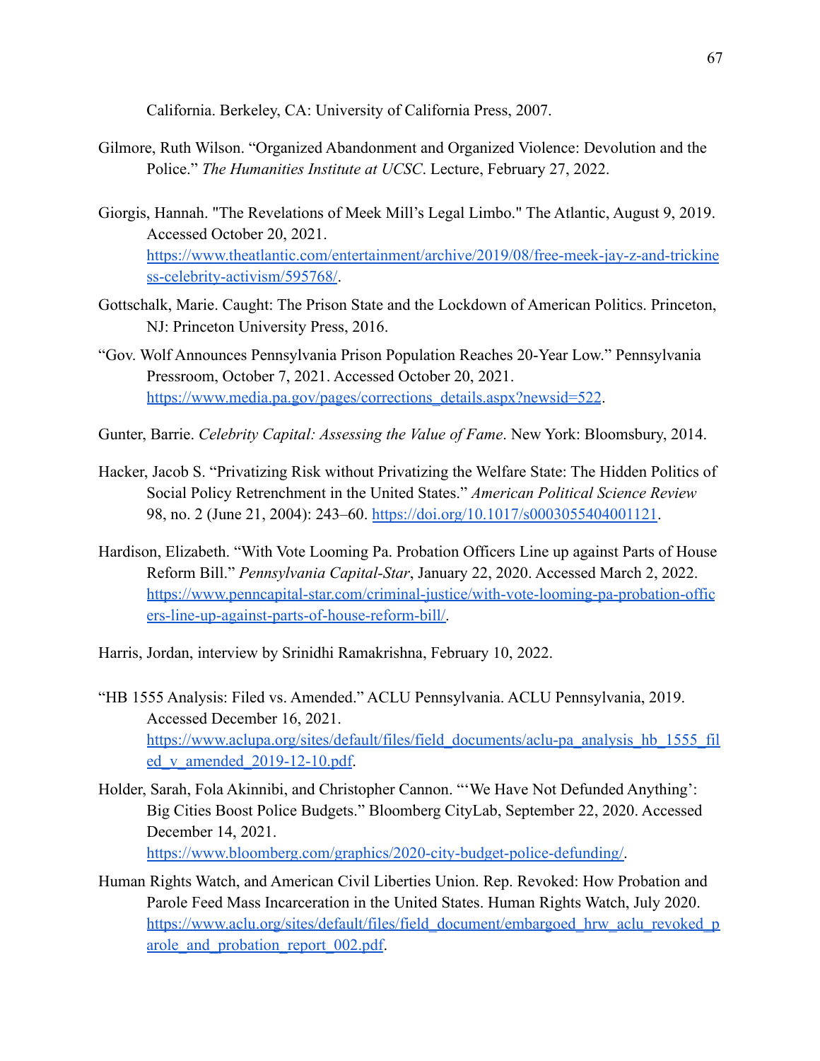California. Berkeley, CA: University of California Press, 2007.

Gilmore, Ruth Wilson. "Organized Abandonment and Organized Violence: Devolution and the Police." *The Humanities Institute at UCSC*. Lecture, February 27, 2022.

Giorgis, Hannah. "The Revelations of Meek Mill's Legal Limbo." The Atlantic, August 9, 2019. Accessed October 20, 2021. https://www.theatlantic.com/entertainment/archive/2019/08/free-meek-jay-z-and-trickiness-celebrity-activism/595768/.

Gottschalk, Marie. Caught: The Prison State and the Lockdown of American Politics. Princeton, NJ: Princeton University Press, 2016.

"Gov. Wolf Announces Pennsylvania Prison Population Reaches 20-Year Low." Pennsylvania Pressroom, October 7, 2021. Accessed October 20, 2021. https://www.media.pa.gov/pages/corrections_details.aspx?newsid=522.

Gunter, Barrie. *Celebrity Capital: Assessing the Value of Fame*. New York: Bloomsbury, 2014.

Hacker, Jacob S. "Privatizing Risk without Privatizing the Welfare State: The Hidden Politics of Social Policy Retrenchment in the United States." *American Political Science Review* 98, no. 2 (June 21, 2004): 243–60. https://doi.org/10.1017/s0003055404001121.

Hardison, Elizabeth. "With Vote Looming Pa. Probation Officers Line up against Parts of House Reform Bill." *Pennsylvania Capital-Star*, January 22, 2020. Accessed March 2, 2022. https://www.penncapital-star.com/criminal-justice/with-vote-looming-pa-probation-officers-line-up-against-parts-of-house-reform-bill/.

Harris, Jordan, interview by Srinidhi Ramakrishna, February 10, 2022.

"HB 1555 Analysis: Filed vs. Amended." ACLU Pennsylvania. ACLU Pennsylvania, 2019. Accessed December 16, 2021. https://www.aclupa.org/sites/default/files/field_documents/aclu-pa_analysis_hb_1555_filed_v_amended_2019-12-10.pdf.

Holder, Sarah, Fola Akinnibi, and Christopher Cannon. "'We Have Not Defunded Anything': Big Cities Boost Police Budgets." Bloomberg CityLab, September 22, 2020. Accessed December 14, 2021. https://www.bloomberg.com/graphics/2020-city-budget-police-defunding/.

Human Rights Watch, and American Civil Liberties Union. Rep. Revoked: How Probation and Parole Feed Mass Incarceration in the United States. Human Rights Watch, July 2020. https://www.aclu.org/sites/default/files/field_document/embargoed_hrw_aclu_revoked_parole_and_probation_report_002.pdf.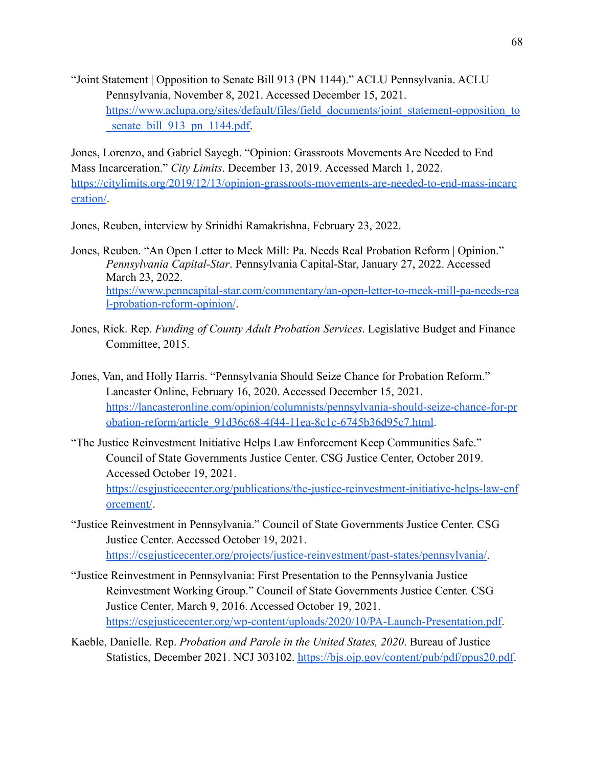"Joint Statement | Opposition to Senate Bill 913 (PN 1144)." ACLU Pennsylvania. ACLU Pennsylvania, November 8, 2021. Accessed December 15, 2021. https://www.aclupa.org/sites/default/files/field_documents/joint_statement-opposition_to_senate_bill_913_pn_1144.pdf.

Jones, Lorenzo, and Gabriel Sayegh. "Opinion: Grassroots Movements Are Needed to End Mass Incarceration." *City Limits*. December 13, 2019. Accessed March 1, 2022. https://citylimits.org/2019/12/13/opinion-grassroots-movements-are-needed-to-end-mass-incarceration/.

Jones, Reuben, interview by Srinidhi Ramakrishna, February 23, 2022.

Jones, Reuben. "An Open Letter to Meek Mill: Pa. Needs Real Probation Reform | Opinion." *Pennsylvania Capital-Star*. Pennsylvania Capital-Star, January 27, 2022. Accessed March 23, 2022. https://www.penncapital-star.com/commentary/an-open-letter-to-meek-mill-pa-needs-real-probation-reform-opinion/.

Jones, Rick. Rep. *Funding of County Adult Probation Services*. Legislative Budget and Finance Committee, 2015.

Jones, Van, and Holly Harris. "Pennsylvania Should Seize Chance for Probation Reform." Lancaster Online, February 16, 2020. Accessed December 15, 2021. https://lancasteronline.com/opinion/columnists/pennsylvania-should-seize-chance-for-probation-reform/article_91d36c68-4f44-11ea-8c1c-6745b36d95c7.html.

"The Justice Reinvestment Initiative Helps Law Enforcement Keep Communities Safe." Council of State Governments Justice Center. CSG Justice Center, October 2019. Accessed October 19, 2021. https://csgjusticecenter.org/publications/the-justice-reinvestment-initiative-helps-law-enforcement/.

"Justice Reinvestment in Pennsylvania." Council of State Governments Justice Center. CSG Justice Center. Accessed October 19, 2021. https://csgjusticecenter.org/projects/justice-reinvestment/past-states/pennsylvania/.

"Justice Reinvestment in Pennsylvania: First Presentation to the Pennsylvania Justice Reinvestment Working Group." Council of State Governments Justice Center. CSG Justice Center, March 9, 2016. Accessed October 19, 2021. https://csgjusticecenter.org/wp-content/uploads/2020/10/PA-Launch-Presentation.pdf.

Kaeble, Danielle. Rep. *Probation and Parole in the United States, 2020*. Bureau of Justice Statistics, December 2021. NCJ 303102. https://bjs.ojp.gov/content/pub/pdf/ppus20.pdf.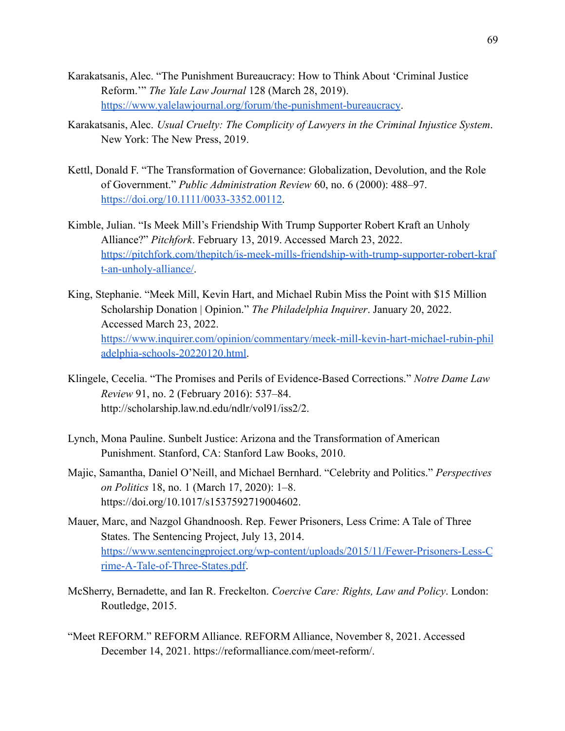Karakatsanis, Alec. "The Punishment Bureaucracy: How to Think About 'Criminal Justice Reform.'" *The Yale Law Journal* 128 (March 28, 2019). https://www.yalelawjournal.org/forum/the-punishment-bureaucracy.

Karakatsanis, Alec. *Usual Cruelty: The Complicity of Lawyers in the Criminal Injustice System*. New York: The New Press, 2019.

Kettl, Donald F. "The Transformation of Governance: Globalization, Devolution, and the Role of Government." *Public Administration Review* 60, no. 6 (2000): 488–97. https://doi.org/10.1111/0033-3352.00112.

Kimble, Julian. "Is Meek Mill's Friendship With Trump Supporter Robert Kraft an Unholy Alliance?" *Pitchfork*. February 13, 2019. Accessed March 23, 2022. https://pitchfork.com/thepitch/is-meek-mills-friendship-with-trump-supporter-robert-kraft-an-unholy-alliance/.

King, Stephanie. "Meek Mill, Kevin Hart, and Michael Rubin Miss the Point with $15 Million Scholarship Donation | Opinion." *The Philadelphia Inquirer*. January 20, 2022. Accessed March 23, 2022. https://www.inquirer.com/opinion/commentary/meek-mill-kevin-hart-michael-rubin-philadelphia-schools-20220120.html.

Klingele, Cecelia. "The Promises and Perils of Evidence-Based Corrections." *Notre Dame Law Review* 91, no. 2 (February 2016): 537–84. http://scholarship.law.nd.edu/ndlr/vol91/iss2/2.

Lynch, Mona Pauline. Sunbelt Justice: Arizona and the Transformation of American Punishment. Stanford, CA: Stanford Law Books, 2010.

Majic, Samantha, Daniel O'Neill, and Michael Bernhard. "Celebrity and Politics." *Perspectives on Politics* 18, no. 1 (March 17, 2020): 1–8. https://doi.org/10.1017/s1537592719004602.

Mauer, Marc, and Nazgol Ghandnoosh. Rep. Fewer Prisoners, Less Crime: A Tale of Three States. The Sentencing Project, July 13, 2014. https://www.sentencingproject.org/wp-content/uploads/2015/11/Fewer-Prisoners-Less-Crime-A-Tale-of-Three-States.pdf.

McSherry, Bernadette, and Ian R. Freckelton. *Coercive Care: Rights, Law and Policy*. London: Routledge, 2015.

"Meet REFORM." REFORM Alliance. REFORM Alliance, November 8, 2021. Accessed December 14, 2021. https://reformalliance.com/meet-reform/.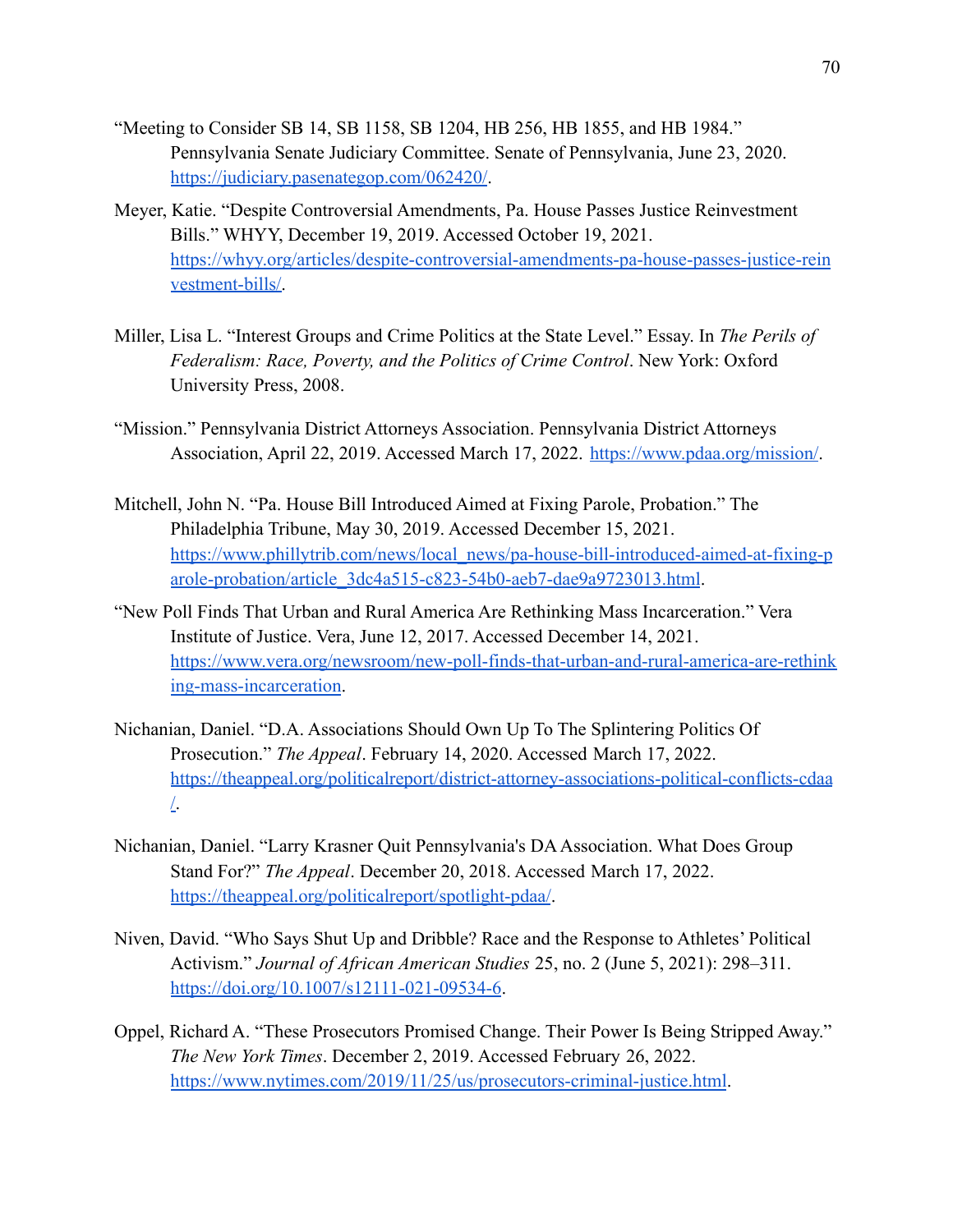"Meeting to Consider SB 14, SB 1158, SB 1204, HB 256, HB 1855, and HB 1984." Pennsylvania Senate Judiciary Committee. Senate of Pennsylvania, June 23, 2020. https://judiciary.pasenategop.com/062420/.

Meyer, Katie. "Despite Controversial Amendments, Pa. House Passes Justice Reinvestment Bills." WHYY, December 19, 2019. Accessed October 19, 2021. https://whyy.org/articles/despite-controversial-amendments-pa-house-passes-justice-reinvestment-bills/.

Miller, Lisa L. "Interest Groups and Crime Politics at the State Level." Essay. In *The Perils of Federalism: Race, Poverty, and the Politics of Crime Control*. New York: Oxford University Press, 2008.

"Mission." Pennsylvania District Attorneys Association. Pennsylvania District Attorneys Association, April 22, 2019. Accessed March 17, 2022. https://www.pdaa.org/mission/.

Mitchell, John N. "Pa. House Bill Introduced Aimed at Fixing Parole, Probation." The Philadelphia Tribune, May 30, 2019. Accessed December 15, 2021. https://www.phillytrib.com/news/local_news/pa-house-bill-introduced-aimed-at-fixing-parole-probation/article_3dc4a515-c823-54b0-aeb7-dae9a9723013.html.

"New Poll Finds That Urban and Rural America Are Rethinking Mass Incarceration." Vera Institute of Justice. Vera, June 12, 2017. Accessed December 14, 2021. https://www.vera.org/newsroom/new-poll-finds-that-urban-and-rural-america-are-rethinking-mass-incarceration.

Nichanian, Daniel. "D.A. Associations Should Own Up To The Splintering Politics Of Prosecution." *The Appeal*. February 14, 2020. Accessed March 17, 2022. https://theappeal.org/politicalreport/district-attorney-associations-political-conflicts-cdaa/.

Nichanian, Daniel. "Larry Krasner Quit Pennsylvania's DA Association. What Does Group Stand For?" *The Appeal*. December 20, 2018. Accessed March 17, 2022. https://theappeal.org/politicalreport/spotlight-pdaa/.

Niven, David. "Who Says Shut Up and Dribble? Race and the Response to Athletes' Political Activism." *Journal of African American Studies* 25, no. 2 (June 5, 2021): 298–311. https://doi.org/10.1007/s12111-021-09534-6.

Oppel, Richard A. "These Prosecutors Promised Change. Their Power Is Being Stripped Away." *The New York Times*. December 2, 2019. Accessed February 26, 2022. https://www.nytimes.com/2019/11/25/us/prosecutors-criminal-justice.html.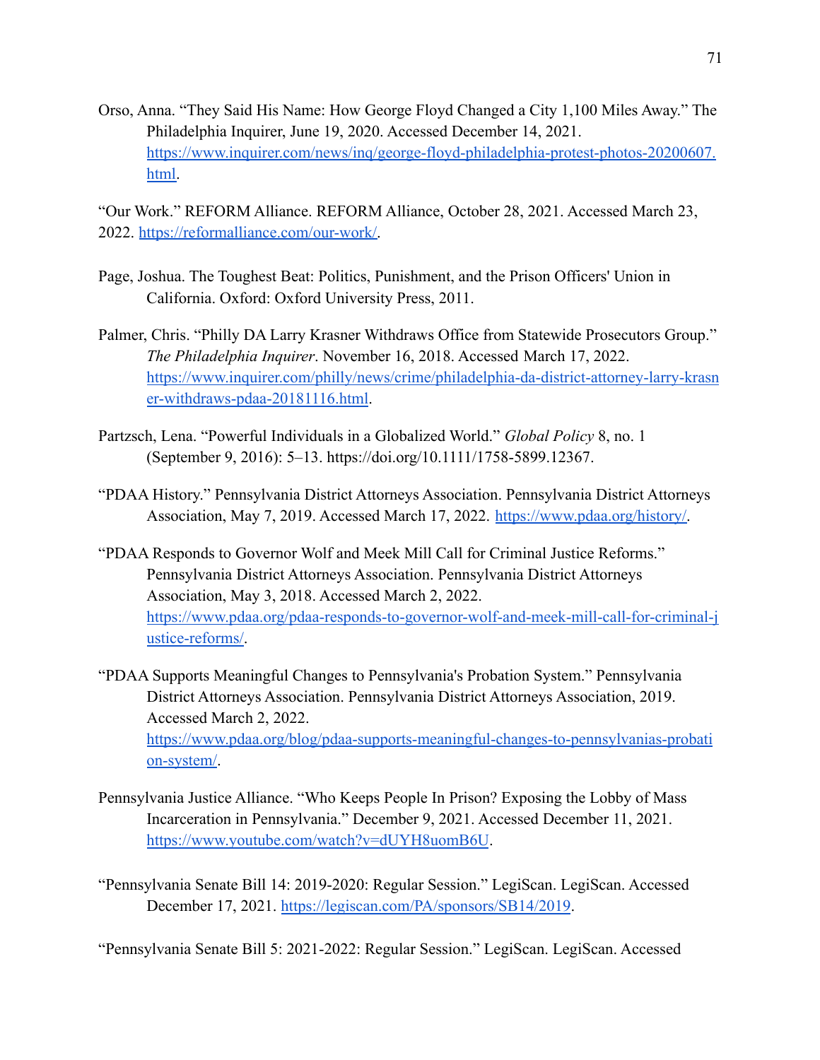Orso, Anna. "They Said His Name: How George Floyd Changed a City 1,100 Miles Away." The Philadelphia Inquirer, June 19, 2020. Accessed December 14, 2021. [https://www.inquirer.com/news/inq/george-floyd-philadelphia-protest-photos-20200607.html](https://www.inquirer.com/news/inq/george-floyd-philadelphia-protest-photos-20200607.html).

"Our Work." REFORM Alliance. REFORM Alliance, October 28, 2021. Accessed March 23, 2022. [https://reformalliance.com/our-work/](https://reformalliance.com/our-work/).

Page, Joshua. The Toughest Beat: Politics, Punishment, and the Prison Officers' Union in California. Oxford: Oxford University Press, 2011.

Palmer, Chris. "Philly DA Larry Krasner Withdraws Office from Statewide Prosecutors Group." *The Philadelphia Inquirer*. November 16, 2018. Accessed March 17, 2022. [https://www.inquirer.com/philly/news/crime/philadelphia-da-district-attorney-larry-krasner-withdraws-pdaa-20181116.html](https://www.inquirer.com/philly/news/crime/philadelphia-da-district-attorney-larry-krasner-withdraws-pdaa-20181116.html).

Partzsch, Lena. "Powerful Individuals in a Globalized World." *Global Policy* 8, no. 1 (September 9, 2016): 5–13. https://doi.org/10.1111/1758-5899.12367.

"PDAA History." Pennsylvania District Attorneys Association. Pennsylvania District Attorneys Association, May 7, 2019. Accessed March 17, 2022. [https://www.pdaa.org/history/](https://www.pdaa.org/history/).

"PDAA Responds to Governor Wolf and Meek Mill Call for Criminal Justice Reforms." Pennsylvania District Attorneys Association. Pennsylvania District Attorneys Association, May 3, 2018. Accessed March 2, 2022. [https://www.pdaa.org/pdaa-responds-to-governor-wolf-and-meek-mill-call-for-criminal-justice-reforms/](https://www.pdaa.org/pdaa-responds-to-governor-wolf-and-meek-mill-call-for-criminal-justice-reforms/).

"PDAA Supports Meaningful Changes to Pennsylvania's Probation System." Pennsylvania District Attorneys Association. Pennsylvania District Attorneys Association, 2019. Accessed March 2, 2022. [https://www.pdaa.org/blog/pdaa-supports-meaningful-changes-to-pennsylvanias-probation-system/](https://www.pdaa.org/blog/pdaa-supports-meaningful-changes-to-pennsylvanias-probation-system/).

Pennsylvania Justice Alliance. "Who Keeps People In Prison? Exposing the Lobby of Mass Incarceration in Pennsylvania." December 9, 2021. Accessed December 11, 2021. [https://www.youtube.com/watch?v=dUYH8uomB6U](https://www.youtube.com/watch?v=dUYH8uomB6U).

"Pennsylvania Senate Bill 14: 2019-2020: Regular Session." LegiScan. LegiScan. Accessed December 17, 2021. [https://legiscan.com/PA/sponsors/SB14/2019](https://legiscan.com/PA/sponsors/SB14/2019).

"Pennsylvania Senate Bill 5: 2021-2022: Regular Session." LegiScan. LegiScan. Accessed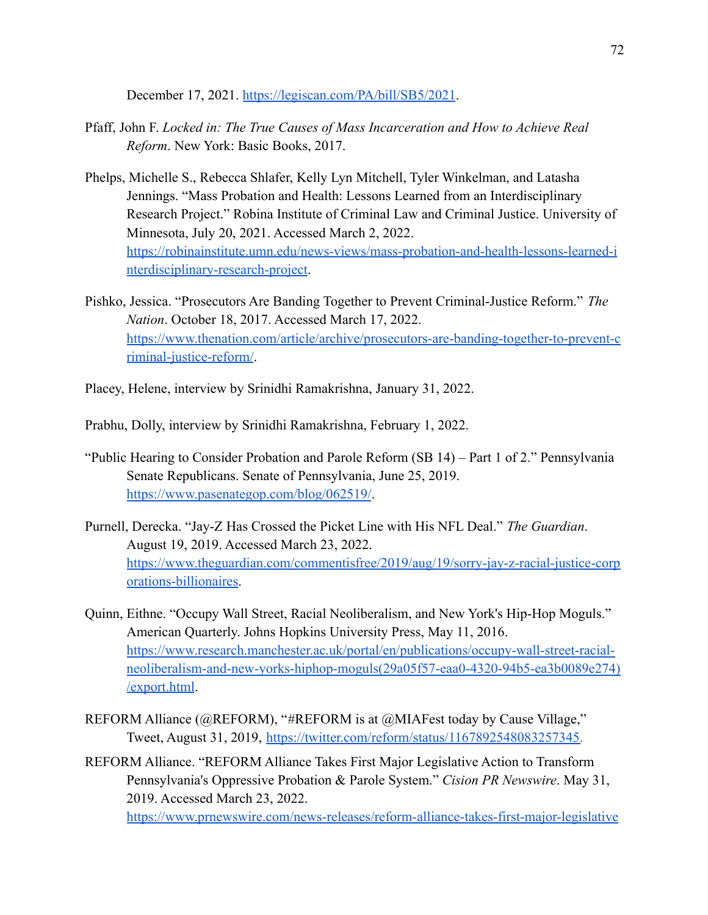December 17, 2021. https://legiscan.com/PA/bill/SB5/2021.

Pfaff, John F. *Locked in: The True Causes of Mass Incarceration and How to Achieve Real Reform*. New York: Basic Books, 2017.

Phelps, Michelle S., Rebecca Shlafer, Kelly Lyn Mitchell, Tyler Winkelman, and Latasha Jennings. "Mass Probation and Health: Lessons Learned from an Interdisciplinary Research Project." Robina Institute of Criminal Law and Criminal Justice. University of Minnesota, July 20, 2021. Accessed March 2, 2022. https://robinainstitute.umn.edu/news-views/mass-probation-and-health-lessons-learned-interdisciplinary-research-project.

Pishko, Jessica. "Prosecutors Are Banding Together to Prevent Criminal-Justice Reform." *The Nation*. October 18, 2017. Accessed March 17, 2022. https://www.thenation.com/article/archive/prosecutors-are-banding-together-to-prevent-criminal-justice-reform/.

Placey, Helene, interview by Srinidhi Ramakrishna, January 31, 2022.

Prabhu, Dolly, interview by Srinidhi Ramakrishna, February 1, 2022.

"Public Hearing to Consider Probation and Parole Reform (SB 14) – Part 1 of 2." Pennsylvania Senate Republicans. Senate of Pennsylvania, June 25, 2019. https://www.pasenategop.com/blog/062519/.

Purnell, Derecka. "Jay-Z Has Crossed the Picket Line with His NFL Deal." *The Guardian*. August 19, 2019. Accessed March 23, 2022. https://www.theguardian.com/commentisfree/2019/aug/19/sorry-jay-z-racial-justice-corporations-billionaires.

Quinn, Eithne. "Occupy Wall Street, Racial Neoliberalism, and New York's Hip-Hop Moguls." American Quarterly. Johns Hopkins University Press, May 11, 2016. https://www.research.manchester.ac.uk/portal/en/publications/occupy-wall-street-racial-neoliberalism-and-new-yorks-hiphop-moguls(29a05f57-eaa0-4320-94b5-ea3b0089e274)/export.html.

REFORM Alliance (@REFORM), "#REFORM is at @MIAFest today by Cause Village," Tweet, August 31, 2019, https://twitter.com/reform/status/1167892548083257345.

REFORM Alliance. "REFORM Alliance Takes First Major Legislative Action to Transform Pennsylvania's Oppressive Probation & Parole System." *Cision PR Newswire*. May 31, 2019. Accessed March 23, 2022. https://www.prnewswire.com/news-releases/reform-alliance-takes-first-major-legislative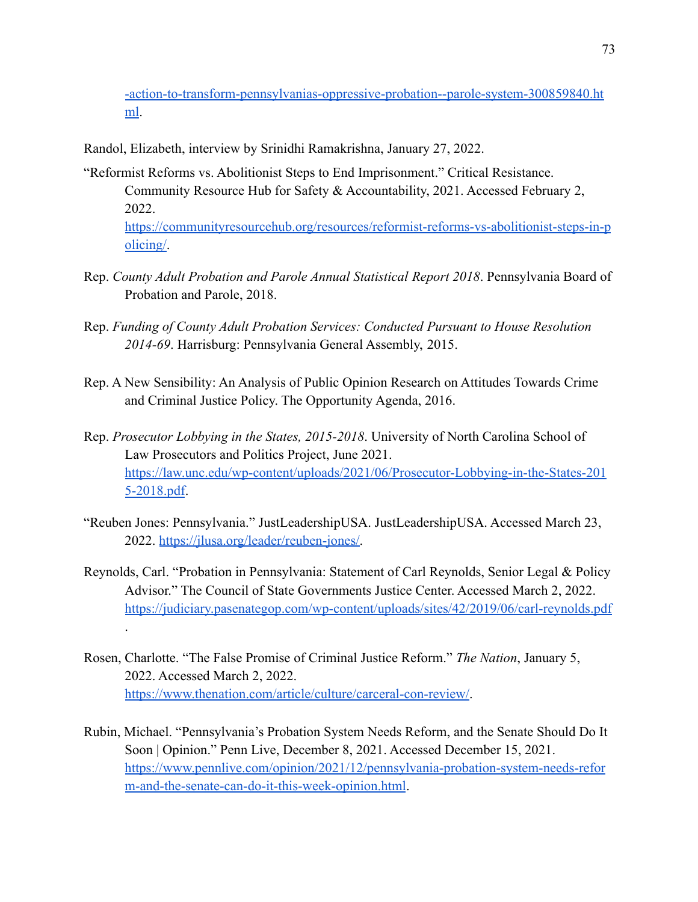-action-to-transform-pennsylvanias-oppressive-probation--parole-system-300859840.html.

Randol, Elizabeth, interview by Srinidhi Ramakrishna, January 27, 2022.

"Reformist Reforms vs. Abolitionist Steps to End Imprisonment." Critical Resistance. Community Resource Hub for Safety & Accountability, 2021. Accessed February 2, 2022. https://communityresourcehub.org/resources/reformist-reforms-vs-abolitionist-steps-in-policing/.

Rep. *County Adult Probation and Parole Annual Statistical Report 2018*. Pennsylvania Board of Probation and Parole, 2018.

Rep. *Funding of County Adult Probation Services: Conducted Pursuant to House Resolution 2014-69*. Harrisburg: Pennsylvania General Assembly, 2015.

Rep. A New Sensibility: An Analysis of Public Opinion Research on Attitudes Towards Crime and Criminal Justice Policy. The Opportunity Agenda, 2016.

Rep. *Prosecutor Lobbying in the States, 2015-2018*. University of North Carolina School of Law Prosecutors and Politics Project, June 2021. https://law.unc.edu/wp-content/uploads/2021/06/Prosecutor-Lobbying-in-the-States-2015-2018.pdf.

"Reuben Jones: Pennsylvania." JustLeadershipUSA. JustLeadershipUSA. Accessed March 23, 2022. https://jlusa.org/leader/reuben-jones/.

Reynolds, Carl. "Probation in Pennsylvania: Statement of Carl Reynolds, Senior Legal & Policy Advisor." The Council of State Governments Justice Center. Accessed March 2, 2022. https://judiciary.pasenategop.com/wp-content/uploads/sites/42/2019/06/carl-reynolds.pdf.

Rosen, Charlotte. "The False Promise of Criminal Justice Reform." *The Nation*, January 5, 2022. Accessed March 2, 2022. https://www.thenation.com/article/culture/carceral-con-review/.

Rubin, Michael. "Pennsylvania's Probation System Needs Reform, and the Senate Should Do It Soon | Opinion." Penn Live, December 8, 2021. Accessed December 15, 2021. https://www.pennlive.com/opinion/2021/12/pennsylvania-probation-system-needs-reform-and-the-senate-can-do-it-this-week-opinion.html.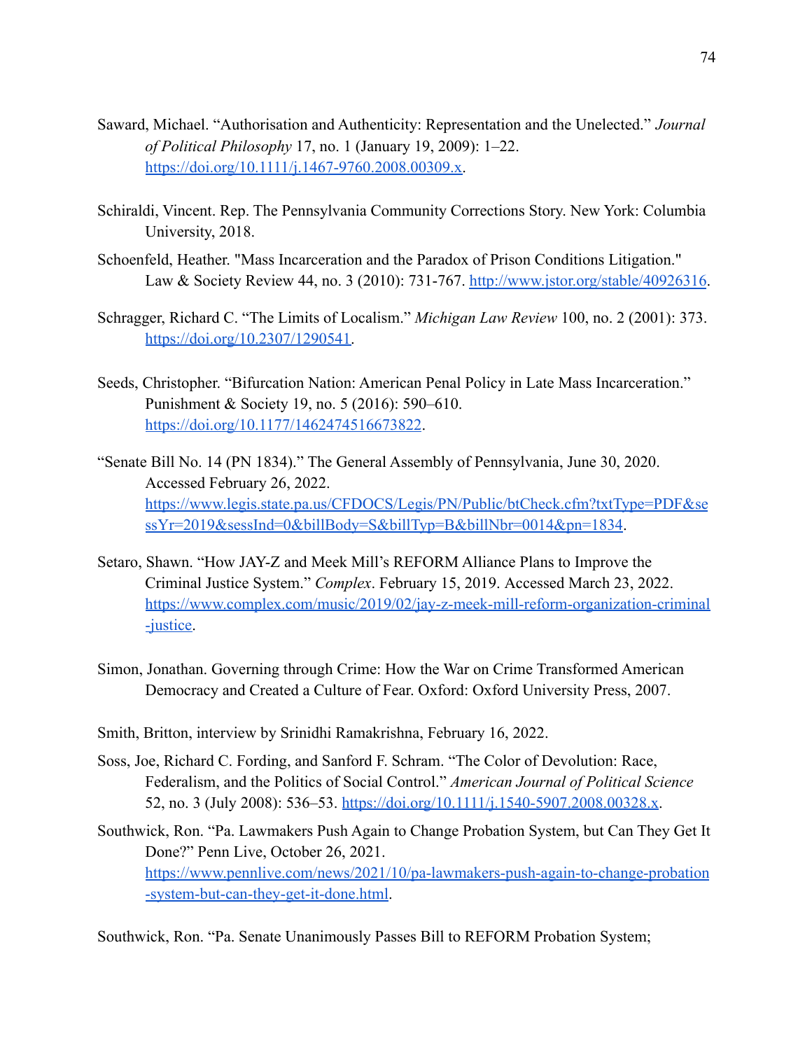Saward, Michael. “Authorisation and Authenticity: Representation and the Unelected.” *Journal of Political Philosophy* 17, no. 1 (January 19, 2009): 1–22. https://doi.org/10.1111/j.1467-9760.2008.00309.x.

Schiraldi, Vincent. Rep. The Pennsylvania Community Corrections Story. New York: Columbia University, 2018.

Schoenfeld, Heather. "Mass Incarceration and the Paradox of Prison Conditions Litigation." Law & Society Review 44, no. 3 (2010): 731-767. http://www.jstor.org/stable/40926316.

Schragger, Richard C. “The Limits of Localism.” *Michigan Law Review* 100, no. 2 (2001): 373. https://doi.org/10.2307/1290541.

Seeds, Christopher. “Bifurcation Nation: American Penal Policy in Late Mass Incarceration.” Punishment & Society 19, no. 5 (2016): 590–610. https://doi.org/10.1177/1462474516673822.

“Senate Bill No. 14 (PN 1834).” The General Assembly of Pennsylvania, June 30, 2020. Accessed February 26, 2022. https://www.legis.state.pa.us/CFDOCS/Legis/PN/Public/btCheck.cfm?txtType=PDF&sessYr=2019&sessInd=0&billBody=S&billTyp=B&billNbr=0014&pn=1834.

Setaro, Shawn. “How JAY-Z and Meek Mill’s REFORM Alliance Plans to Improve the Criminal Justice System.” *Complex*. February 15, 2019. Accessed March 23, 2022. https://www.complex.com/music/2019/02/jay-z-meek-mill-reform-organization-criminal-justice.

Simon, Jonathan. Governing through Crime: How the War on Crime Transformed American Democracy and Created a Culture of Fear. Oxford: Oxford University Press, 2007.

Smith, Britton, interview by Srinidhi Ramakrishna, February 16, 2022.

Soss, Joe, Richard C. Fording, and Sanford F. Schram. “The Color of Devolution: Race, Federalism, and the Politics of Social Control.” *American Journal of Political Science* 52, no. 3 (July 2008): 536–53. https://doi.org/10.1111/j.1540-5907.2008.00328.x.

Southwick, Ron. “Pa. Lawmakers Push Again to Change Probation System, but Can They Get It Done?” Penn Live, October 26, 2021. https://www.pennlive.com/news/2021/10/pa-lawmakers-push-again-to-change-probation-system-but-can-they-get-it-done.html.

Southwick, Ron. “Pa. Senate Unanimously Passes Bill to REFORM Probation System;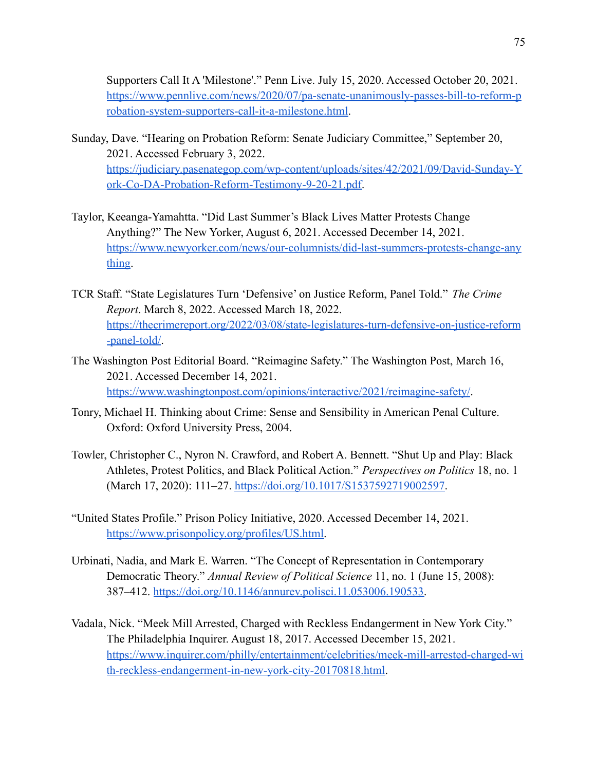Supporters Call It A 'Milestone'." Penn Live. July 15, 2020. Accessed October 20, 2021. https://www.pennlive.com/news/2020/07/pa-senate-unanimously-passes-bill-to-reform-probation-system-supporters-call-it-a-milestone.html.

Sunday, Dave. "Hearing on Probation Reform: Senate Judiciary Committee," September 20, 2021. Accessed February 3, 2022. https://judiciary.pasenategop.com/wp-content/uploads/sites/42/2021/09/David-Sunday-York-Co-DA-Probation-Reform-Testimony-9-20-21.pdf.

Taylor, Keeanga-Yamahtta. "Did Last Summer's Black Lives Matter Protests Change Anything?" The New Yorker, August 6, 2021. Accessed December 14, 2021. https://www.newyorker.com/news/our-columnists/did-last-summers-protests-change-anything.

TCR Staff. "State Legislatures Turn 'Defensive' on Justice Reform, Panel Told." *The Crime Report*. March 8, 2022. Accessed March 18, 2022. https://thecrimereport.org/2022/03/08/state-legislatures-turn-defensive-on-justice-reform-panel-told/.

The Washington Post Editorial Board. "Reimagine Safety." The Washington Post, March 16, 2021. Accessed December 14, 2021. https://www.washingtonpost.com/opinions/interactive/2021/reimagine-safety/.

Tonry, Michael H. Thinking about Crime: Sense and Sensibility in American Penal Culture. Oxford: Oxford University Press, 2004.

Towler, Christopher C., Nyron N. Crawford, and Robert A. Bennett. "Shut Up and Play: Black Athletes, Protest Politics, and Black Political Action." *Perspectives on Politics* 18, no. 1 (March 17, 2020): 111–27. https://doi.org/10.1017/S1537592719002597.

"United States Profile." Prison Policy Initiative, 2020. Accessed December 14, 2021. https://www.prisonpolicy.org/profiles/US.html.

Urbinati, Nadia, and Mark E. Warren. "The Concept of Representation in Contemporary Democratic Theory." *Annual Review of Political Science* 11, no. 1 (June 15, 2008): 387–412. https://doi.org/10.1146/annurev.polisci.11.053006.190533.

Vadala, Nick. "Meek Mill Arrested, Charged with Reckless Endangerment in New York City." The Philadelphia Inquirer. August 18, 2017. Accessed December 15, 2021. https://www.inquirer.com/philly/entertainment/celebrities/meek-mill-arrested-charged-with-reckless-endangerment-in-new-york-city-20170818.html.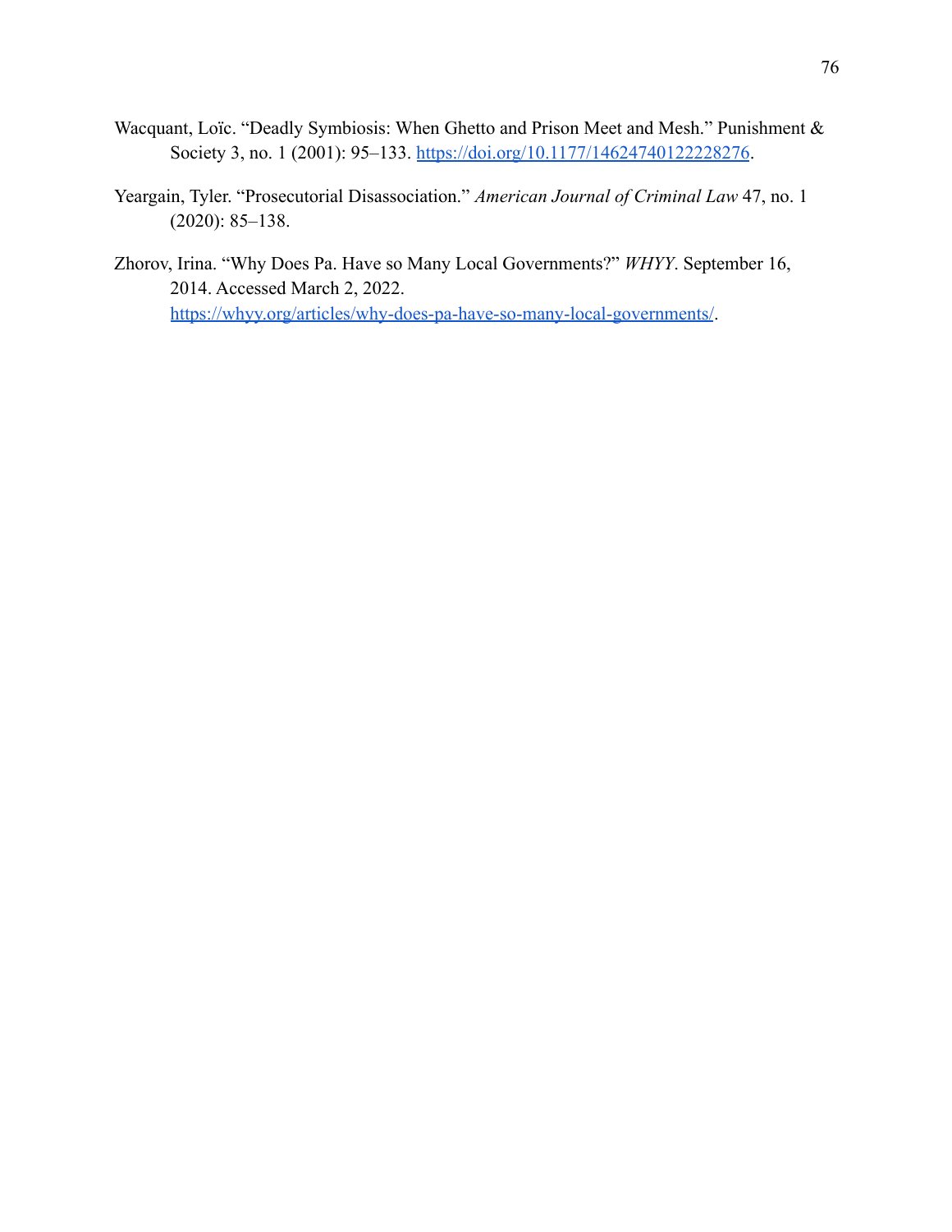Wacquant, Loïc. "Deadly Symbiosis: When Ghetto and Prison Meet and Mesh." Punishment & Society 3, no. 1 (2001): 95–133. https://doi.org/10.1177/14624740122228276.

Yeargain, Tyler. "Prosecutorial Disassociation." *American Journal of Criminal Law* 47, no. 1 (2020): 85–138.

Zhorov, Irina. "Why Does Pa. Have so Many Local Governments?" *WHYY*. September 16, 2014. Accessed March 2, 2022. https://whyy.org/articles/why-does-pa-have-so-many-local-governments/.